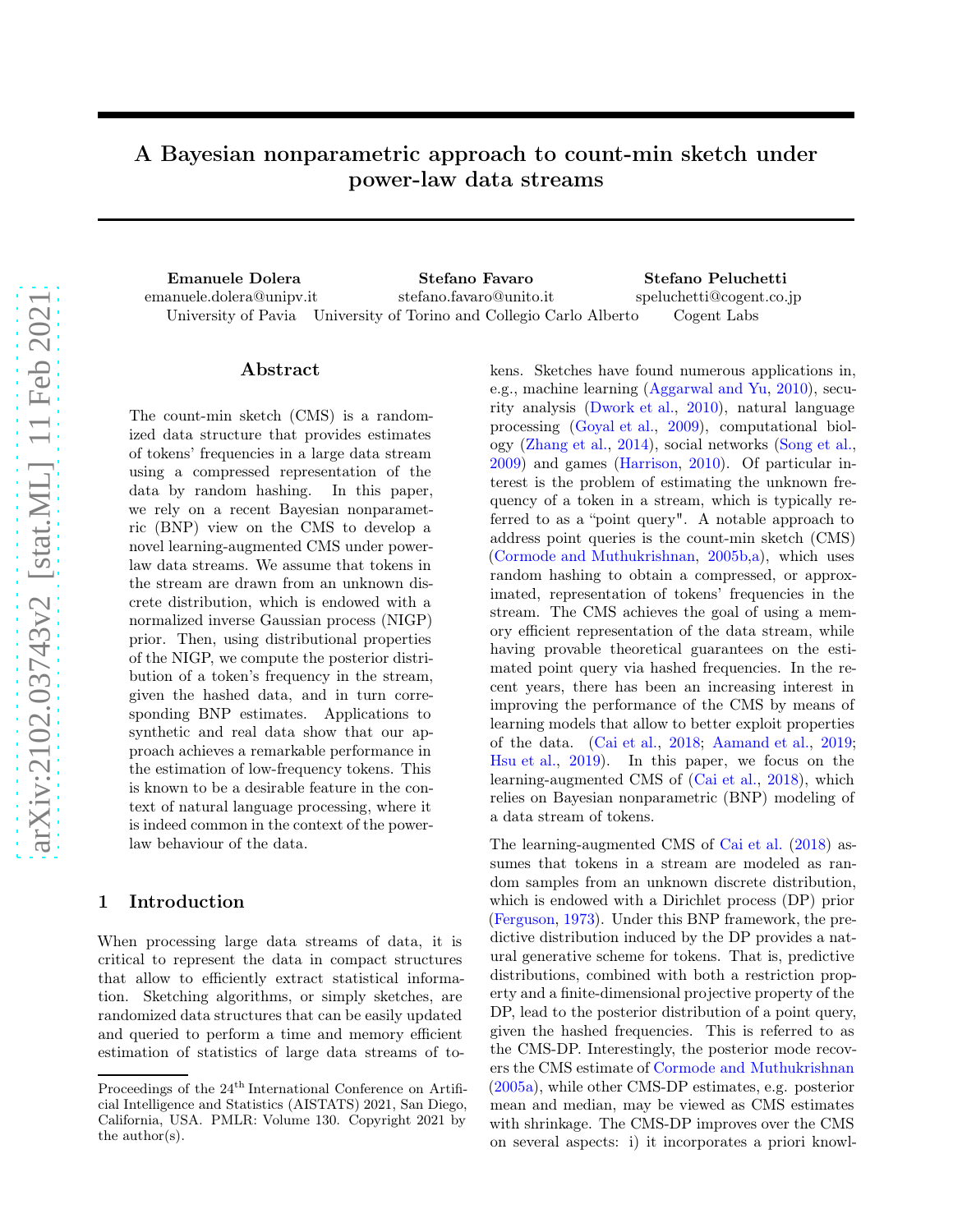# A Bayesian nonparametric approach to count-min sketch under power-law data streams

**Emanuele Dolera**
emanuele.dolera@unipv.it
University of Pavia

**Stefano Favaro**
stefano.favaro@unito.it
University of Torino and Collegio Carlo Alberto

**Stefano Peluchetti**
speluchetti@cogent.co.jp
Cogent Labs

## Abstract

The count-min sketch (CMS) is a randomized data structure that provides estimates of tokens' frequencies in a large data stream using a compressed representation of the data by random hashing. In this paper, we rely on a recent Bayesian nonparametric (BNP) view on the CMS to develop a novel learning-augmented CMS under power-law data streams. We assume that tokens in the stream are drawn from an unknown discrete distribution, which is endowed with a normalized inverse Gaussian process (NIGP) prior. Then, using distributional properties of the NIGP, we compute the posterior distribution of a token's frequency in the stream, given the hashed data, and in turn corresponding BNP estimates. Applications to synthetic and real data show that our approach achieves a remarkable performance in the estimation of low-frequency tokens. This is known to be a desirable feature in the context of natural language processing, where it is indeed common in the context of the power-law behaviour of the data.

## 1 Introduction

When processing large data streams of data, it is critical to represent the data in compact structures that allow to efficiently extract statistical information. Sketching algorithms, or simply sketches, are randomized data structures that can be easily updated and queried to perform a time and memory efficient estimation of statistics of large data streams of tokens. Sketches have found numerous applications in, e.g., machine learning (Aggarwal and Yu, 2010), security analysis (Dwork et al., 2010), natural language processing (Goyal et al., 2009), computational biology (Zhang et al., 2014), social networks (Song et al., 2009) and games (Harrison, 2010). Of particular interest is the problem of estimating the unknown frequency of a token in a stream, which is typically referred to as a "point query". A notable approach to address point queries is the count-min sketch (CMS) (Cormode and Muthukrishnan, 2005b,a), which uses random hashing to obtain a compressed, or approximated, representation of tokens' frequencies in the stream. The CMS achieves the goal of using a memory efficient representation of the data stream, while having provable theoretical guarantees on the estimated point query via hashed frequencies. In the recent years, there has been an increasing interest in improving the performance of the CMS by means of learning models that allow to better exploit properties of the data. (Cai et al., 2018; Aamand et al., 2019; Hsu et al., 2019). In this paper, we focus on the learning-augmented CMS of (Cai et al., 2018), which relies on Bayesian nonparametric (BNP) modeling of a data stream of tokens.

The learning-augmented CMS of Cai et al. (2018) assumes that tokens in a stream are modeled as random samples from an unknown discrete distribution, which is endowed with a Dirichlet process (DP) prior (Ferguson, 1973). Under this BNP framework, the predictive distribution induced by the DP provides a natural generative scheme for tokens. That is, predictive distributions, combined with both a restriction property and a finite-dimensional projective property of the DP, lead to the posterior distribution of a point query, given the hashed frequencies. This is referred to as the CMS-DP. Interestingly, the posterior mode recovers the CMS estimate of Cormode and Muthukrishnan (2005a), while other CMS-DP estimates, e.g. posterior mean and median, may be viewed as CMS estimates with shrinkage. The CMS-DP improves over the CMS on several aspects: i) it incorporates a priori knowl-

Proceedings of the 24th International Conference on Artificial Intelligence and Statistics (AISTATS) 2021, San Diego, California, USA. PMLR: Volume 130. Copyright 2021 by the author(s).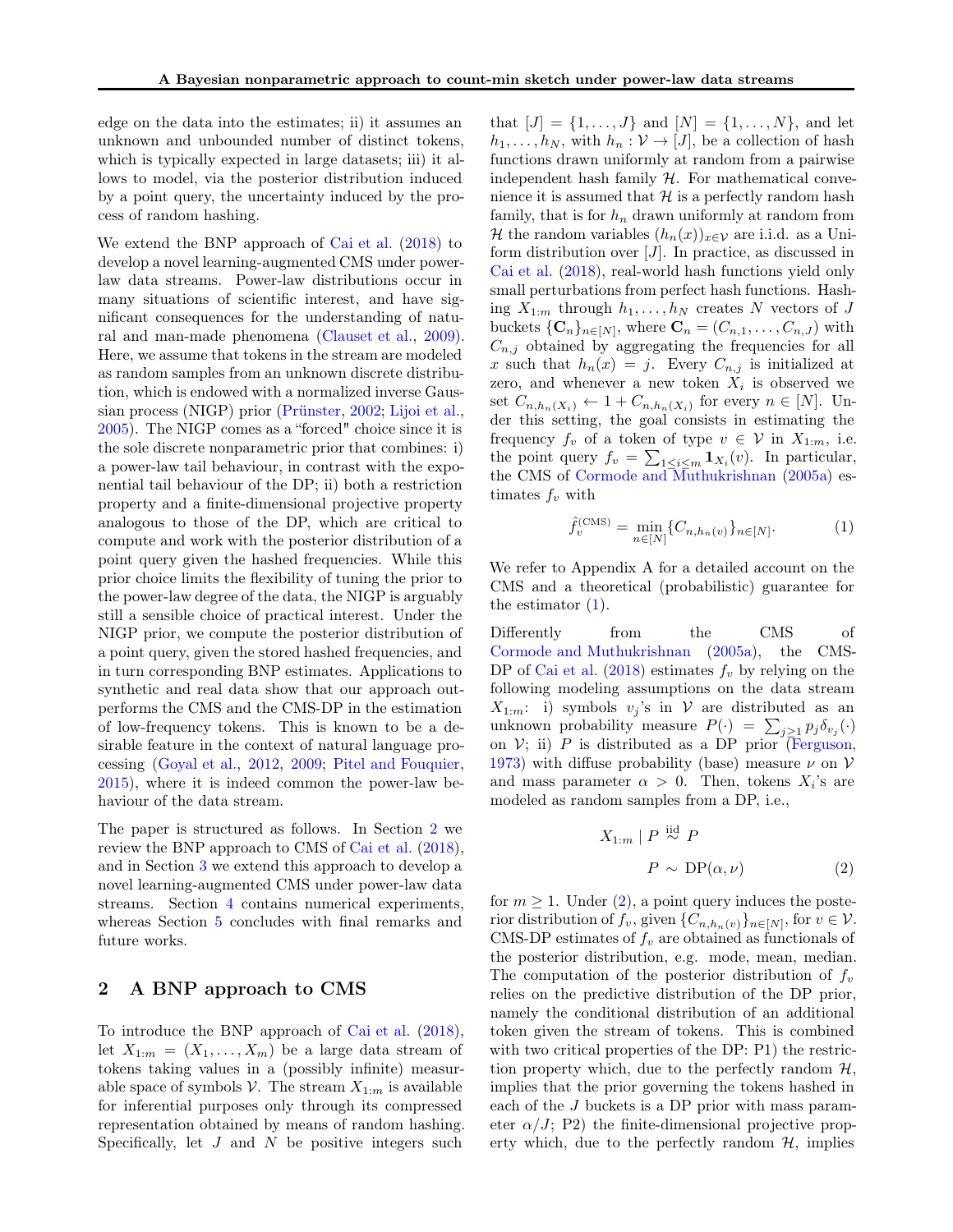edge on the data into the estimates; ii) it assumes an unknown and unbounded number of distinct tokens, which is typically expected in large datasets; iii) it allows to model, via the posterior distribution induced by a point query, the uncertainty induced by the process of random hashing.

We extend the BNP approach of Cai et al. (2018) to develop a novel learning-augmented CMS under power-law data streams. Power-law distributions occur in many situations of scientific interest, and have significant consequences for the understanding of natural and man-made phenomena (Clauset et al., 2009). Here, we assume that tokens in the stream are modeled as random samples from an unknown discrete distribution, which is endowed with a normalized inverse Gaussian process (NIGP) prior (Prünster, 2002; Lijoi et al., 2005). The NIGP comes as a "forced" choice since it is the sole discrete nonparametric prior that combines: i) a power-law tail behaviour, in contrast with the exponential tail behaviour of the DP; ii) both a restriction property and a finite-dimensional projective property analogous to those of the DP, which are critical to compute and work with the posterior distribution of a point query given the hashed frequencies. While this prior choice limits the flexibility of tuning the prior to the power-law degree of the data, the NIGP is arguably still a sensible choice of practical interest. Under the NIGP prior, we compute the posterior distribution of a point query, given the stored hashed frequencies, and in turn corresponding BNP estimates. Applications to synthetic and real data show that our approach outperforms the CMS and the CMS-DP in the estimation of low-frequency tokens. This is known to be a desirable feature in the context of natural language processing (Goyal et al., 2012, 2009; Pitel and Fouquier, 2015), where it is indeed common the power-law behaviour of the data stream.

The paper is structured as follows. In Section 2 we review the BNP approach to CMS of Cai et al. (2018), and in Section 3 we extend this approach to develop a novel learning-augmented CMS under power-law data streams. Section 4 contains numerical experiments, whereas Section 5 concludes with final remarks and future works.

## 2 A BNP approach to CMS

To introduce the BNP approach of Cai et al. (2018), let $X_{1:m} = (X_1, \ldots, X_m)$ be a large data stream of tokens taking values in a (possibly infinite) measurable space of symbols $\mathcal{V}$. The stream $X_{1:m}$ is available for inferential purposes only through its compressed representation obtained by means of random hashing. Specifically, let $J$ and $N$ be positive integers such that $[J] = \{1, \ldots, J\}$ and $[N] = \{1, \ldots, N\}$, and let $h_1, \ldots, h_N$, with $h_n : \mathcal{V} \to [J]$, be a collection of hash functions drawn uniformly at random from a pairwise independent hash family $\mathcal{H}$. For mathematical convenience it is assumed that $\mathcal{H}$ is a perfectly random hash family, that is for $h_n$ drawn uniformly at random from $\mathcal{H}$ the random variables $(h_n(x))_{x \in \mathcal{V}}$ are i.i.d. as a Uniform distribution over $[J]$. In practice, as discussed in Cai et al. (2018), real-world hash functions yield only small perturbations from perfect hash functions. Hashing $X_{1:m}$ through $h_1, \ldots, h_N$ creates $N$ vectors of $J$ buckets $\{\mathbf{C}_n\}_{n \in [N]}$, where $\mathbf{C}_n = (C_{n,1}, \ldots, C_{n,J})$ with $C_{n,j}$ obtained by aggregating the frequencies for all $x$ such that $h_n(x) = j$. Every $C_{n,j}$ is initialized at zero, and whenever a new token $X_i$ is observed we set $C_{n,h_n(X_i)} \leftarrow 1 + C_{n,h_n(X_i)}$ for every $n \in [N]$. Under this setting, the goal consists in estimating the frequency $f_v$ of a token of type $v \in \mathcal{V}$ in $X_{1:m}$, i.e. the point query $f_v = \sum_{1 \leq i \leq m} \mathbf{1}_{X_i}(v)$. In particular, the CMS of Cormode and Muthukrishnan (2005a) estimates $f_v$ with

$$\hat{f}_v^{(\mathrm{CMS})} = \min_{n \in [N]} \{C_{n,h_n(v)}\}_{n \in [N]}. \tag{1}$$

We refer to Appendix A for a detailed account on the CMS and a theoretical (probabilistic) guarantee for the estimator (1).

Differently from the CMS of Cormode and Muthukrishnan (2005a), the CMS-DP of Cai et al. (2018) estimates $f_v$ by relying on the following modeling assumptions on the data stream $X_{1:m}$: i) symbols $v_j$'s in $\mathcal{V}$ are distributed as an unknown probability measure $P(\cdot) = \sum_{j \geq 1} p_j \delta_{v_j}(\cdot)$ on $\mathcal{V}$; ii) $P$ is distributed as a DP prior (Ferguson, 1973) with diffuse probability (base) measure $\nu$ on $\mathcal{V}$ and mass parameter $\alpha > 0$. Then, tokens $X_i$'s are modeled as random samples from a DP, i.e.,

$$\begin{aligned} X_{1:m} \mid P &\overset{\text{iid}}{\sim} P \\ P &\sim \mathrm{DP}(\alpha, \nu) \end{aligned} \tag{2}$$

for $m \geq 1$. Under (2), a point query induces the posterior distribution of $f_v$, given $\{C_{n,h_n(v)}\}_{n \in [N]}$, for $v \in \mathcal{V}$. CMS-DP estimates of $f_v$ are obtained as functionals of the posterior distribution, e.g. mode, mean, median. The computation of the posterior distribution of $f_v$ relies on the predictive distribution of the DP prior, namely the conditional distribution of an additional token given the stream of tokens. This is combined with two critical properties of the DP: P1) the restriction property which, due to the perfectly random $\mathcal{H}$, implies that the prior governing the tokens hashed in each of the $J$ buckets is a DP prior with mass parameter $\alpha/J$; P2) the finite-dimensional projective property which, due to the perfectly random $\mathcal{H}$, implies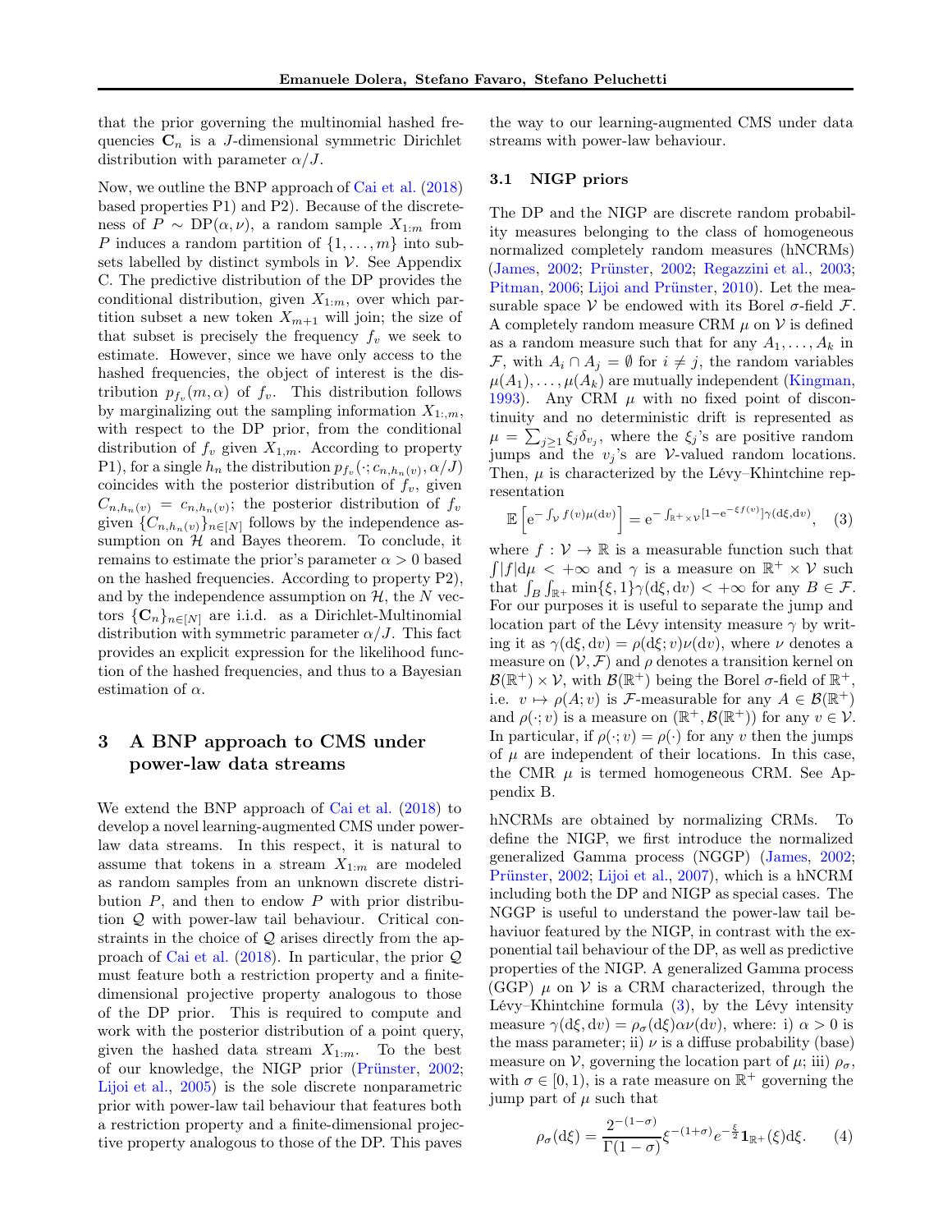that the prior governing the multinomial hashed frequencies $\mathbf{C}_n$ is a $J$-dimensional symmetric Dirichlet distribution with parameter $\alpha/J$.

Now, we outline the BNP approach of Cai et al. (2018) based properties P1) and P2). Because of the discreteness of $P \sim \mathrm{DP}(\alpha, \nu)$, a random sample $X_{1:m}$ from $P$ induces a random partition of $\{1, \ldots, m\}$ into subsets labelled by distinct symbols in $\mathcal{V}$. See Appendix C. The predictive distribution of the DP provides the conditional distribution, given $X_{1:m}$, over which partition subset a new token $X_{m+1}$ will join; the size of that subset is precisely the frequency $f_v$ we seek to estimate. However, since we have only access to the hashed frequencies, the object of interest is the distribution $p_{f_v}(m, \alpha)$ of $f_v$. This distribution follows by marginalizing out the sampling information $X_{1:,m}$, with respect to the DP prior, from the conditional distribution of $f_v$ given $X_{1,m}$. According to property P1), for a single $h_n$ the distribution $p_{f_v}(\cdot; c_{n,h_n(v)}, \alpha/J)$ coincides with the posterior distribution of $f_v$, given $C_{n,h_n(v)} = c_{n,h_n(v)}$; the posterior distribution of $f_v$ given $\{C_{n,h_n(v)}\}_{n \in [N]}$ follows by the independence assumption on $\mathcal{H}$ and Bayes theorem. To conclude, it remains to estimate the prior's parameter $\alpha > 0$ based on the hashed frequencies. According to property P2), and by the independence assumption on $\mathcal{H}$, the $N$ vectors $\{\mathbf{C}_n\}_{n \in [N]}$ are i.i.d. as a Dirichlet-Multinomial distribution with symmetric parameter $\alpha/J$. This fact provides an explicit expression for the likelihood function of the hashed frequencies, and thus to a Bayesian estimation of $\alpha$.

## 3 A BNP approach to CMS under power-law data streams

We extend the BNP approach of Cai et al. (2018) to develop a novel learning-augmented CMS under power-law data streams. In this respect, it is natural to assume that tokens in a stream $X_{1:m}$ are modeled as random samples from an unknown discrete distribution $P$, and then to endow $P$ with prior distribution $\mathcal{Q}$ with power-law tail behaviour. Critical constraints in the choice of $\mathcal{Q}$ arises directly from the approach of Cai et al. (2018). In particular, the prior $\mathcal{Q}$ must feature both a restriction property and a finite-dimensional projective property analogous to those of the DP prior. This is required to compute and work with the posterior distribution of a point query, given the hashed data stream $X_{1:m}$. To the best of our knowledge, the NIGP prior (Prünster, 2002; Lijoi et al., 2005) is the sole discrete nonparametric prior with power-law tail behaviour that features both a restriction property and a finite-dimensional projective property analogous to those of the DP. This paves the way to our learning-augmented CMS under data streams with power-law behaviour.

### 3.1 NIGP priors

The DP and the NIGP are discrete random probability measures belonging to the class of homogeneous normalized completely random measures (hNCRMs) (James, 2002; Prünster, 2002; Regazzini et al., 2003; Pitman, 2006; Lijoi and Prünster, 2010). Let the measurable space $\mathcal{V}$ be endowed with its Borel $\sigma$-field $\mathcal{F}$. A completely random measure CRM $\mu$ on $\mathcal{V}$ is defined as a random measure such that for any $A_1, \ldots, A_k$ in $\mathcal{F}$, with $A_i \cap A_j = \emptyset$ for $i \neq j$, the random variables $\mu(A_1), \ldots, \mu(A_k)$ are mutually independent (Kingman, 1993). Any CRM $\mu$ with no fixed point of discontinuity and no deterministic drift is represented as $\mu = \sum_{j \geq 1} \xi_j \delta_{v_j}$, where the $\xi_j$'s are positive random jumps and the $v_j$'s are $\mathcal{V}$-valued random locations. Then, $\mu$ is characterized by the Lévy–Khintchine representation

$$\mathbb{E}\left[\mathrm{e}^{-\int_{\mathcal{V}} f(v)\mu(\mathrm{d}v)}\right] = \mathrm{e}^{-\int_{\mathbb{R}^+ \times \mathcal{V}} [1 - \mathrm{e}^{-\xi f(v)}] \gamma(\mathrm{d}\xi, \mathrm{d}v)}, \quad (3)$$

where $f : \mathcal{V} \to \mathbb{R}$ is a measurable function such that $\int |f| \mathrm{d}\mu < +\infty$ and $\gamma$ is a measure on $\mathbb{R}^+ \times \mathcal{V}$ such that $\int_B \int_{\mathbb{R}^+} \min\{\xi, 1\} \gamma(\mathrm{d}\xi, \mathrm{d}v) < +\infty$ for any $B \in \mathcal{F}$. For our purposes it is useful to separate the jump and location part of the Lévy intensity measure $\gamma$ by writing it as $\gamma(\mathrm{d}\xi, \mathrm{d}v) = \rho(\mathrm{d}\xi; v)\nu(\mathrm{d}v)$, where $\nu$ denotes a measure on $(\mathcal{V}, \mathcal{F})$ and $\rho$ denotes a transition kernel on $\mathcal{B}(\mathbb{R}^+) \times \mathcal{V}$, with $\mathcal{B}(\mathbb{R}^+)$ being the Borel $\sigma$-field of $\mathbb{R}^+$, i.e. $v \mapsto \rho(A; v)$ is $\mathcal{F}$-measurable for any $A \in \mathcal{B}(\mathbb{R}^+)$ and $\rho(\cdot; v)$ is a measure on $(\mathbb{R}^+, \mathcal{B}(\mathbb{R}^+))$ for any $v \in \mathcal{V}$. In particular, if $\rho(\cdot; v) = \rho(\cdot)$ for any $v$ then the jumps of $\mu$ are independent of their locations. In this case, the CMR $\mu$ is termed homogeneous CRM. See Appendix B.

hNCRMs are obtained by normalizing CRMs. To define the NIGP, we first introduce the normalized generalized Gamma process (NGGP) (James, 2002; Prünster, 2002; Lijoi et al., 2007), which is a hNCRM including both the DP and NIGP as special cases. The NGGP is useful to understand the power-law tail behaviuor featured by the NIGP, in contrast with the exponential tail behaviour of the DP, as well as predictive properties of the NIGP. A generalized Gamma process (GGP) $\mu$ on $\mathcal{V}$ is a CRM characterized, through the Lévy–Khintchine formula (3), by the Lévy intensity measure $\gamma(\mathrm{d}\xi, \mathrm{d}v) = \rho_\sigma(\mathrm{d}\xi)\alpha\nu(\mathrm{d}v)$, where: i) $\alpha > 0$ is the mass parameter; ii) $\nu$ is a diffuse probability (base) measure on $\mathcal{V}$, governing the location part of $\mu$; iii) $\rho_\sigma$, with $\sigma \in [0, 1)$, is a rate measure on $\mathbb{R}^+$ governing the jump part of $\mu$ such that

$$\rho_\sigma(\mathrm{d}\xi) = \frac{2^{-(1-\sigma)}}{\Gamma(1-\sigma)} \xi^{-(1+\sigma)} e^{-\frac{\xi}{2}} \mathbf{1}_{\mathbb{R}^+}(\xi) \mathrm{d}\xi. \quad (4)$$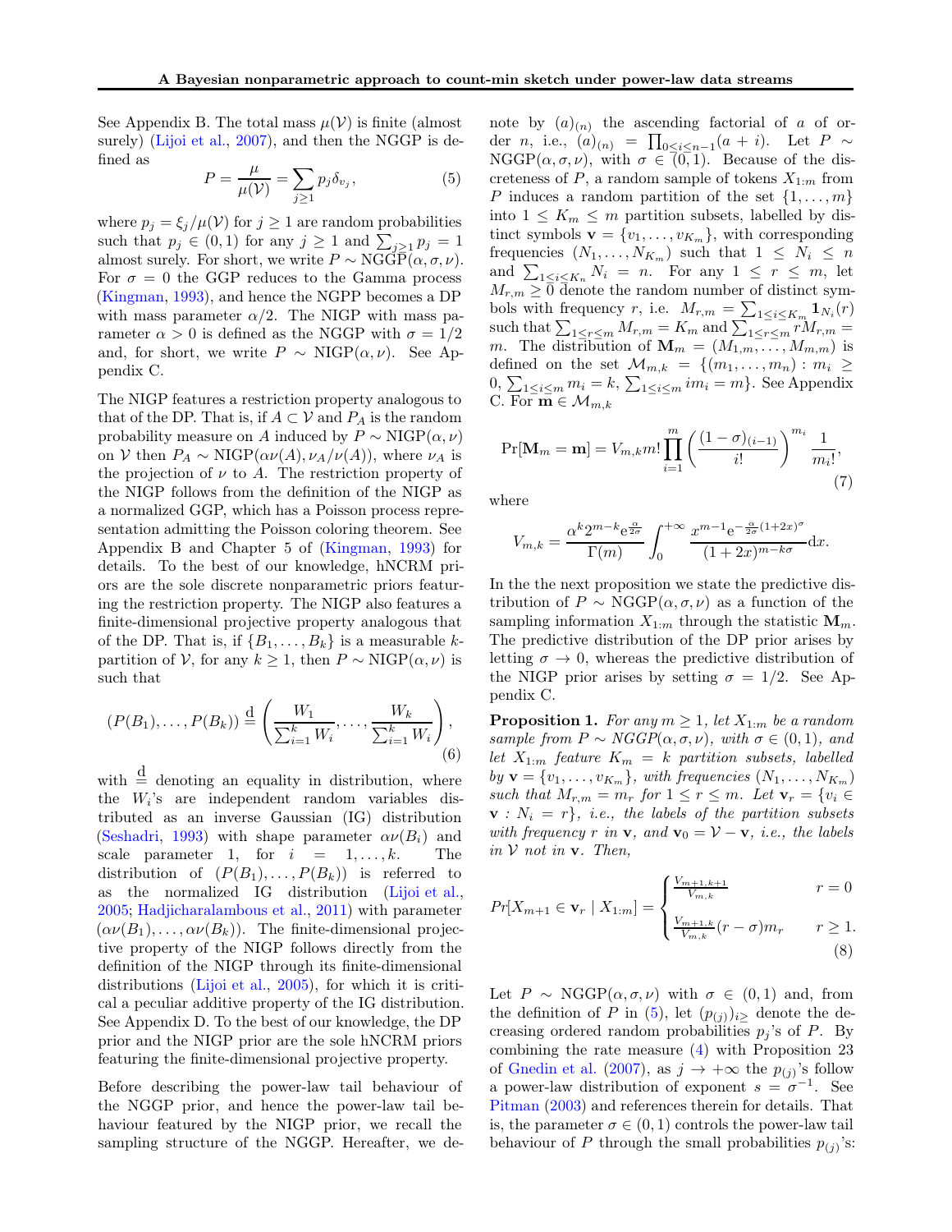See Appendix B. The total mass $\mu(\mathcal{V})$ is finite (almost surely) (Lijoi et al., 2007), and then the NGGP is defined as

$$P = \frac{\mu}{\mu(\mathcal{V})} = \sum_{j\geq 1} p_j \delta_{v_j}, \tag{5}$$

where $p_j = \xi_j/\mu(\mathcal{V})$ for $j \geq 1$ are random probabilities such that $p_j \in (0,1)$ for any $j \geq 1$ and $\sum_{j\geq 1} p_j = 1$ almost surely. For short, we write $P \sim \mathrm{NGGP}(\alpha, \sigma, \nu)$. For $\sigma = 0$ the GGP reduces to the Gamma process (Kingman, 1993), and hence the NGPP becomes a DP with mass parameter $\alpha/2$. The NIGP with mass parameter $\alpha > 0$ is defined as the NGGP with $\sigma = 1/2$ and, for short, we write $P \sim \mathrm{NIGP}(\alpha, \nu)$. See Appendix C.

The NIGP features a restriction property analogous to that of the DP. That is, if $A \subset \mathcal{V}$ and $P_A$ is the random probability measure on $A$ induced by $P \sim \mathrm{NIGP}(\alpha, \nu)$ on $\mathcal{V}$ then $P_A \sim \mathrm{NIGP}(\alpha\nu(A), \nu_A/\nu(A))$, where $\nu_A$ is the projection of $\nu$ to $A$. The restriction property of the NIGP follows from the definition of the NIGP as a normalized GGP, which has a Poisson process representation admitting the Poisson coloring theorem. See Appendix B and Chapter 5 of (Kingman, 1993) for details. To the best of our knowledge, hNCRM priors are the sole discrete nonparametric priors featuring the restriction property. The NIGP also features a finite-dimensional projective property analogous that of the DP. That is, if $\{B_1, \ldots, B_k\}$ is a measurable $k$-partition of $\mathcal{V}$, for any $k \geq 1$, then $P \sim \mathrm{NIGP}(\alpha, \nu)$ is such that

$$(P(B_1), \ldots, P(B_k)) \stackrel{\mathrm{d}}{=} \left( \frac{W_1}{\sum_{i=1}^k W_i}, \ldots, \frac{W_k}{\sum_{i=1}^k W_i} \right), \tag{6}$$

with $\stackrel{\mathrm{d}}{=}$ denoting an equality in distribution, where the $W_i$'s are independent random variables distributed as an inverse Gaussian (IG) distribution (Seshadri, 1993) with shape parameter $\alpha\nu(B_i)$ and scale parameter 1, for $i = 1, \ldots, k$. The distribution of $(P(B_1), \ldots, P(B_k))$ is referred to as the normalized IG distribution (Lijoi et al., 2005; Hadjicharalambous et al., 2011) with parameter $(\alpha\nu(B_1), \ldots, \alpha\nu(B_k))$. The finite-dimensional projective property of the NIGP follows directly from the definition of the NIGP through its finite-dimensional distributions (Lijoi et al., 2005), for which it is critical a peculiar additive property of the IG distribution. See Appendix D. To the best of our knowledge, the DP prior and the NIGP prior are the sole hNCRM priors featuring the finite-dimensional projective property.

Before describing the power-law tail behaviour of the NGGP prior, and hence the power-law tail behaviour featured by the NIGP prior, we recall the sampling structure of the NGGP. Hereafter, we denote by $(a)_{(n)}$ the ascending factorial of $a$ of order $n$, i.e., $(a)_{(n)} = \prod_{0\leq i\leq n-1}(a+i)$. Let $P \sim \mathrm{NGGP}(\alpha, \sigma, \nu)$, with $\sigma \in (0,1)$. Because of the discreteness of $P$, a random sample of tokens $X_{1:m}$ from $P$ induces a random partition of the set $\{1, \ldots, m\}$ into $1 \leq K_m \leq m$ partition subsets, labelled by distinct symbols $\mathbf{v} = \{v_1, \ldots, v_{K_m}\}$, with corresponding frequencies $(N_1, \ldots, N_{K_m})$ such that $1 \leq N_i \leq n$ and $\sum_{1\leq i\leq K_n} N_i = n$. For any $1 \leq r \leq m$, let $M_{r,m} \geq 0$ denote the random number of distinct symbols with frequency $r$, i.e. $M_{r,m} = \sum_{1\leq i\leq K_m} \mathbf{1}_{N_i}(r)$ such that $\sum_{1\leq r\leq m} M_{r,m} = K_m$ and $\sum_{1\leq r\leq m} rM_{r,m} = m$. The distribution of $\mathbf{M}_m = (M_{1,m}, \ldots, M_{m,m})$ is defined on the set $\mathcal{M}_{m,k} = \{(m_1, \ldots, m_n) : m_i \geq 0, \sum_{1\leq i\leq m} m_i = k, \sum_{1\leq i\leq m} i m_i = m\}$. See Appendix C. For $\mathbf{m} \in \mathcal{M}_{m,k}$

$$\Pr[\mathbf{M}_m = \mathbf{m}] = V_{m,k} m! \prod_{i=1}^{m} \left( \frac{(1-\sigma)_{(i-1)}}{i!} \right)^{m_i} \frac{1}{m_i!}, \tag{7}$$

where

$$V_{m,k} = \frac{\alpha^k 2^{m-k} \mathrm{e}^{\frac{\alpha}{2\sigma}}}{\Gamma(m)} \int_0^{+\infty} \frac{x^{m-1} \mathrm{e}^{-\frac{\alpha}{2\sigma}(1+2x)^{\sigma}}}{(1+2x)^{m-k\sigma}} \mathrm{d}x.$$

In the the next proposition we state the predictive distribution of $P \sim \mathrm{NGGP}(\alpha, \sigma, \nu)$ as a function of the sampling information $X_{1:m}$ through the statistic $\mathbf{M}_m$. The predictive distribution of the DP prior arises by letting $\sigma \to 0$, whereas the predictive distribution of the NIGP prior arises by setting $\sigma = 1/2$. See Appendix C.

**Proposition 1.** *For any $m \geq 1$, let $X_{1:m}$ be a random sample from $P \sim NGGP(\alpha, \sigma, \nu)$, with $\sigma \in (0,1)$, and let $X_{1:m}$ feature $K_m = k$ partition subsets, labelled by $\mathbf{v} = \{v_1, \ldots, v_{K_m}\}$, with frequencies $(N_1, \ldots, N_{K_m})$ such that $M_{r,m} = m_r$ for $1 \leq r \leq m$. Let $\mathbf{v}_r = \{v_i \in \mathbf{v} : N_i = r\}$, i.e., the labels of the partition subsets with frequency $r$ in $\mathbf{v}$, and $\mathbf{v}_0 = \mathcal{V} - \mathbf{v}$, i.e. the labels in $\mathcal{V}$ not in $\mathbf{v}$. Then,*

$$Pr[X_{m+1} \in \mathbf{v}_r \mid X_{1:m}] = \begin{cases} \frac{V_{m+1,k+1}}{V_{m,k}} & r = 0 \\ \\ \frac{V_{m+1,k}}{V_{m,k}}(r-\sigma)m_r & r \geq 1. \end{cases} \tag{8}$$

Let $P \sim \mathrm{NGGP}(\alpha, \sigma, \nu)$ with $\sigma \in (0,1)$ and, from the definition of $P$ in (5), let $(p_{(j)})_{i\geq}$ denote the decreasing ordered random probabilities $p_j$'s of $P$. By combining the rate measure (4) with Proposition 23 of Gnedin et al. (2007), as $j \to +\infty$ the $p_{(j)}$'s follow a power-law distribution of exponent $s = \sigma^{-1}$. See Pitman (2003) and references therein for details. That is, the parameter $\sigma \in (0,1)$ controls the power-law tail behaviour of $P$ through the small probabilities $p_{(j)}$'s: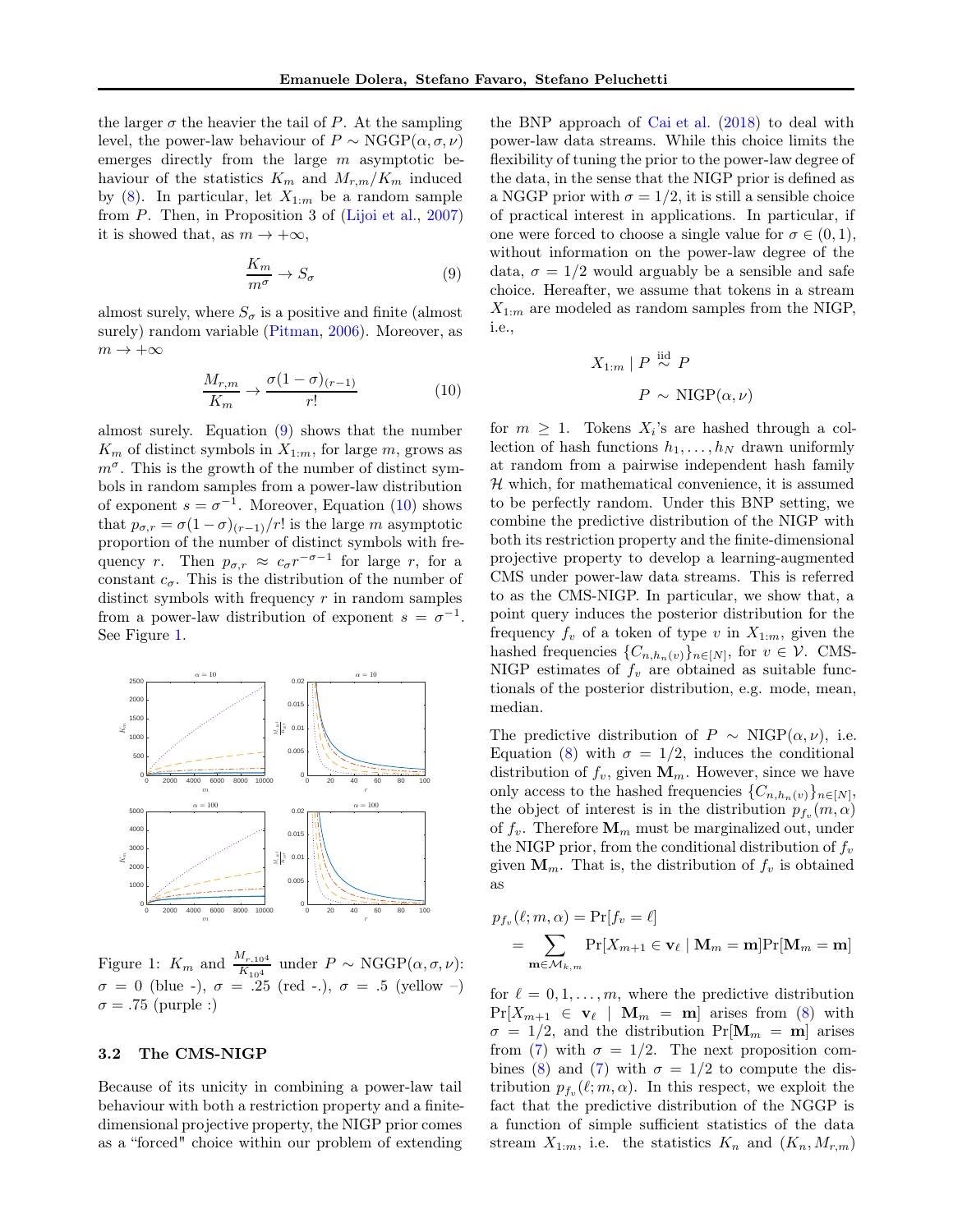the larger $\sigma$ the heavier the tail of $P$. At the sampling level, the power-law behaviour of $P \sim \text{NGGP}(\alpha, \sigma, \nu)$ emerges directly from the large $m$ asymptotic behaviour of the statistics $K_m$ and $M_{r,m}/K_m$ induced by (8). In particular, let $X_{1:m}$ be a random sample from $P$. Then, in Proposition 3 of (Lijoi et al., 2007) it is showed that, as $m \to +\infty$,

$$\frac{K_m}{m^\sigma} \to S_\sigma \tag{9}$$

almost surely, where $S_\sigma$ is a positive and finite (almost surely) random variable (Pitman, 2006). Moreover, as $m \to +\infty$

$$\frac{M_{r,m}}{K_m} \to \frac{\sigma(1-\sigma)_{(r-1)}}{r!} \tag{10}$$

almost surely. Equation (9) shows that the number $K_m$ of distinct symbols in $X_{1:m}$, for large $m$, grows as $m^\sigma$. This is the growth of the number of distinct symbols in random samples from a power-law distribution of exponent $s = \sigma^{-1}$. Moreover, Equation (10) shows that $p_{\sigma,r} = \sigma(1-\sigma)_{(r-1)}/r!$ is the large $m$ asymptotic proportion of the number of distinct symbols with frequency $r$. Then $p_{\sigma,r} \approx c_\sigma r^{-\sigma-1}$ for large $r$, for a constant $c_\sigma$. This is the distribution of the number of distinct symbols with frequency $r$ in random samples from a power-law distribution of exponent $s = \sigma^{-1}$. See Figure 1.

Figure 1: $K_m$ and $\frac{M_{r,10^4}}{K_{10^4}}$ under $P \sim \text{NGGP}(\alpha, \sigma, \nu)$: $\sigma = 0$ (blue -), $\sigma = .25$ (red -.), $\sigma = .5$ (yellow –) $\sigma = .75$ (purple :)

### 3.2 The CMS-NIGP

Because of its unicity in combining a power-law tail behaviour with both a restriction property and a finite-dimensional projective property, the NIGP prior comes as a "forced" choice within our problem of extending the BNP approach of Cai et al. (2018) to deal with power-law data streams. While this choice limits the flexibility of tuning the prior to the power-law degree of the data, in the sense that the NIGP prior is defined as a NGGP prior with $\sigma = 1/2$, it is still a sensible choice of practical interest in applications. In particular, if one were forced to choose a single value for $\sigma \in (0, 1)$, without information on the power-law degree of the data, $\sigma = 1/2$ would arguably be a sensible and safe choice. Hereafter, we assume that tokens in a stream $X_{1:m}$ are modeled as random samples from the NIGP, i.e.,

$$X_{1:m} \mid P \overset{\text{iid}}{\sim} P$$
$$P \sim \text{NIGP}(\alpha, \nu)$$

for $m \geq 1$. Tokens $X_i$'s are hashed through a collection of hash functions $h_1, \ldots, h_N$ drawn uniformly at random from a pairwise independent hash family $\mathcal{H}$ which, for mathematical convenience, it is assumed to be perfectly random. Under this BNP setting, we combine the predictive distribution of the NIGP with both its restriction property and the finite-dimensional projective property to develop a learning-augmented CMS under power-law data streams. This is referred to as the CMS-NIGP. In particular, we show that, a point query induces the posterior distribution for the frequency $f_v$ of a token of type $v$ in $X_{1:m}$, given the hashed frequencies $\{C_{n,h_n(v)}\}_{n\in[N]}$, for $v \in \mathcal{V}$. CMS-NIGP estimates of $f_v$ are obtained as suitable functionals of the posterior distribution, e.g. mode, mean, median.

The predictive distribution of $P \sim \text{NIGP}(\alpha, \nu)$, i.e. Equation (8) with $\sigma = 1/2$, induces the conditional distribution of $f_v$, given $\mathbf{M}_m$. However, since we have only access to the hashed frequencies $\{C_{n,h_n(v)}\}_{n\in[N]}$, the object of interest is in the distribution $p_{f_v}(m, \alpha)$ of $f_v$. Therefore $\mathbf{M}_m$ must be marginalized out, under the NIGP prior, from the conditional distribution of $f_v$ given $\mathbf{M}_m$. That is, the distribution of $f_v$ is obtained as

$$\begin{aligned} p_{f_v}(\ell; m, \alpha) &= \Pr[f_v = \ell] \\ &= \sum_{\mathbf{m} \in \mathcal{M}_{k,m}} \Pr[X_{m+1} \in \mathbf{v}_\ell \mid \mathbf{M}_m = \mathbf{m}] \Pr[\mathbf{M}_m = \mathbf{m}] \end{aligned}$$

for $\ell = 0, 1, \ldots, m$, where the predictive distribution $\Pr[X_{m+1} \in \mathbf{v}_\ell \mid \mathbf{M}_m = \mathbf{m}]$ arises from (8) with $\sigma = 1/2$, and the distribution $\Pr[\mathbf{M}_m = \mathbf{m}]$ arises from (7) with $\sigma = 1/2$. The next proposition combines (8) and (7) with $\sigma = 1/2$ to compute the distribution $p_{f_v}(\ell; m, \alpha)$. In this respect, we exploit the fact that the predictive distribution of the NGGP is a function of simple sufficient statistics of the data stream $X_{1:m}$, i.e. the statistics $K_n$ and $(K_n, M_{r,m})$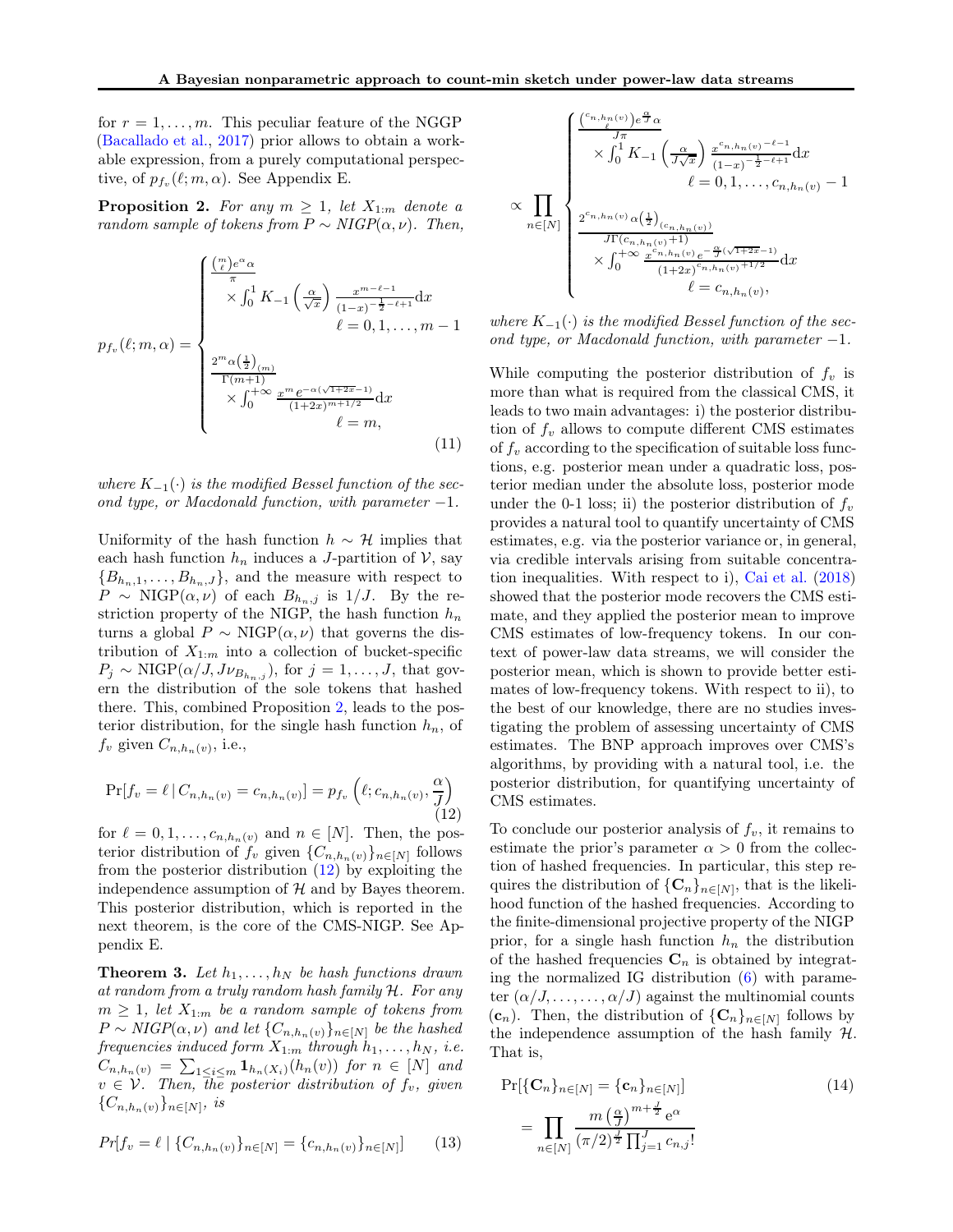for $r = 1, \dots, m$. This peculiar feature of the NGGP (Bacallado et al., 2017) prior allows to obtain a workable expression, from a purely computational perspective, of $p_{f_v}(\ell; m, \alpha)$. See Appendix E.

**Proposition 2.** *For any $m \geq 1$, let $X_{1:m}$ denote a random sample of tokens from $P \sim NIGP(\alpha, \nu)$. Then,*

$$
p_{f_v}(\ell; m, \alpha) = \begin{cases} \frac{\binom{m}{\ell} e^{\alpha} \alpha}{\pi} \\ \quad \times \int_0^1 K_{-1}\left(\frac{\alpha}{\sqrt{x}}\right) \frac{x^{m-\ell-1}}{(1-x)^{-\frac{1}{2}-\ell+1}} \mathrm{d}x \\ \qquad \ell = 0, 1, \dots, m-1 \\ \frac{2^m \alpha \left(\frac{1}{2}\right)_{(m)}}{\Gamma(m+1)} \\ \quad \times \int_0^{+\infty} \frac{x^m e^{-\alpha(\sqrt{1+2x}-1)}}{(1+2x)^{m+1/2}} \mathrm{d}x \\ \qquad \ell = m, \end{cases} \tag{11}
$$

*where $K_{-1}(\cdot)$ is the modified Bessel function of the second type, or Macdonald function, with parameter $-1$.*

Uniformity of the hash function $h \sim \mathcal{H}$ implies that each hash function $h_n$ induces a $J$-partition of $\mathcal{V}$, say $\{B_{h_n,1}, \dots, B_{h_n,J}\}$, and the measure with respect to $P \sim \mathrm{NIGP}(\alpha, \nu)$ of each $B_{h_n,j}$ is $1/J$. By the restriction property of the NIGP, the hash function $h_n$ turns a global $P \sim \mathrm{NIGP}(\alpha, \nu)$ that governs the distribution of $X_{1:m}$ into a collection of bucket-specific $P_j \sim \mathrm{NIGP}(\alpha/J, J\nu_{B_{h_n,j}})$, for $j = 1, \dots, J$, that govern the distribution of the sole tokens that hashed there. This, combined Proposition 2, leads to the posterior distribution, for the single hash function $h_n$, of $f_v$ given $C_{n,h_n(v)}$, i.e.,

$$
\Pr[f_v = \ell \mid C_{n,h_n(v)} = c_{n,h_n(v)}] = p_{f_v}\left(\ell; c_{n,h_n(v)}, \frac{\alpha}{J}\right) \tag{12}
$$

for $\ell = 0, 1, \dots, c_{n,h_n(v)}$ and $n \in [N]$. Then, the posterior distribution of $f_v$ given $\{C_{n,h_n(v)}\}_{n \in [N]}$ follows from the posterior distribution (12) by exploiting the independence assumption of $\mathcal{H}$ and by Bayes theorem. This posterior distribution, which is reported in the next theorem, is the core of the CMS-NIGP. See Appendix E.

**Theorem 3.** *Let $h_1, \dots, h_N$ be hash functions drawn at random from a truly random hash family $\mathcal{H}$. For any $m \geq 1$, let $X_{1:m}$ be a random sample of tokens from $P \sim NIGP(\alpha, \nu)$ and let $\{C_{n,h_n(v)}\}_{n \in [N]}$ be the hashed frequencies induced form $X_{1:m}$ through $h_1, \dots, h_N$, i.e. $C_{n,h_n(v)} = \sum_{1 \leq i \leq m} \mathbf{1}_{h_n(X_i)}(h_n(v))$ for $n \in [N]$ and $v \in \mathcal{V}$. Then, the posterior distribution of $f_v$, given $\{C_{n,h_n(v)}\}_{n \in [N]}$, is*

$$
Pr[f_v = \ell \mid \{C_{n,h_n(v)}\}_{n \in [N]} = \{c_{n,h_n(v)}\}_{n \in [N]}] \tag{13}
$$

$$
\propto \prod_{n \in [N]} \begin{cases} \frac{\binom{c_{n,h_n(v)}}{\ell} e^{\frac{\alpha}{J}} \alpha}{J\pi} \\ \quad \times \int_0^1 K_{-1}\left(\frac{\alpha}{J\sqrt{x}}\right) \frac{x^{c_{n,h_n(v)}-\ell-1}}{(1-x)^{-\frac{1}{2}-\ell+1}} \mathrm{d}x \\ \qquad \ell = 0, 1, \dots, c_{n,h_n(v)} - 1 \\ \frac{2^{c_{n,h_n(v)}} \alpha \left(\frac{1}{2}\right)_{(c_{n,h_n(v)})}}{J\Gamma(c_{n,h_n(v)}+1)} \\ \quad \times \int_0^{+\infty} \frac{x^{c_{n,h_n(v)}} e^{-\frac{\alpha}{J}(\sqrt{1+2x}-1)}}{(1+2x)^{c_{n,h_n(v)}+1/2}} \mathrm{d}x \\ \qquad \ell = c_{n,h_n(v)}, \end{cases}
$$

*where $K_{-1}(\cdot)$ is the modified Bessel function of the second type, or Macdonald function, with parameter $-1$.*

While computing the posterior distribution of $f_v$ is more than what is required from the classical CMS, it leads to two main advantages: i) the posterior distribution of $f_v$ allows to compute different CMS estimates of $f_v$ according to the specification of suitable loss functions, e.g. posterior mean under a quadratic loss, posterior median under the absolute loss, posterior mode under the 0-1 loss; ii) the posterior distribution of $f_v$ provides a natural tool to quantify uncertainty of CMS estimates, e.g. via the posterior variance or, in general, via credible intervals arising from suitable concentration inequalities. With respect to i), Cai et al. (2018) showed that the posterior mode recovers the CMS estimate, and they applied the posterior mean to improve CMS estimates of low-frequency tokens. In our context of power-law data streams, we will consider the posterior mean, which is shown to provide better estimates of low-frequency tokens. With respect to ii), to the best of our knowledge, there are no studies investigating the problem of assessing uncertainty of CMS estimates. The BNP approach improves over CMS's algorithms, by providing with a natural tool, i.e. the posterior distribution, for quantifying uncertainty of CMS estimates.

To conclude our posterior analysis of $f_v$, it remains to estimate the prior's parameter $\alpha > 0$ from the collection of hashed frequencies. In particular, this step requires the distribution of $\{\mathbf{C}_n\}_{n \in [N]}$, that is the likelihood function of the hashed frequencies. According to the finite-dimensional projective property of the NIGP prior, for a single hash function $h_n$ the distribution of the hashed frequencies $\mathbf{C}_n$ is obtained by integrating the normalized IG distribution (6) with parameter $(\alpha/J, \dots, \dots, \alpha/J)$ against the multinomial counts $(\mathbf{c}_n)$. Then, the distribution of $\{\mathbf{C}_n\}_{n \in [N]}$ follows by the independence assumption of the hash family $\mathcal{H}$. That is,

$$
\Pr[\{\mathbf{C}_n\}_{n \in [N]} = \{\mathbf{c}_n\}_{n \in [N]}] \tag{14}
$$

$$
= \prod_{n \in [N]} \frac{m \left(\frac{\alpha}{J}\right)^{m + \frac{J}{2}} \mathrm{e}^{\alpha}}{(\pi/2)^{\frac{J}{2}} \prod_{j=1}^{J} c_{n,j}!}
$$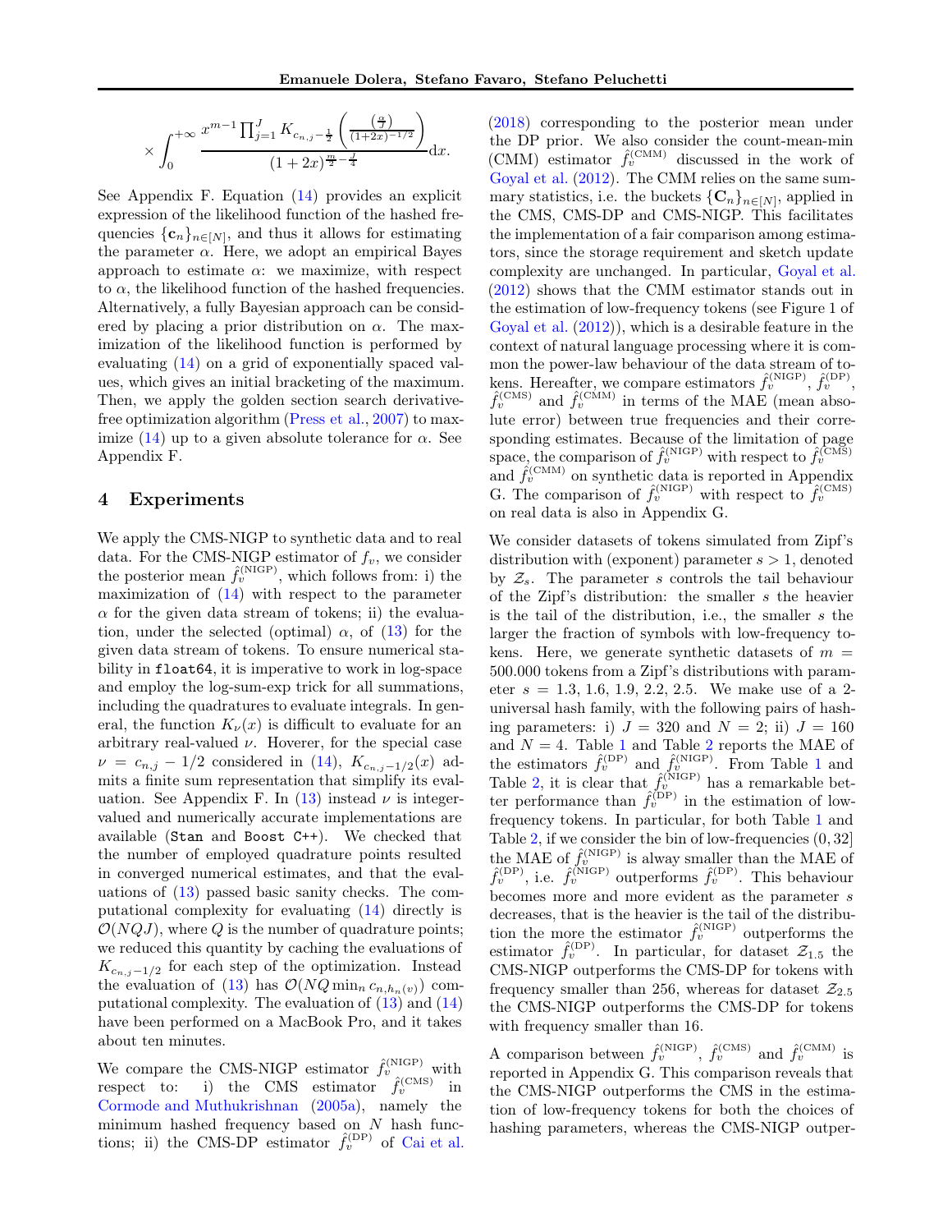$$\times \int_0^{+\infty} \frac{x^{m-1} \prod_{j=1}^{J} K_{c_{n,j}-\frac{1}{2}}\left(\frac{\left(\frac{\alpha}{J}\right)}{(1+2x)^{-1/2}}\right)}{(1+2x)^{\frac{m}{2}-\frac{J}{4}}} \mathrm{d}x.$$

See Appendix F. Equation (14) provides an explicit expression of the likelihood function of the hashed frequencies $\{\mathbf{c}_n\}_{n \in [N]}$, and thus it allows for estimating the parameter $\alpha$. Here, we adopt an empirical Bayes approach to estimate $\alpha$: we maximize, with respect to $\alpha$, the likelihood function of the hashed frequencies. Alternatively, a fully Bayesian approach can be considered by placing a prior distribution on $\alpha$. The maximization of the likelihood function is performed by evaluating (14) on a grid of exponentially spaced values, which gives an initial bracketing of the maximum. Then, we apply the golden section search derivative-free optimization algorithm (Press et al., 2007) to maximize (14) up to a given absolute tolerance for $\alpha$. See Appendix F.

## 4 Experiments

We apply the CMS-NIGP to synthetic data and to real data. For the CMS-NIGP estimator of $f_v$, we consider the posterior mean $\hat{f}_v^{(\mathrm{NIGP})}$, which follows from: i) the maximization of (14) with respect to the parameter $\alpha$ for the given data stream of tokens; ii) the evaluation, under the selected (optimal) $\alpha$, of (13) for the given data stream of tokens. To ensure numerical stability in `float64`, it is imperative to work in log-space and employ the log-sum-exp trick for all summations, including the quadratures to evaluate integrals. In general, the function $K_\nu(x)$ is difficult to evaluate for an arbitrary real-valued $\nu$. Hovever, for the special case $\nu = c_{n,j} - 1/2$ considered in (14), $K_{c_{n,j}-1/2}(x)$ admits a finite sum representation that simplify its evaluation. See Appendix F. In (13) instead $\nu$ is integer-valued and numerically accurate implementations are available (`Stan` and `Boost C++`). We checked that the number of employed quadrature points resulted in converged numerical estimates, and that the evaluations of (13) passed basic sanity checks. The computational complexity for evaluating (14) directly is $\mathcal{O}(NQJ)$, where $Q$ is the number of quadrature points; we reduced this quantity by caching the evaluations of $K_{c_{n,j}-1/2}$ for each step of the optimization. Instead the evaluation of (13) has $\mathcal{O}(NQ \min_n c_{n,h_n(v)})$ computational complexity. The evaluation of (13) and (14) have been performed on a MacBook Pro, and it takes about ten minutes.

We compare the CMS-NIGP estimator $\hat{f}_v^{(\mathrm{NIGP})}$ with respect to: i) the CMS estimator $\hat{f}_v^{(\mathrm{CMS})}$ in Cormode and Muthukrishnan (2005a), namely the minimum hashed frequency based on $N$ hash functions; ii) the CMS-DP estimator $\hat{f}_v^{(\mathrm{DP})}$ of Cai et al. (2018) corresponding to the posterior mean under the DP prior. We also consider the count-mean-min (CMM) estimator $\hat{f}_v^{(\mathrm{CMM})}$ discussed in the work of Goyal et al. (2012). The CMM relies on the same summary statistics, i.e. the buckets $\{\mathbf{C}_n\}_{n \in [N]}$, applied in the CMS, CMS-DP and CMS-NIGP. This facilitates the implementation of a fair comparison among estimators, since the storage requirement and sketch update complexity are unchanged. In particular, Goyal et al. (2012) shows that the CMM estimator stands out in the estimation of low-frequency tokens (see Figure 1 of Goyal et al. (2012)), which is a desirable feature in the context of natural language processing where it is common the power-law behaviour of the data stream of tokens. Hereafter, we compare estimators $\hat{f}_v^{(\mathrm{NIGP})}$, $\hat{f}_v^{(\mathrm{DP})}$, $\hat{f}_v^{(\mathrm{CMS})}$ and $\hat{f}_v^{(\mathrm{CMM})}$ in terms of the MAE (mean absolute error) between true frequencies and their corresponding estimates. Because of the limitation of page space, the comparison of $\hat{f}_v^{(\mathrm{NIGP})}$ with respect to $\hat{f}_v^{(\mathrm{CMS})}$ and $\hat{f}_v^{(\mathrm{CMM})}$ on synthetic data is reported in Appendix G. The comparison of $\hat{f}_v^{(\mathrm{NIGP})}$ with respect to $\hat{f}_v^{(\mathrm{CMS})}$ on real data is also in Appendix G.

We consider datasets of tokens simulated from Zipf's distribution with (exponent) parameter $s > 1$, denoted by $\mathcal{Z}_s$. The parameter $s$ controls the tail behaviour of the Zipf's distribution: the smaller $s$ the heavier is the tail of the distribution, i.e., the smaller $s$ the larger the fraction of symbols with low-frequency tokens. Here, we generate synthetic datasets of $m =$ 500.000 tokens from a Zipf's distributions with parameter $s =$ 1.3, 1.6, 1.9, 2.2, 2.5. We make use of a 2-universal hash family, with the following pairs of hashing parameters: i) $J = 320$ and $N = 2$; ii) $J = 160$ and $N = 4$. Table 1 and Table 2 reports the MAE of the estimators $\hat{f}_v^{(\mathrm{DP})}$ and $\hat{f}_v^{(\mathrm{NIGP})}$. From Table 1 and Table 2, it is clear that $\hat{f}_v^{(\mathrm{NIGP})}$ has a remarkable better performance than $\hat{f}_v^{(\mathrm{DP})}$ in the estimation of low-frequency tokens. In particular, for both Table 1 and Table 2, if we consider the bin of low-frequencies $(0, 32]$ the MAE of $\hat{f}_v^{(\mathrm{NIGP})}$ is alway smaller than the MAE of $\hat{f}_v^{(\mathrm{DP})}$, i.e. $\hat{f}_v^{(\mathrm{NIGP})}$ outperforms $\hat{f}_v^{(\mathrm{DP})}$. This behaviour becomes more and more evident as the parameter $s$ decreases, that is the heavier is the tail of the distribution the more the estimator $\hat{f}_v^{(\mathrm{NIGP})}$ outperforms the estimator $\hat{f}_v^{(\mathrm{DP})}$. In particular, for dataset $\mathcal{Z}_{1.5}$ the CMS-NIGP outperforms the CMS-DP for tokens with frequency smaller than 256, whereas for dataset $\mathcal{Z}_{2.5}$ the CMS-NIGP outperforms the CMS-DP for tokens with frequency smaller than 16.

A comparison between $\hat{f}_v^{(\mathrm{NIGP})}$, $\hat{f}_v^{(\mathrm{CMS})}$ and $\hat{f}_v^{(\mathrm{CMM})}$ is reported in Appendix G. This comparison reveals that the CMS-NIGP outperforms the CMS in the estimation of low-frequency tokens for both the choices of hashing parameters, whereas the CMS-NIGP outper-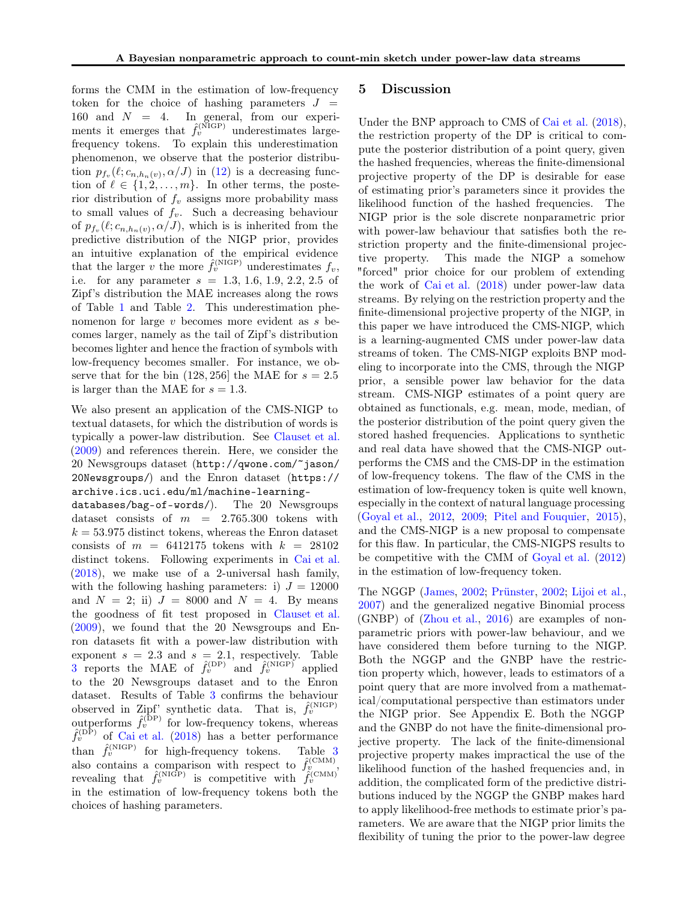forms the CMM in the estimation of low-frequency token for the choice of hashing parameters $J = 160$ and $N = 4$. In general, from our experiments it emerges that $\hat{f}_v^{(\mathrm{NIGP})}$ underestimates large-frequency tokens. To explain this underestimation phenomenon, we observe that the posterior distribution $p_{f_v}(\ell; c_{n,h_n(v)}, \alpha/J)$ in (12) is a decreasing function of $\ell \in \{1, 2, \ldots, m\}$. In other terms, the posterior distribution of $f_v$ assigns more probability mass to small values of $f_v$. Such a decreasing behaviour of $p_{f_v}(\ell; c_{n,h_n(v)}, \alpha/J)$, which is is inherited from the predictive distribution of the NIGP prior, provides an intuitive explanation of the empirical evidence that the larger $v$ the more $\hat{f}_v^{(\mathrm{NIGP})}$ underestimates $f_v$, i.e. for any parameter $s = 1.3, 1.6, 1.9, 2.2, 2.5$ of Zipf's distribution the MAE increases along the rows of Table 1 and Table 2. This underestimation phenomenon for large $v$ becomes more evident as $s$ becomes larger, namely as the tail of Zipf's distribution becomes lighter and hence the fraction of symbols with low-frequency becomes smaller. For instance, we observe that for the bin $(128, 256]$ the MAE for $s = 2.5$ is larger than the MAE for $s = 1.3$.

We also present an application of the CMS-NIGP to textual datasets, for which the distribution of words is typically a power-law distribution. See Clauset et al. (2009) and references therein. Here, we consider the 20 Newsgroups dataset (http://qwone.com/~jason/20Newsgroups/) and the Enron dataset (https://archive.ics.uci.edu/ml/machine-learning-databases/bag-of-words/). The 20 Newsgroups dataset consists of $m = 2.765.300$ tokens with $k = 53.975$ distinct tokens, whereas the Enron dataset consists of $m = 6412175$ tokens with $k = 28102$ distinct tokens. Following experiments in Cai et al. (2018), we make use of a 2-universal hash family, with the following hashing parameters: i) $J = 12000$ and $N = 2$; ii) $J = 8000$ and $N = 4$. By means the goodness of fit test proposed in Clauset et al. (2009), we found that the 20 Newsgroups and Enron datasets fit with a power-law distribution with exponent $s = 2.3$ and $s = 2.1$, respectively. Table 3 reports the MAE of $\hat{f}_v^{(\mathrm{DP})}$ and $\hat{f}_v^{(\mathrm{NIGP})}$ applied to the 20 Newsgroups dataset and to the Enron dataset. Results of Table 3 confirms the behaviour observed in Zipf' synthetic data. That is, $\hat{f}_v^{(\mathrm{NIGP})}$ outperforms $\hat{f}_v^{(\mathrm{DP})}$ for low-frequency tokens, whereas $\hat{f}_v^{(\mathrm{DP})}$ of Cai et al. (2018) has a better performance than $\hat{f}_v^{(\mathrm{NIGP})}$ for high-frequency tokens. Table 3 also contains a comparison with respect to $\hat{f}_v^{(\mathrm{CMM})}$, revealing that $\hat{f}_v^{(\mathrm{NIGP})}$ is competitive with $\hat{f}_v^{(\mathrm{CMM})}$ in the estimation of low-frequency tokens both the choices of hashing parameters.

## 5 Discussion

Under the BNP approach to CMS of Cai et al. (2018), the restriction property of the DP is critical to compute the posterior distribution of a point query, given the hashed frequencies, whereas the finite-dimensional projective property of the DP is desirable for ease of estimating prior's parameters since it provides the likelihood function of the hashed frequencies. The NIGP prior is the sole discrete nonparametric prior with power-law behaviour that satisfies both the restriction property and the finite-dimensional projective property. This made the NIGP a somehow "forced" prior choice for our problem of extending the work of Cai et al. (2018) under power-law data streams. By relying on the restriction property and the finite-dimensional projective property of the NIGP, in this paper we have introduced the CMS-NIGP, which is a learning-augmented CMS under power-law data streams of token. The CMS-NIGP exploits BNP modeling to incorporate into the CMS, through the NIGP prior, a sensible power law behavior for the data stream. CMS-NIGP estimates of a point query are obtained as functionals, e.g. mean, mode, median, of the posterior distribution of the point query given the stored hashed frequencies. Applications to synthetic and real data have showed that the CMS-NIGP outperforms the CMS and the CMS-DP in the estimation of low-frequency tokens. The flaw of the CMS in the estimation of low-frequency token is quite well known, especially in the context of natural language processing (Goyal et al., 2012, 2009; Pitel and Fouquier, 2015), and the CMS-NIGP is a new proposal to compensate for this flaw. In particular, the CMS-NIGPS results to be competitive with the CMM of Goyal et al. (2012) in the estimation of low-frequency token.

The NGGP (James, 2002; Prünster, 2002; Lijoi et al., 2007) and the generalized negative Binomial process (GNBP) of (Zhou et al., 2016) are examples of nonparametric priors with power-law behaviour, and we have considered them before turning to the NIGP. Both the NGGP and the GNBP have the restriction property which, however, leads to estimators of a point query that are more involved from a mathematical/computational perspective than estimators under the NIGP prior. See Appendix E. Both the NGGP and the GNBP do not have the finite-dimensional projective property. The lack of the finite-dimensional projective property makes impractical the use of the likelihood function of the hashed frequencies and, in addition, the complicated form of the predictive distributions induced by the NGGP the GNBP makes hard to apply likelihood-free methods to estimate prior's parameters. We are aware that the NIGP prior limits the flexibility of tuning the prior to the power-law degree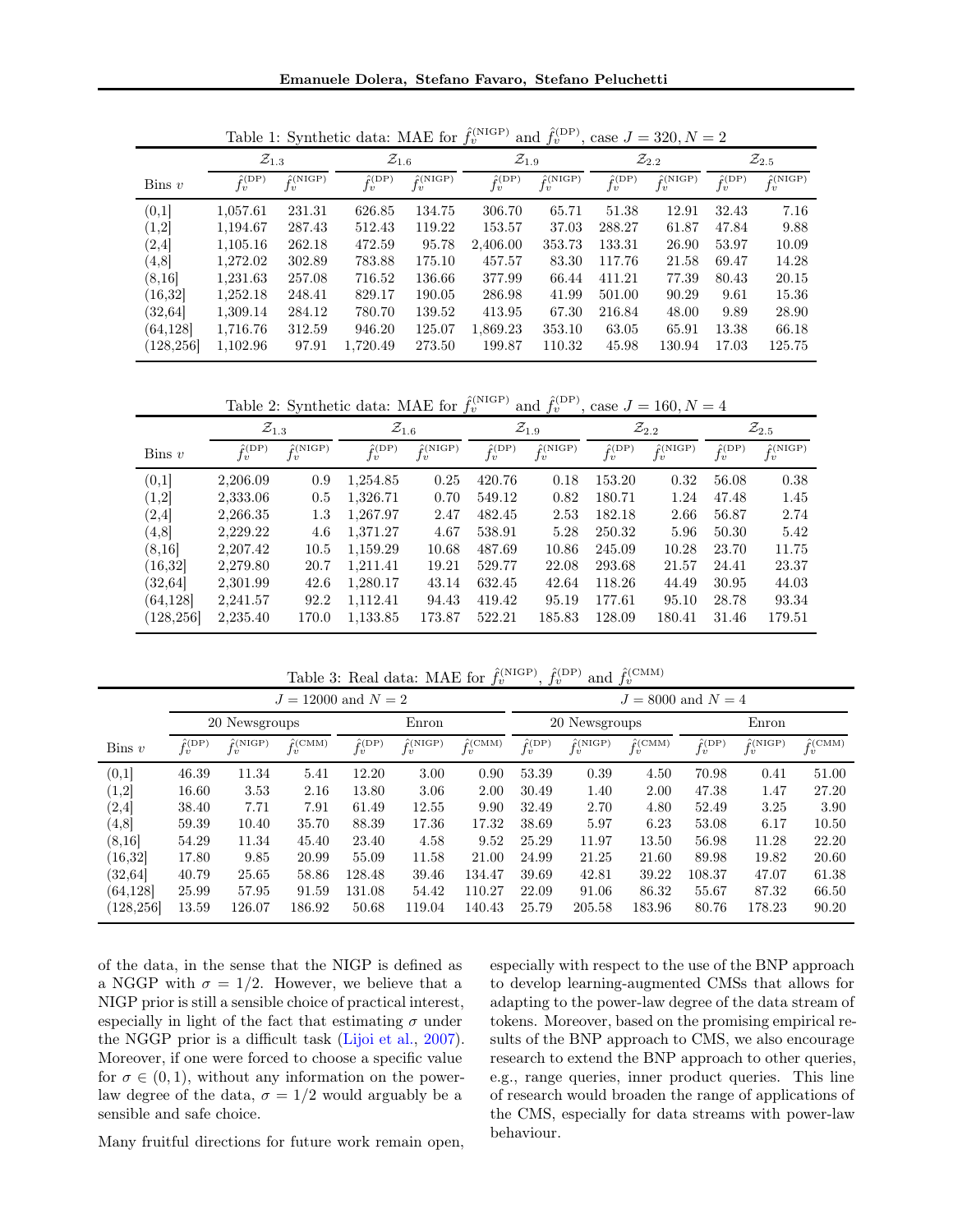Table 1: Synthetic data: MAE for $\hat{f}_v^{(\mathrm{NIGP})}$ and $\hat{f}_v^{(\mathrm{DP})}$, case $J = 320, N = 2$

| | $\mathcal{Z}_{1.3}$ | | $\mathcal{Z}_{1.6}$ | | $\mathcal{Z}_{1.9}$ | | $\mathcal{Z}_{2.2}$ | | $\mathcal{Z}_{2.5}$ | |
|---|---|---|---|---|---|---|---|---|---|---|
| Bins $v$ | $\hat{f}_v^{(\mathrm{DP})}$ | $\hat{f}_v^{(\mathrm{NIGP})}$ | $\hat{f}_v^{(\mathrm{DP})}$ | $\hat{f}_v^{(\mathrm{NIGP})}$ | $\hat{f}_v^{(\mathrm{DP})}$ | $\hat{f}_v^{(\mathrm{NIGP})}$ | $\hat{f}_v^{(\mathrm{DP})}$ | $\hat{f}_v^{(\mathrm{NIGP})}$ | $\hat{f}_v^{(\mathrm{DP})}$ | $\hat{f}_v^{(\mathrm{NIGP})}$ |
| (0,1] | 1,057.61 | 231.31 | 626.85 | 134.75 | 306.70 | 65.71 | 51.38 | 12.91 | 32.43 | 7.16 |
| (1,2] | 1,194.67 | 287.43 | 512.43 | 119.22 | 153.57 | 37.03 | 288.27 | 61.87 | 47.84 | 9.88 |
| (2,4] | 1,105.16 | 262.18 | 472.59 | 95.78 | 2,406.00 | 353.73 | 133.31 | 26.90 | 53.97 | 10.09 |
| (4,8] | 1,272.02 | 302.89 | 783.88 | 175.10 | 457.57 | 83.30 | 117.76 | 21.58 | 69.47 | 14.28 |
| (8,16] | 1,231.63 | 257.08 | 716.52 | 136.66 | 377.99 | 66.44 | 411.21 | 77.39 | 80.43 | 20.15 |
| (16,32] | 1,252.18 | 248.41 | 829.17 | 190.05 | 286.98 | 41.99 | 501.00 | 90.29 | 9.61 | 15.36 |
| (32,64] | 1,309.14 | 284.12 | 780.70 | 139.52 | 413.95 | 67.30 | 216.84 | 48.00 | 9.89 | 28.90 |
| (64,128] | 1,716.76 | 312.59 | 946.20 | 125.07 | 1,869.23 | 353.10 | 63.05 | 65.91 | 13.38 | 66.18 |
| (128,256] | 1,102.96 | 97.91 | 1,720.49 | 273.50 | 199.87 | 110.32 | 45.98 | 130.94 | 17.03 | 125.75 |

Table 2: Synthetic data: MAE for $\hat{f}_v^{(\mathrm{NIGP})}$ and $\hat{f}_v^{(\mathrm{DP})}$, case $J = 160, N = 4$

| | $\mathcal{Z}_{1.3}$ | | $\mathcal{Z}_{1.6}$ | | $\mathcal{Z}_{1.9}$ | | $\mathcal{Z}_{2.2}$ | | $\mathcal{Z}_{2.5}$ | |
|---|---|---|---|---|---|---|---|---|---|---|
| Bins $v$ | $\hat{f}_v^{(\mathrm{DP})}$ | $\hat{f}_v^{(\mathrm{NIGP})}$ | $\hat{f}_v^{(\mathrm{DP})}$ | $\hat{f}_v^{(\mathrm{NIGP})}$ | $\hat{f}_v^{(\mathrm{DP})}$ | $\hat{f}_v^{(\mathrm{NIGP})}$ | $\hat{f}_v^{(\mathrm{DP})}$ | $\hat{f}_v^{(\mathrm{NIGP})}$ | $\hat{f}_v^{(\mathrm{DP})}$ | $\hat{f}_v^{(\mathrm{NIGP})}$ |
| (0,1] | 2,206.09 | 0.9 | 1,254.85 | 0.25 | 420.76 | 0.18 | 153.20 | 0.32 | 56.08 | 0.38 |
| (1,2] | 2,333.06 | 0.5 | 1,326.71 | 0.70 | 549.12 | 0.82 | 180.71 | 1.24 | 47.48 | 1.45 |
| (2,4] | 2,266.35 | 1.3 | 1,267.97 | 2.47 | 482.45 | 2.53 | 182.18 | 2.66 | 56.87 | 2.74 |
| (4,8] | 2,229.22 | 4.6 | 1,371.27 | 4.67 | 538.91 | 5.28 | 250.32 | 5.96 | 50.30 | 5.42 |
| (8,16] | 2,207.42 | 10.5 | 1,159.29 | 10.68 | 487.69 | 10.86 | 245.09 | 10.28 | 23.70 | 11.75 |
| (16,32] | 2,279.80 | 20.7 | 1,211.41 | 19.21 | 529.77 | 22.08 | 293.68 | 21.57 | 24.41 | 23.37 |
| (32,64] | 2,301.99 | 42.6 | 1,280.17 | 43.14 | 632.45 | 42.64 | 118.26 | 44.49 | 30.95 | 44.03 |
| (64,128] | 2,241.57 | 92.2 | 1,112.41 | 94.43 | 419.42 | 95.19 | 177.61 | 95.10 | 28.78 | 93.34 |
| (128,256] | 2,235.40 | 170.0 | 1,133.85 | 173.87 | 522.21 | 185.83 | 128.09 | 180.41 | 31.46 | 179.51 |

Table 3: Real data: MAE for $\hat{f}_v^{(\mathrm{NIGP})}$, $\hat{f}_v^{(\mathrm{DP})}$ and $\hat{f}_v^{(\mathrm{CMM})}$

| | $J = 12000$ and $N = 2$ | | | | | | $J = 8000$ and $N = 4$ | | | | | |
|---|---|---|---|---|---|---|---|---|---|---|---|---|
| | 20 Newsgroups | | | Enron | | | 20 Newsgroups | | | Enron | | |
| Bins $v$ | $\hat{f}_v^{(\mathrm{DP})}$ | $\hat{f}_v^{(\mathrm{NIGP})}$ | $\hat{f}_v^{(\mathrm{CMM})}$ | $\hat{f}_v^{(\mathrm{DP})}$ | $\hat{f}_v^{(\mathrm{NIGP})}$ | $\hat{f}_v^{(\mathrm{CMM})}$ | $\hat{f}_v^{(\mathrm{DP})}$ | $\hat{f}_v^{(\mathrm{NIGP})}$ | $\hat{f}_v^{(\mathrm{CMM})}$ | $\hat{f}_v^{(\mathrm{DP})}$ | $\hat{f}_v^{(\mathrm{NIGP})}$ | $\hat{f}_v^{(\mathrm{CMM})}$ |
| (0,1] | 46.39 | 11.34 | 5.41 | 12.20 | 3.00 | 0.90 | 53.39 | 0.39 | 4.50 | 70.98 | 0.41 | 51.00 |
| (1,2] | 16.60 | 3.53 | 2.16 | 13.80 | 3.06 | 2.00 | 30.49 | 1.40 | 2.00 | 47.38 | 1.47 | 27.20 |
| (2,4] | 38.40 | 7.71 | 7.91 | 61.49 | 12.55 | 9.90 | 32.49 | 2.70 | 4.80 | 52.49 | 3.25 | 3.90 |
| (4,8] | 59.39 | 10.40 | 35.70 | 88.39 | 17.36 | 17.32 | 38.69 | 5.97 | 6.23 | 53.08 | 6.17 | 10.50 |
| (8,16] | 54.29 | 11.34 | 45.40 | 23.40 | 4.58 | 9.52 | 25.29 | 11.97 | 13.50 | 56.98 | 11.28 | 22.20 |
| (16,32] | 17.80 | 9.85 | 20.99 | 55.09 | 11.58 | 21.00 | 24.99 | 21.25 | 21.60 | 89.98 | 19.82 | 20.60 |
| (32,64] | 40.79 | 25.65 | 58.86 | 128.48 | 39.46 | 134.47 | 39.69 | 42.81 | 39.22 | 108.37 | 47.07 | 61.38 |
| (64,128] | 25.99 | 57.95 | 91.59 | 131.08 | 54.42 | 110.27 | 22.09 | 91.06 | 86.32 | 55.67 | 87.32 | 66.50 |
| (128,256] | 13.59 | 126.07 | 186.92 | 50.68 | 119.04 | 140.43 | 25.79 | 205.58 | 183.96 | 80.76 | 178.23 | 90.20 |

of the data, in the sense that the NIGP is defined as a NGGP with $\sigma = 1/2$. However, we believe that a NIGP prior is still a sensible choice of practical interest, especially in light of the fact that estimating $\sigma$ under the NGGP prior is a difficult task (Lijoi et al., 2007). Moreover, if one were forced to choose a specific value for $\sigma \in (0,1)$, without any information on the power-law degree of the data, $\sigma = 1/2$ would arguably be a sensible and safe choice.

Many fruitful directions for future work remain open, especially with respect to the use of the BNP approach to develop learning-augmented CMSs that allows for adapting to the power-law degree of the data stream of tokens. Moreover, based on the promising empirical results of the BNP approach to CMS, we also encourage research to extend the BNP approach to other queries, e.g., range queries, inner product queries. This line of research would broaden the range of applications of the CMS, especially for data streams with power-law behaviour.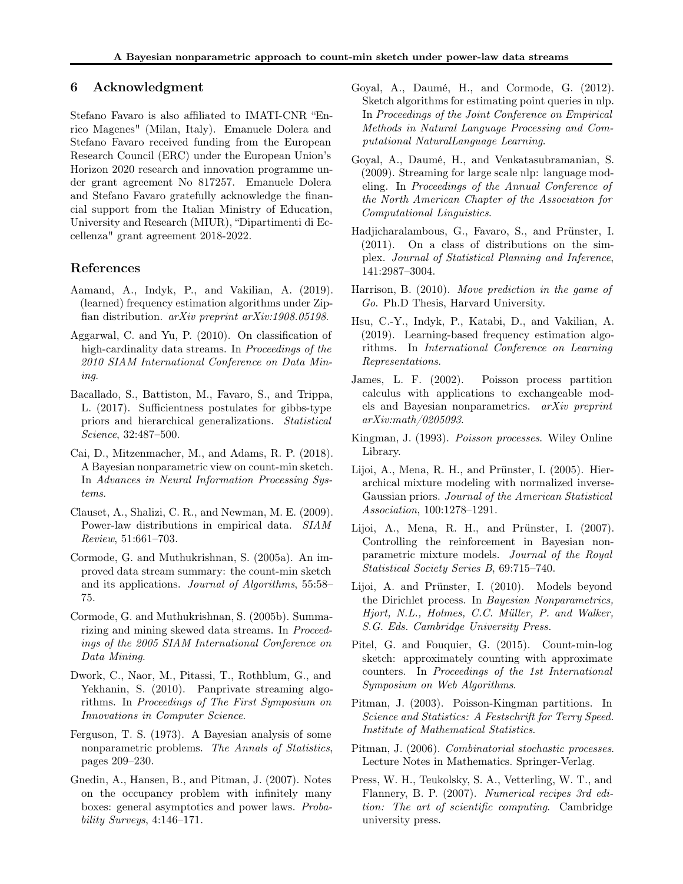## 6 Acknowledgment

Stefano Favaro is also affiliated to IMATI-CNR "Enrico Magenes" (Milan, Italy). Emanuele Dolera and Stefano Favaro received funding from the European Research Council (ERC) under the European Union's Horizon 2020 research and innovation programme under grant agreement No 817257. Emanuele Dolera and Stefano Favaro gratefully acknowledge the financial support from the Italian Ministry of Education, University and Research (MIUR), "Dipartimenti di Eccellenza" grant agreement 2018-2022.

## References

Aamand, A., Indyk, P., and Vakilian, A. (2019). (learned) frequency estimation algorithms under Zipfian distribution. *arXiv preprint arXiv:1908.05198*.

Aggarwal, C. and Yu, P. (2010). On classification of high-cardinality data streams. In *Proceedings of the 2010 SIAM International Conference on Data Mining*.

Bacallado, S., Battiston, M., Favaro, S., and Trippa, L. (2017). Sufficientness postulates for gibbs-type priors and hierarchical generalizations. *Statistical Science*, 32:487–500.

Cai, D., Mitzenmacher, M., and Adams, R. P. (2018). A Bayesian nonparametric view on count-min sketch. In *Advances in Neural Information Processing Systems*.

Clauset, A., Shalizi, C. R., and Newman, M. E. (2009). Power-law distributions in empirical data. *SIAM Review*, 51:661–703.

Cormode, G. and Muthukrishnan, S. (2005a). An improved data stream summary: the count-min sketch and its applications. *Journal of Algorithms*, 55:58–75.

Cormode, G. and Muthukrishnan, S. (2005b). Summarizing and mining skewed data streams. In *Proceedings of the 2005 SIAM International Conference on Data Mining*.

Dwork, C., Naor, M., Pitassi, T., Rothblum, G., and Yekhanin, S. (2010). Panprivate streaming algorithms. In *Proceedings of The First Symposium on Innovations in Computer Science*.

Ferguson, T. S. (1973). A Bayesian analysis of some nonparametric problems. *The Annals of Statistics*, pages 209–230.

Gnedin, A., Hansen, B., and Pitman, J. (2007). Notes on the occupancy problem with infinitely many boxes: general asymptotics and power laws. *Probability Surveys*, 4:146–171.

Goyal, A., Daumé, H., and Cormode, G. (2012). Sketch algorithms for estimating point queries in nlp. In *Proceedings of the Joint Conference on Empirical Methods in Natural Language Processing and Computational NaturalLanguage Learning*.

Goyal, A., Daumé, H., and Venkatasubramanian, S. (2009). Streaming for large scale nlp: language modeling. In *Proceedings of the Annual Conference of the North American Chapter of the Association for Computational Linguistics*.

Hadjicharalambous, G., Favaro, S., and Prünster, I. (2011). On a class of distributions on the simplex. *Journal of Statistical Planning and Inference*, 141:2987–3004.

Harrison, B. (2010). *Move prediction in the game of Go*. Ph.D Thesis, Harvard University.

Hsu, C.-Y., Indyk, P., Katabi, D., and Vakilian, A. (2019). Learning-based frequency estimation algorithms. In *International Conference on Learning Representations*.

James, L. F. (2002). Poisson process partition calculus with applications to exchangeable models and Bayesian nonparametrics. *arXiv preprint arXiv:math/0205093*.

Kingman, J. (1993). *Poisson processes*. Wiley Online Library.

Lijoi, A., Mena, R. H., and Prünster, I. (2005). Hierarchical mixture modeling with normalized inverse-Gaussian priors. *Journal of the American Statistical Association*, 100:1278–1291.

Lijoi, A., Mena, R. H., and Prünster, I. (2007). Controlling the reinforcement in Bayesian nonparametric mixture models. *Journal of the Royal Statistical Society Series B*, 69:715–740.

Lijoi, A. and Prünster, I. (2010). Models beyond the Dirichlet process. In *Bayesian Nonparametrics, Hjort, N.L., Holmes, C.C. Müller, P. and Walker, S.G. Eds. Cambridge University Press.*

Pitel, G. and Fouquier, G. (2015). Count-min-log sketch: approximately counting with approximate counters. In *Proceedings of the 1st International Symposium on Web Algorithms*.

Pitman, J. (2003). Poisson-Kingman partitions. In *Science and Statistics: A Festschrift for Terry Speed. Institute of Mathematical Statistics*.

Pitman, J. (2006). *Combinatorial stochastic processes*. Lecture Notes in Mathematics. Springer-Verlag.

Press, W. H., Teukolsky, S. A., Vetterling, W. T., and Flannery, B. P. (2007). *Numerical recipes 3rd edition: The art of scientific computing*. Cambridge university press.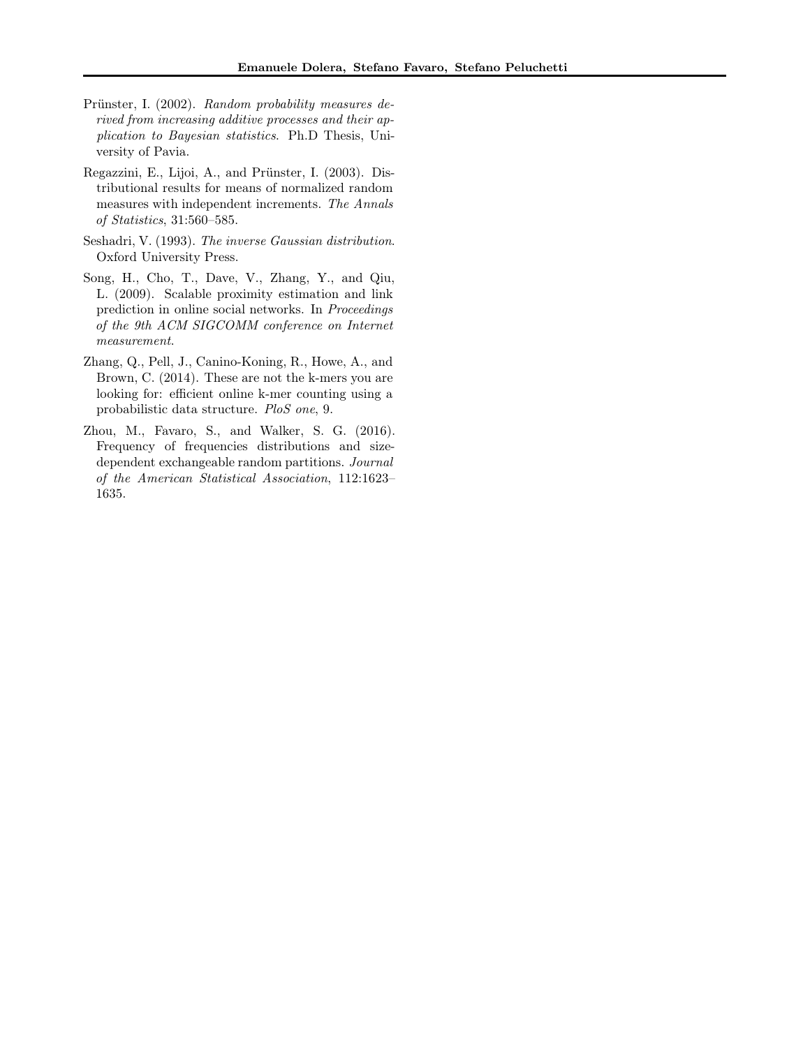Prünster, I. (2002). *Random probability measures derived from increasing additive processes and their application to Bayesian statistics*. Ph.D Thesis, University of Pavia.

Regazzini, E., Lijoi, A., and Prünster, I. (2003). Distributional results for means of normalized random measures with independent increments. *The Annals of Statistics*, 31:560–585.

Seshadri, V. (1993). *The inverse Gaussian distribution*. Oxford University Press.

Song, H., Cho, T., Dave, V., Zhang, Y., and Qiu, L. (2009). Scalable proximity estimation and link prediction in online social networks. In *Proceedings of the 9th ACM SIGCOMM conference on Internet measurement*.

Zhang, Q., Pell, J., Canino-Koning, R., Howe, A., and Brown, C. (2014). These are not the k-mers you are looking for: efficient online k-mer counting using a probabilistic data structure. *PloS one*, 9.

Zhou, M., Favaro, S., and Walker, S. G. (2016). Frequency of frequencies distributions and size-dependent exchangeable random partitions. *Journal of the American Statistical Association*, 112:1623–1635.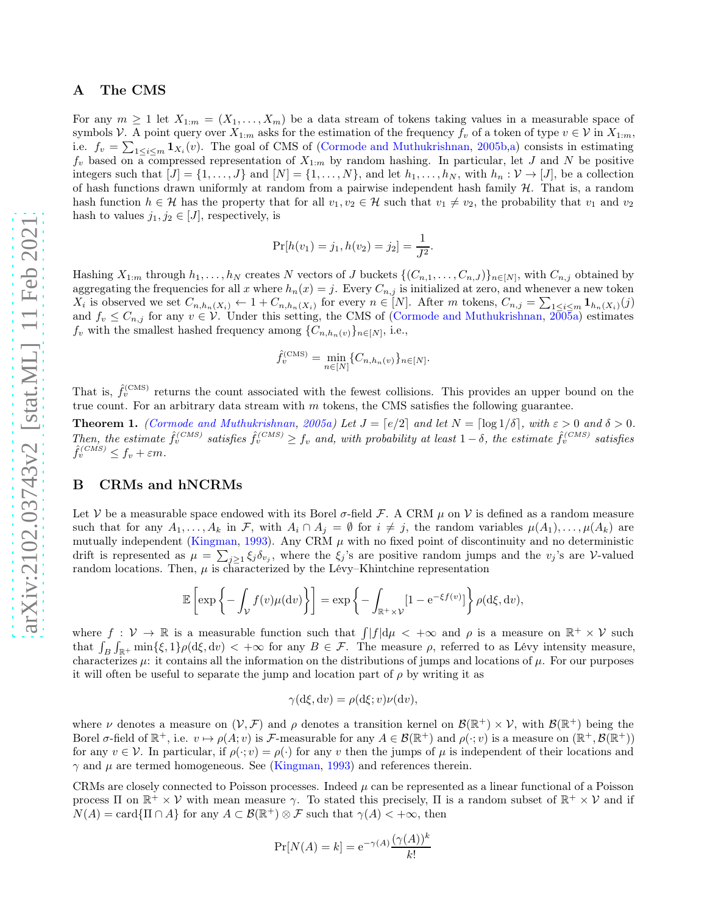## A The CMS

For any $m \geq 1$ let $X_{1:m} = (X_1, \ldots, X_m)$ be a data stream of tokens taking values in a measurable space of symbols $\mathcal{V}$. A point query over $X_{1:m}$ asks for the estimation of the frequency $f_v$ of a token of type $v \in \mathcal{V}$ in $X_{1:m}$, i.e. $f_v = \sum_{1 \leq i \leq m} \mathbf{1}_{X_i}(v)$. The goal of CMS of (Cormode and Muthukrishnan, 2005b,a) consists in estimating $f_v$ based on a compressed representation of $X_{1:m}$ by random hashing. In particular, let $J$ and $N$ be positive integers such that $[J] = \{1, \ldots, J\}$ and $[N] = \{1, \ldots, N\}$, and let $h_1, \ldots, h_N$, with $h_n : \mathcal{V} \to [J]$, be a collection of hash functions drawn uniformly at random from a pairwise independent hash family $\mathcal{H}$. That is, a random hash function $h \in \mathcal{H}$ has the property that for all $v_1, v_2 \in \mathcal{H}$ such that $v_1 \neq v_2$, the probability that $v_1$ and $v_2$ hash to values $j_1, j_2 \in [J]$, respectively, is

$$\Pr[h(v_1) = j_1, h(v_2) = j_2] = \frac{1}{J^2}.$$

Hashing $X_{1:m}$ through $h_1, \ldots, h_N$ creates $N$ vectors of $J$ buckets $\{(C_{n,1}, \ldots, C_{n,J})\}_{n \in [N]}$, with $C_{n,j}$ obtained by aggregating the frequencies for all $x$ where $h_n(x) = j$. Every $C_{n,j}$ is initialized at zero, and whenever a new token $X_i$ is observed we set $C_{n,h_n(X_i)} \leftarrow 1 + C_{n,h_n(X_i)}$ for every $n \in [N]$. After $m$ tokens, $C_{n,j} = \sum_{1 \leq i \leq m} \mathbf{1}_{h_n(X_i)}(j)$ and $f_v \leq C_{n,j}$ for any $v \in \mathcal{V}$. Under this setting, the CMS of (Cormode and Muthukrishnan, 2005a) estimates $f_v$ with the smallest hashed frequency among $\{C_{n,h_n(v)}\}_{n \in [N]}$, i.e.,

$$\hat{f}_v^{(\mathrm{CMS})} = \min_{n \in [N]} \{C_{n,h_n(v)}\}_{n \in [N]}.$$

That is, $\hat{f}_v^{(\mathrm{CMS})}$ returns the count associated with the fewest collisions. This provides an upper bound on the true count. For an arbitrary data stream with $m$ tokens, the CMS satisfies the following guarantee.

**Theorem 1.** *(Cormode and Muthukrishnan, 2005a) Let $J = \lceil e/2 \rceil$ and let $N = \lceil \log 1/\delta \rceil$, with $\varepsilon > 0$ and $\delta > 0$. Then, the estimate $\hat{f}_v^{(CMS)}$ satisfies $\hat{f}_v^{(CMS)} \geq f_v$ and, with probability at least $1 - \delta$, the estimate $\hat{f}_v^{(CMS)}$ satisfies $\hat{f}_v^{(CMS)} \leq f_v + \varepsilon m$.*

## B CRMs and hNCRMs

Let $\mathcal{V}$ be a measurable space endowed with its Borel $\sigma$-field $\mathcal{F}$. A CRM $\mu$ on $\mathcal{V}$ is defined as a random measure such that for any $A_1, \ldots, A_k$ in $\mathcal{F}$, with $A_i \cap A_j = \emptyset$ for $i \neq j$, the random variables $\mu(A_1), \ldots, \mu(A_k)$ are mutually independent (Kingman, 1993). Any CRM $\mu$ with no fixed point of discontinuity and no deterministic drift is represented as $\mu = \sum_{j \geq 1} \xi_j \delta_{v_j}$, where the $\xi_j$'s are positive random jumps and the $v_j$'s are $\mathcal{V}$-valued random locations. Then, $\mu$ is characterized by the Lévy–Khintchine representation

$$\mathbb{E}\left[\exp\left\{-\int_{\mathcal{V}} f(v)\mu(\mathrm{d}v)\right\}\right] = \exp\left\{-\int_{\mathbb{R}^+ \times \mathcal{V}} [1 - \mathrm{e}^{-\xi f(v)}]\right\} \rho(\mathrm{d}\xi, \mathrm{d}v),$$

where $f : \mathcal{V} \to \mathbb{R}$ is a measurable function such that $\int |f| \mathrm{d}\mu < +\infty$ and $\rho$ is a measure on $\mathbb{R}^+ \times \mathcal{V}$ such that $\int_B \int_{\mathbb{R}^+} \min\{\xi, 1\} \rho(\mathrm{d}\xi, \mathrm{d}v) < +\infty$ for any $B \in \mathcal{F}$. The measure $\rho$, referred to as Lévy intensity measure, characterizes $\mu$: it contains all the information on the distributions of jumps and locations of $\mu$. For our purposes it will often be useful to separate the jump and location part of $\rho$ by writing it as

$$\gamma(\mathrm{d}\xi, \mathrm{d}v) = \rho(\mathrm{d}\xi; v)\nu(\mathrm{d}v),$$

where $\nu$ denotes a measure on $(\mathcal{V}, \mathcal{F})$ and $\rho$ denotes a transition kernel on $\mathcal{B}(\mathbb{R}^+) \times \mathcal{V}$, with $\mathcal{B}(\mathbb{R}^+)$ being the Borel $\sigma$-field of $\mathbb{R}^+$, i.e. $v \mapsto \rho(A; v)$ is $\mathcal{F}$-measurable for any $A \in \mathcal{B}(\mathbb{R}^+)$ and $\rho(\cdot; v)$ is a measure on $(\mathbb{R}^+, \mathcal{B}(\mathbb{R}^+))$ for any $v \in \mathcal{V}$. In particular, if $\rho(\cdot; v) = \rho(\cdot)$ for any $v$ then the jumps of $\mu$ is independent of their locations and $\gamma$ and $\mu$ are termed homogeneous. See (Kingman, 1993) and references therein.

CRMs are closely connected to Poisson processes. Indeed $\mu$ can be represented as a linear functional of a Poisson process $\Pi$ on $\mathbb{R}^+ \times \mathcal{V}$ with mean measure $\gamma$. To stated this precisely, $\Pi$ is a random subset of $\mathbb{R}^+ \times \mathcal{V}$ and if $N(A) = \mathrm{card}\{\Pi \cap A\}$ for any $A \subset \mathcal{B}(\mathbb{R}^+) \otimes \mathcal{F}$ such that $\gamma(A) < +\infty$, then

$$\Pr[N(A) = k] = \mathrm{e}^{-\gamma(A)} \frac{(\gamma(A))^k}{k!}$$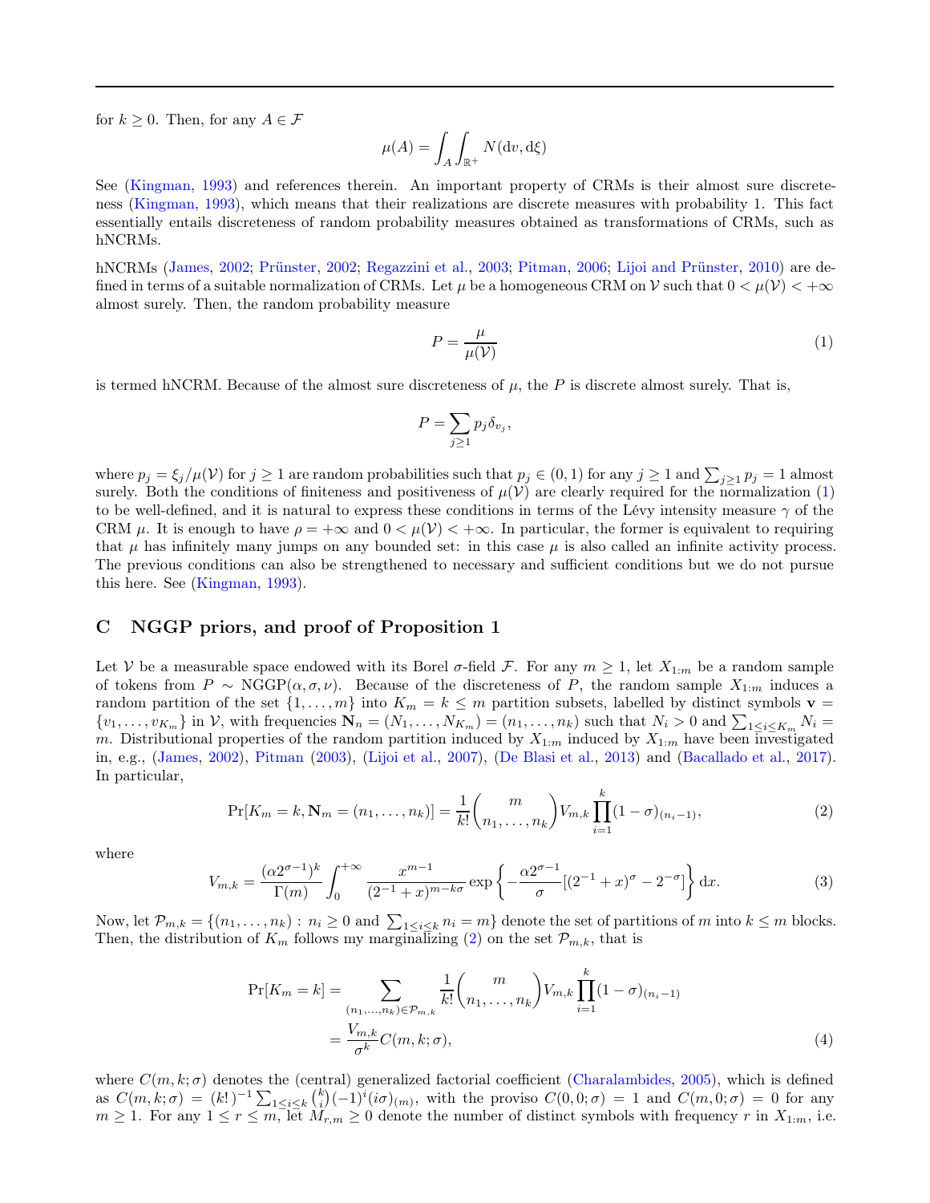for $k \geq 0$. Then, for any $A \in \mathcal{F}$

$$\mu(A) = \int_A \int_{\mathbb{R}^+} N(\mathrm{d}v, \mathrm{d}\xi)$$

See (Kingman, 1993) and references therein. An important property of CRMs is their almost sure discreteness (Kingman, 1993), which means that their realizations are discrete measures with probability 1. This fact essentially entails discreteness of random probability measures obtained as transformations of CRMs, such as hNCRMs.

hNCRMs (James, 2002; Prünster, 2002; Regazzini et al., 2003; Pitman, 2006; Lijoi and Prünster, 2010) are defined in terms of a suitable normalization of CRMs. Let $\mu$ be a homogeneous CRM on $\mathcal{V}$ such that $0 < \mu(\mathcal{V}) < +\infty$ almost surely. Then, the random probability measure

$$P = \frac{\mu}{\mu(\mathcal{V})} \tag{1}$$

is termed hNCRM. Because of the almost sure discreteness of $\mu$, the $P$ is discrete almost surely. That is,

$$P = \sum_{j \geq 1} p_j \delta_{v_j},$$

where $p_j = \xi_j / \mu(\mathcal{V})$ for $j \geq 1$ are random probabilities such that $p_j \in (0, 1)$ for any $j \geq 1$ and $\sum_{j \geq 1} p_j = 1$ almost surely. Both the conditions of finiteness and positiveness of $\mu(\mathcal{V})$ are clearly required for the normalization (1) to be well-defined, and it is natural to express these conditions in terms of the Lévy intensity measure $\gamma$ of the CRM $\mu$. It is enough to have $\rho = +\infty$ and $0 < \mu(\mathcal{V}) < +\infty$. In particular, the former is equivalent to requiring that $\mu$ has infinitely many jumps on any bounded set: in this case $\mu$ is also called an infinite activity process. The previous conditions can also be strengthened to necessary and sufficient conditions but we do not pursue this here. See (Kingman, 1993).

## C NGGP priors, and proof of Proposition 1

Let $\mathcal{V}$ be a measurable space endowed with its Borel $\sigma$-field $\mathcal{F}$. For any $m \geq 1$, let $X_{1:m}$ be a random sample of tokens from $P \sim \mathrm{NGGP}(\alpha, \sigma, \nu)$. Because of the discreteness of $P$, the random sample $X_{1:m}$ induces a random partition of the set $\{1, \ldots, m\}$ into $K_m = k \leq m$ partition subsets, labelled by distinct symbols $\mathbf{v} = \{v_1, \ldots, v_{K_m}\}$ in $\mathcal{V}$, with frequencies $\mathbf{N}_n = (N_1, \ldots, N_{K_m}) = (n_1, \ldots, n_k)$ such that $N_i > 0$ and $\sum_{1 \leq i \leq K_m} N_i = m$. Distributional properties of the random partition induced by $X_{1:m}$ induced by $X_{1:m}$ have been investigated in, e.g., (James, 2002), Pitman (2003), (Lijoi et al., 2007), (De Blasi et al., 2013) and (Bacallado et al., 2017). In particular,

$$\Pr[K_m = k, \mathbf{N}_m = (n_1, \ldots, n_k)] = \frac{1}{k!} \binom{m}{n_1, \ldots, n_k} V_{m,k} \prod_{i=1}^{k} (1 - \sigma)_{(n_i - 1)}, \tag{2}$$

where

$$V_{m,k} = \frac{(\alpha 2^{\sigma-1})^k}{\Gamma(m)} \int_0^{+\infty} \frac{x^{m-1}}{(2^{-1} + x)^{m - k\sigma}} \exp\left\{ -\frac{\alpha 2^{\sigma-1}}{\sigma} [(2^{-1} + x)^{\sigma} - 2^{-\sigma}] \right\} \mathrm{d}x. \tag{3}$$

Now, let $\mathcal{P}_{m,k} = \{(n_1, \ldots, n_k) : n_i \geq 0 \text{ and } \sum_{1 \leq i \leq k} n_i = m\}$ denote the set of partitions of $m$ into $k \leq m$ blocks. Then, the distribution of $K_m$ follows my marginalizing (2) on the set $\mathcal{P}_{m,k}$, that is

$$\begin{aligned}
\Pr[K_m = k] &= \sum_{(n_1, \ldots, n_k) \in \mathcal{P}_{m,k}} \frac{1}{k!} \binom{m}{n_1, \ldots, n_k} V_{m,k} \prod_{i=1}^{k} (1 - \sigma)_{(n_i - 1)} \\
&= \frac{V_{m,k}}{\sigma^k} C(m, k; \sigma),
\end{aligned} \tag{4}$$

where $C(m, k; \sigma)$ denotes the (central) generalized factorial coefficient (Charalambides, 2005), which is defined as $C(m, k; \sigma) = (k!)^{-1} \sum_{1 \leq i \leq k} \binom{k}{i} (-1)^i (i\sigma)_{(m)}$, with the proviso $C(0, 0; \sigma) = 1$ and $C(m, 0; \sigma) = 0$ for any $m \geq 1$. For any $1 \leq r \leq m$, let $M_{r,m} \geq 0$ denote the number of distinct symbols with frequency $r$ in $X_{1:m}$, i.e.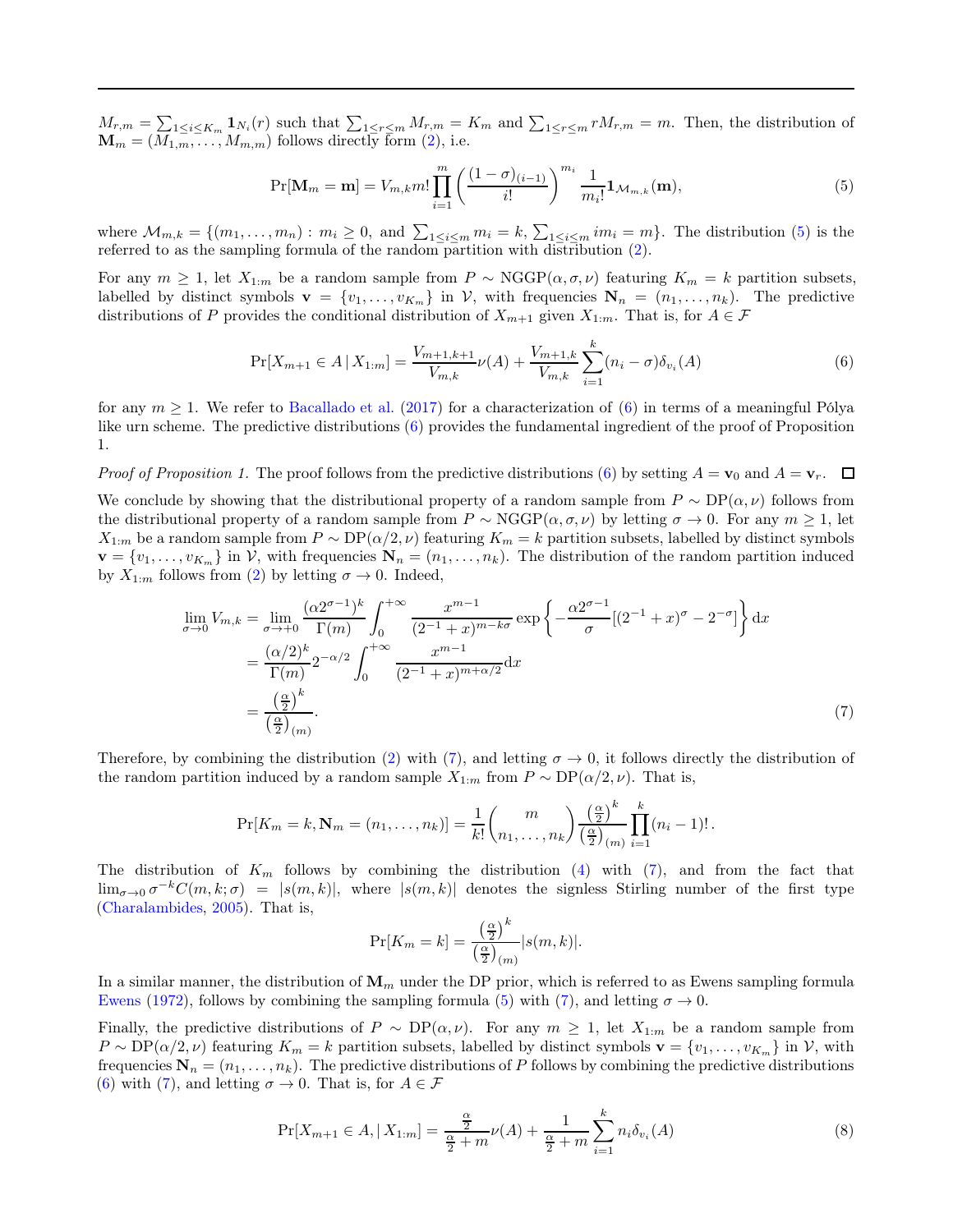$M_{r,m} = \sum_{1 \leq i \leq K_m} \mathbf{1}_{N_i}(r)$ such that $\sum_{1 \leq r \leq m} M_{r,m} = K_m$ and $\sum_{1 \leq r \leq m} r M_{r,m} = m$. Then, the distribution of $\mathbf{M}_m = (M_{1,m}, \ldots, M_{m,m})$ follows directly form (2), i.e.

$$
\Pr[\mathbf{M}_m = \mathbf{m}] = V_{m,k} m! \prod_{i=1}^{m} \left( \frac{(1-\sigma)_{(i-1)}}{i!} \right)^{m_i} \frac{1}{m_i!} \mathbf{1}_{\mathcal{M}_{m,k}}(\mathbf{m}), \tag{5}
$$

where $\mathcal{M}_{m,k} = \{(m_1, \ldots, m_n) : m_i \geq 0, \text{ and } \sum_{1 \leq i \leq m} m_i = k, \sum_{1 \leq i \leq m} i m_i = m\}$. The distribution (5) is the referred to as the sampling formula of the random partition with distribution (2).

For any $m \geq 1$, let $X_{1:m}$ be a random sample from $P \sim \mathrm{NGGP}(\alpha, \sigma, \nu)$ featuring $K_m = k$ partition subsets, labelled by distinct symbols $\mathbf{v} = \{v_1, \ldots, v_{K_m}\}$ in $\mathcal{V}$, with frequencies $\mathbf{N}_n = (n_1, \ldots, n_k)$. The predictive distributions of $P$ provides the conditional distribution of $X_{m+1}$ given $X_{1:m}$. That is, for $A \in \mathcal{F}$

$$
\Pr[X_{m+1} \in A \,|\, X_{1:m}] = \frac{V_{m+1,k+1}}{V_{m,k}} \nu(A) + \frac{V_{m+1,k}}{V_{m,k}} \sum_{i=1}^{k} (n_i - \sigma) \delta_{v_i}(A) \tag{6}
$$

for any $m \geq 1$. We refer to Bacallado et al. (2017) for a characterization of (6) in terms of a meaningful Pólya like urn scheme. The predictive distributions (6) provides the fundamental ingredient of the proof of Proposition 1.

*Proof of Proposition 1.* The proof follows from the predictive distributions (6) by setting $A = \mathbf{v}_0$ and $A = \mathbf{v}_r$. □

We conclude by showing that the distributional property of a random sample from $P \sim \mathrm{DP}(\alpha, \nu)$ follows from the distributional property of a random sample from $P \sim \mathrm{NGGP}(\alpha, \sigma, \nu)$ by letting $\sigma \to 0$. For any $m \geq 1$, let $X_{1:m}$ be a random sample from $P \sim \mathrm{DP}(\alpha/2, \nu)$ featuring $K_m = k$ partition subsets, labelled by distinct symbols $\mathbf{v} = \{v_1, \ldots, v_{K_m}\}$ in $\mathcal{V}$, with frequencies $\mathbf{N}_n = (n_1, \ldots, n_k)$. The distribution of the random partition induced by $X_{1:m}$ follows from (2) by letting $\sigma \to 0$. Indeed,

$$
\begin{aligned}
\lim_{\sigma \to 0} V_{m,k} &= \lim_{\sigma \to +0} \frac{(\alpha 2^{\sigma-1})^k}{\Gamma(m)} \int_0^{+\infty} \frac{x^{m-1}}{(2^{-1} + x)^{m-k\sigma}} \exp\left\{ -\frac{\alpha 2^{\sigma-1}}{\sigma} [(2^{-1} + x)^{\sigma} - 2^{-\sigma}] \right\} \mathrm{d}x \\
&= \frac{(\alpha/2)^k}{\Gamma(m)} 2^{-\alpha/2} \int_0^{+\infty} \frac{x^{m-1}}{(2^{-1} + x)^{m+\alpha/2}} \mathrm{d}x \\
&= \frac{\left(\frac{\alpha}{2}\right)^k}{\left(\frac{\alpha}{2}\right)_{(m)}}.
\end{aligned} \tag{7}
$$

Therefore, by combining the distribution (2) with (7), and letting $\sigma \to 0$, it follows directly the distribution of the random partition induced by a random sample $X_{1:m}$ from $P \sim \mathrm{DP}(\alpha/2, \nu)$. That is,

$$
\Pr[K_m = k, \mathbf{N}_m = (n_1, \ldots, n_k)] = \frac{1}{k!} \binom{m}{n_1, \ldots, n_k} \frac{\left(\frac{\alpha}{2}\right)^k}{\left(\frac{\alpha}{2}\right)_{(m)}} \prod_{i=1}^{k} (n_i - 1)!\,.
$$

The distribution of $K_m$ follows by combining the distribution (4) with (7), and from the fact that $\lim_{\sigma \to 0} \sigma^{-k} C(m, k; \sigma) = |s(m, k)|$, where $|s(m, k)|$ denotes the signless Stirling number of the first type (Charalambides, 2005). That is,

$$
\Pr[K_m = k] = \frac{\left(\frac{\alpha}{2}\right)^k}{\left(\frac{\alpha}{2}\right)_{(m)}} |s(m, k)|.
$$

In a similar manner, the distribution of $\mathbf{M}_m$ under the DP prior, which is referred to as Ewens sampling formula Ewens (1972), follows by combining the sampling formula (5) with (7), and letting $\sigma \to 0$.

Finally, the predictive distributions of $P \sim \mathrm{DP}(\alpha, \nu)$. For any $m \geq 1$, let $X_{1:m}$ be a random sample from $P \sim \mathrm{DP}(\alpha/2, \nu)$ featuring $K_m = k$ partition subsets, labelled by distinct symbols $\mathbf{v} = \{v_1, \ldots, v_{K_m}\}$ in $\mathcal{V}$, with frequencies $\mathbf{N}_n = (n_1, \ldots, n_k)$. The predictive distributions of $P$ follows by combining the predictive distributions (6) with (7), and letting $\sigma \to 0$. That is, for $A \in \mathcal{F}$

$$
\Pr[X_{m+1} \in A, \,|\, X_{1:m}] = \frac{\frac{\alpha}{2}}{\frac{\alpha}{2} + m} \nu(A) + \frac{1}{\frac{\alpha}{2} + m} \sum_{i=1}^{k} n_i \delta_{v_i}(A) \tag{8}
$$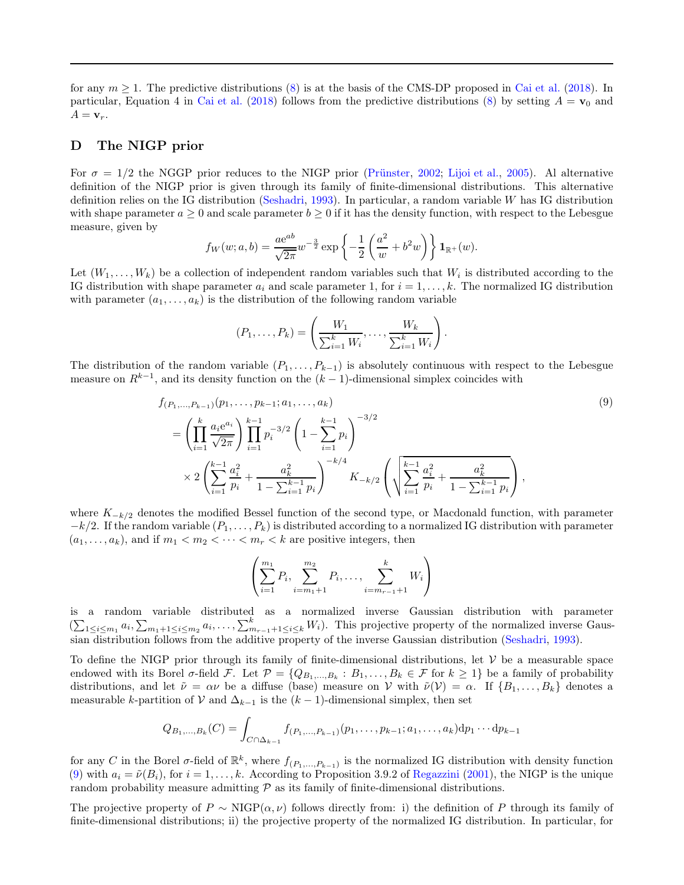for any $m \geq 1$. The predictive distributions (8) is at the basis of the CMS-DP proposed in Cai et al. (2018). In particular, Equation 4 in Cai et al. (2018) follows from the predictive distributions (8) by setting $A = \mathbf{v}_0$ and $A = \mathbf{v}_r$.

## D The NIGP prior

For $\sigma = 1/2$ the NGGP prior reduces to the NIGP prior (Prünster, 2002; Lijoi et al., 2005). Al alternative definition of the NIGP prior is given through its family of finite-dimensional distributions. This alternative definition relies on the IG distribution (Seshadri, 1993). In particular, a random variable $W$ has IG distribution with shape parameter $a \geq 0$ and scale parameter $b \geq 0$ if it has the density function, with respect to the Lebesgue measure, given by

$$f_W(w; a, b) = \frac{a e^{ab}}{\sqrt{2\pi}} w^{-\frac{3}{2}} \exp\left\{-\frac{1}{2}\left(\frac{a^2}{w} + b^2 w\right)\right\} \mathbf{1}_{\mathbb{R}^+}(w).$$

Let $(W_1, \ldots, W_k)$ be a collection of independent random variables such that $W_i$ is distributed according to the IG distribution with shape parameter $a_i$ and scale parameter 1, for $i = 1, \ldots, k$. The normalized IG distribution with parameter $(a_1, \ldots, a_k)$ is the distribution of the following random variable

$$(P_1, \ldots, P_k) = \left(\frac{W_1}{\sum_{i=1}^k W_i}, \ldots, \frac{W_k}{\sum_{i=1}^k W_i}\right).$$

The distribution of the random variable $(P_1, \ldots, P_{k-1})$ is absolutely continuous with respect to the Lebesgue measure on $R^{k-1}$, and its density function on the $(k-1)$-dimensional simplex coincides with

$$\begin{aligned}
&f_{(P_1,\ldots,P_{k-1})}(p_1, \ldots, p_{k-1}; a_1, \ldots, a_k) \\
&= \left(\prod_{i=1}^{k} \frac{a_i e^{a_i}}{\sqrt{2\pi}}\right) \prod_{i=1}^{k-1} p_i^{-3/2} \left(1 - \sum_{i=1}^{k-1} p_i\right)^{-3/2} \\
&\quad \times 2 \left(\sum_{i=1}^{k-1} \frac{a_i^2}{p_i} + \frac{a_k^2}{1 - \sum_{i=1}^{k-1} p_i}\right)^{-k/4} K_{-k/2}\left(\sqrt{\sum_{i=1}^{k-1} \frac{a_i^2}{p_i} + \frac{a_k^2}{1 - \sum_{i=1}^{k-1} p_i}}\right),
\end{aligned} \tag{9}$$

where $K_{-k/2}$ denotes the modified Bessel function of the second type, or Macdonald function, with parameter $-k/2$. If the random variable $(P_1, \ldots, P_k)$ is distributed according to a normalized IG distribution with parameter $(a_1, \ldots, a_k)$, and if $m_1 < m_2 < \cdots < m_r < k$ are positive integers, then

$$\left(\sum_{i=1}^{m_1} P_i, \sum_{i=m_1+1}^{m_2} P_i, \ldots, \sum_{i=m_{r-1}+1}^{k} W_i\right)$$

is a random variable distributed as a normalized inverse Gaussian distribution with parameter $(\sum_{1 \leq i \leq m_1} a_i, \sum_{m_1+1 \leq i \leq m_2} a_i, \ldots, \sum_{m_{r-1}+1 \leq i \leq k}^{k} W_i)$. This projective property of the normalized inverse Gaussian distribution follows from the additive property of the inverse Gaussian distribution (Seshadri, 1993).

To define the NIGP prior through its family of finite-dimensional distributions, let $\mathcal{V}$ be a measurable space endowed with its Borel $\sigma$-field $\mathcal{F}$. Let $\mathcal{P} = \{Q_{B_1,\ldots,B_k} : B_1, \ldots, B_k \in \mathcal{F} \text{ for } k \geq 1\}$ be a family of probability distributions, and let $\tilde{\nu} = \alpha\nu$ be a diffuse (base) measure on $\mathcal{V}$ with $\tilde{\nu}(\mathcal{V}) = \alpha$. If $\{B_1, \ldots, B_k\}$ denotes a measurable $k$-partition of $\mathcal{V}$ and $\Delta_{k-1}$ is the $(k-1)$-dimensional simplex, then set

$$Q_{B_1,\ldots,B_k}(C) = \int_{C \cap \Delta_{k-1}} f_{(P_1,\ldots,P_{k-1})}(p_1, \ldots, p_{k-1}; a_1, \ldots, a_k) \mathrm{d}p_1 \cdots \mathrm{d}p_{k-1}$$

for any $C$ in the Borel $\sigma$-field of $\mathbb{R}^k$, where $f_{(P_1,\ldots,P_{k-1})}$ is the normalized IG distribution with density function (9) with $a_i = \tilde{\nu}(B_i)$, for $i = 1, \ldots, k$. According to Proposition 3.9.2 of Regazzini (2001), the NIGP is the unique random probability measure admitting $\mathcal{P}$ as its family of finite-dimensional distributions.

The projective property of $P \sim \text{NIGP}(\alpha, \nu)$ follows directly from: i) the definition of $P$ through its family of finite-dimensional distributions; ii) the projective property of the normalized IG distribution. In particular, for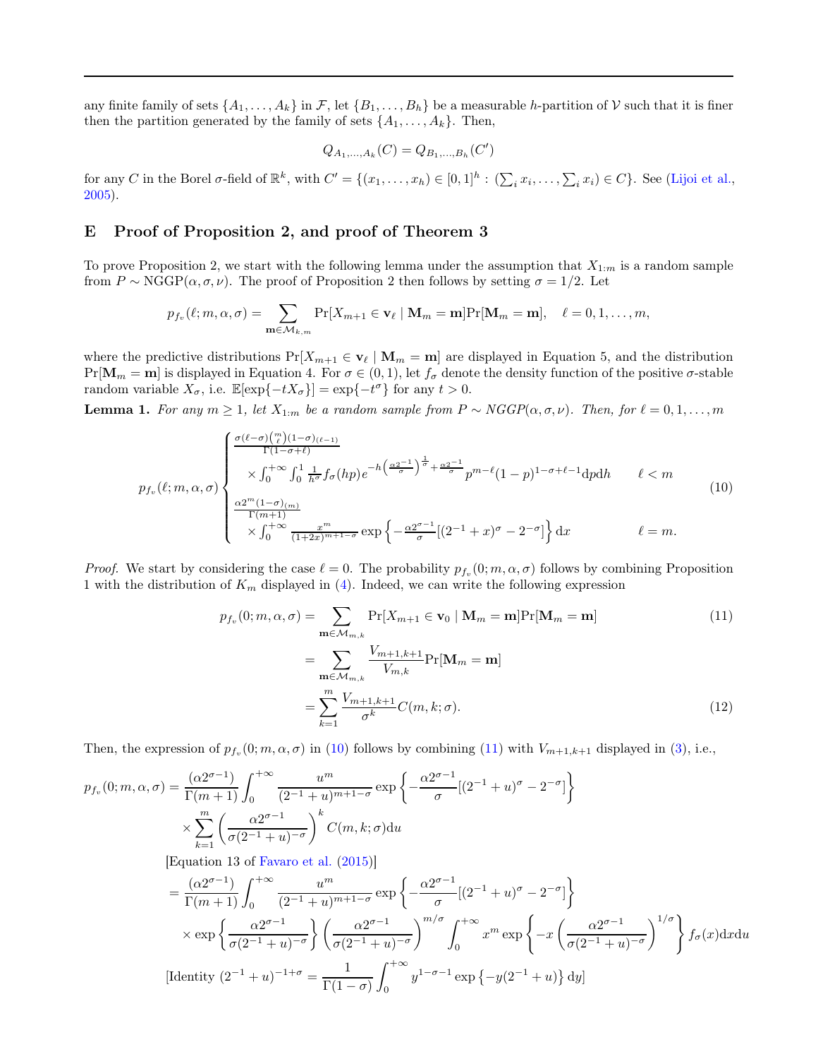any finite family of sets $\{A_1, \dots, A_k\}$ in $\mathcal{F}$, let $\{B_1, \dots, B_h\}$ be a measurable $h$-partition of $\mathcal{V}$ such that it is finer then the partition generated by the family of sets $\{A_1, \dots, A_k\}$. Then,

$$Q_{A_1,\dots,A_k}(C) = Q_{B_1,\dots,B_h}(C')$$

for any $C$ in the Borel $\sigma$-field of $\mathbb{R}^k$, with $C' = \{(x_1, \dots, x_h) \in [0,1]^h : (\sum_i x_i, \dots, \sum_i x_i) \in C\}$. See (Lijoi et al., 2005).

## E Proof of Proposition 2, and proof of Theorem 3

To prove Proposition 2, we start with the following lemma under the assumption that $X_{1:m}$ is a random sample from $P \sim \text{NGGP}(\alpha, \sigma, \nu)$. The proof of Proposition 2 then follows by setting $\sigma = 1/2$. Let

$$p_{f_v}(\ell; m, \alpha, \sigma) = \sum_{\mathbf{m} \in \mathcal{M}_{k,m}} \Pr[X_{m+1} \in \mathbf{v}_\ell \mid \mathbf{M}_m = \mathbf{m}] \Pr[\mathbf{M}_m = \mathbf{m}], \quad \ell = 0, 1, \dots, m,$$

where the predictive distributions $\Pr[X_{m+1} \in \mathbf{v}_\ell \mid \mathbf{M}_m = \mathbf{m}]$ are displayed in Equation 5, and the distribution $\Pr[\mathbf{M}_m = \mathbf{m}]$ is displayed in Equation 4. For $\sigma \in (0,1)$, let $f_\sigma$ denote the density function of the positive $\sigma$-stable random variable $X_\sigma$, i.e. $\mathbb{E}[\exp\{-tX_\sigma\}] = \exp\{-t^\sigma\}$ for any $t > 0$.

**Lemma 1.** *For any $m \geq 1$, let $X_{1:m}$ be a random sample from $P \sim NGGP(\alpha, \sigma, \nu)$. Then, for $\ell = 0, 1, \dots, m$*

$$p_{f_v}(\ell; m, \alpha, \sigma) \begin{cases} \frac{\sigma(\ell-\sigma)\binom{m}{\ell}(1-\sigma)_{(\ell-1)}}{\Gamma(1-\sigma+\ell)} \\ \quad \times \int_0^{+\infty} \int_0^1 \frac{1}{h^\sigma} f_\sigma(hp) e^{-h\left(\frac{\alpha 2^{-1}}{\sigma}\right)^{\frac{1}{\sigma}} + \frac{\alpha 2^{-1}}{\sigma}} p^{m-\ell}(1-p)^{1-\sigma+\ell-1} \mathrm{d}p \mathrm{d}h & \ell < m \\ \frac{\alpha 2^m (1-\sigma)_{(m)}}{\Gamma(m+1)} \\ \quad \times \int_0^{+\infty} \frac{x^m}{(1+2x)^{m+1-\sigma}} \exp\left\{-\frac{\alpha 2^{\sigma-1}}{\sigma}[(2^{-1}+x)^\sigma - 2^{-\sigma}]\right\} \mathrm{d}x & \ell = m. \end{cases} \tag{10}$$

*Proof.* We start by considering the case $\ell = 0$. The probability $p_{f_v}(0; m, \alpha, \sigma)$ follows by combining Proposition 1 with the distribution of $K_m$ displayed in (4). Indeed, we can write the following expression

$$\begin{aligned} p_{f_v}(0; m, \alpha, \sigma) &= \sum_{\mathbf{m} \in \mathcal{M}_{m,k}} \Pr[X_{m+1} \in \mathbf{v}_0 \mid \mathbf{M}_m = \mathbf{m}] \Pr[\mathbf{M}_m = \mathbf{m}] \qquad (11) \\ &= \sum_{\mathbf{m} \in \mathcal{M}_{m,k}} \frac{V_{m+1,k+1}}{V_{m,k}} \Pr[\mathbf{M}_m = \mathbf{m}] \\ &= \sum_{k=1}^m \frac{V_{m+1,k+1}}{\sigma^k} C(m, k; \sigma). \qquad (12) \end{aligned}$$

Then, the expression of $p_{f_v}(0; m, \alpha, \sigma)$ in (10) follows by combining (11) with $V_{m+1,k+1}$ displayed in (3), i.e.,

$$\begin{aligned} p_{f_v}(0; m, \alpha, \sigma) &= \frac{(\alpha 2^{\sigma-1})}{\Gamma(m+1)} \int_0^{+\infty} \frac{u^m}{(2^{-1}+u)^{m+1-\sigma}} \exp\left\{-\frac{\alpha 2^{\sigma-1}}{\sigma}[(2^{-1}+u)^\sigma - 2^{-\sigma}]\right\} \\ &\quad \times \sum_{k=1}^m \left(\frac{\alpha 2^{\sigma-1}}{\sigma(2^{-1}+u)^{-\sigma}}\right)^k C(m, k; \sigma) \mathrm{d}u \end{aligned}$$

[Equation 13 of Favaro et al. (2015)]

$$\begin{aligned} &= \frac{(\alpha 2^{\sigma-1})}{\Gamma(m+1)} \int_0^{+\infty} \frac{u^m}{(2^{-1}+u)^{m+1-\sigma}} \exp\left\{-\frac{\alpha 2^{\sigma-1}}{\sigma}[(2^{-1}+u)^\sigma - 2^{-\sigma}]\right\} \\ &\quad \times \exp\left\{\frac{\alpha 2^{\sigma-1}}{\sigma(2^{-1}+u)^{-\sigma}}\right\} \left(\frac{\alpha 2^{\sigma-1}}{\sigma(2^{-1}+u)^{-\sigma}}\right)^{m/\sigma} \int_0^{+\infty} x^m \exp\left\{-x\left(\frac{\alpha 2^{\sigma-1}}{\sigma(2^{-1}+u)^{-\sigma}}\right)^{1/\sigma}\right\} f_\sigma(x) \mathrm{d}x \mathrm{d}u \end{aligned}$$

[Identity $(2^{-1}+u)^{-1+\sigma} = \frac{1}{\Gamma(1-\sigma)} \int_0^{+\infty} y^{1-\sigma-1} \exp\{-y(2^{-1}+u)\} \mathrm{d}y$]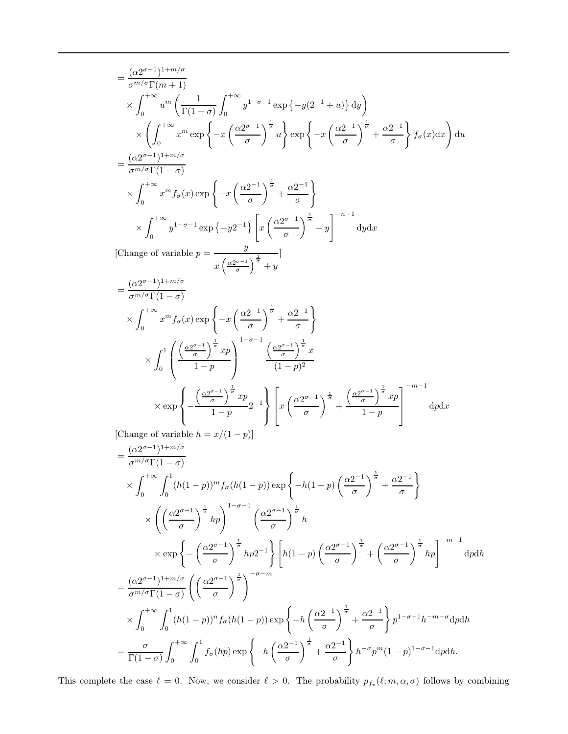$$
\begin{aligned}
&= \frac{(\alpha 2^{\sigma-1})^{1+m/\sigma}}{\sigma^{m/\sigma}\Gamma(m+1)} \\
&\quad \times \int_0^{+\infty} u^m \left( \frac{1}{\Gamma(1-\sigma)} \int_0^{+\infty} y^{1-\sigma-1} \exp\left\{-y(2^{-1}+u)\right\} \mathrm{d}y \right) \\
&\quad\quad \times \left( \int_0^{+\infty} x^m \exp\left\{ -x \left( \frac{\alpha 2^{\sigma-1}}{\sigma} \right)^{\frac{1}{\sigma}} u \right\} \exp\left\{ -x \left( \frac{\alpha 2^{-1}}{\sigma} \right)^{\frac{1}{\sigma}} + \frac{\alpha 2^{-1}}{\sigma} \right\} f_\sigma(x) \mathrm{d}x \right) \mathrm{d}u \\
&= \frac{(\alpha 2^{\sigma-1})^{1+m/\sigma}}{\sigma^{m/\sigma}\Gamma(1-\sigma)} \\
&\quad \times \int_0^{+\infty} x^m f_\sigma(x) \exp\left\{ -x \left( \frac{\alpha 2^{-1}}{\sigma} \right)^{\frac{1}{\sigma}} + \frac{\alpha 2^{-1}}{\sigma} \right\} \\
&\quad\quad \times \int_0^{+\infty} y^{1-\sigma-1} \exp\left\{-y 2^{-1}\right\} \left[ x \left( \frac{\alpha 2^{\sigma-1}}{\sigma} \right)^{\frac{1}{\sigma}} + y \right]^{-n-1} \mathrm{d}y \mathrm{d}x
\end{aligned}
$$

[Change of variable $p = \dfrac{y}{x\left(\frac{\alpha 2^{\sigma-1}}{\sigma}\right)^{\frac{1}{\sigma}} + y}$]

$$
\begin{aligned}
&= \frac{(\alpha 2^{\sigma-1})^{1+m/\sigma}}{\sigma^{m/\sigma}\Gamma(1-\sigma)} \\
&\quad \times \int_0^{+\infty} x^m f_\sigma(x) \exp\left\{ -x \left( \frac{\alpha 2^{-1}}{\sigma} \right)^{\frac{1}{\sigma}} + \frac{\alpha 2^{-1}}{\sigma} \right\} \\
&\quad\quad \times \int_0^1 \left( \frac{\left(\frac{\alpha 2^{\sigma-1}}{\sigma}\right)^{\frac{1}{\sigma}} xp}{1-p} \right)^{1-\sigma-1} \frac{\left(\frac{\alpha 2^{\sigma-1}}{\sigma}\right)^{\frac{1}{\sigma}} x}{(1-p)^2} \\
&\quad\quad\quad \times \exp\left\{ -\frac{\left(\frac{\alpha 2^{\sigma-1}}{\sigma}\right)^{\frac{1}{\sigma}} xp}{1-p} 2^{-1} \right\} \left[ x \left( \frac{\alpha 2^{\sigma-1}}{\sigma} \right)^{\frac{1}{\sigma}} + \frac{\left(\frac{\alpha 2^{\sigma-1}}{\sigma}\right)^{\frac{1}{\sigma}} xp}{1-p} \right]^{-m-1} \mathrm{d}p \mathrm{d}x
\end{aligned}
$$

[Change of variable $h = x/(1-p)$]

$$
\begin{aligned}
&= \frac{(\alpha 2^{\sigma-1})^{1+m/\sigma}}{\sigma^{m/\sigma}\Gamma(1-\sigma)} \\
&\quad \times \int_0^{+\infty} \int_0^1 (h(1-p))^m f_\sigma(h(1-p)) \exp\left\{ -h(1-p) \left( \frac{\alpha 2^{-1}}{\sigma} \right)^{\frac{1}{\sigma}} + \frac{\alpha 2^{-1}}{\sigma} \right\} \\
&\quad\quad \times \left( \left( \frac{\alpha 2^{\sigma-1}}{\sigma} \right)^{\frac{1}{\sigma}} hp \right)^{1-\sigma-1} \left( \frac{\alpha 2^{\sigma-1}}{\sigma} \right)^{\frac{1}{\sigma}} h \\
&\quad\quad\quad \times \exp\left\{ -\left( \frac{\alpha 2^{\sigma-1}}{\sigma} \right)^{\frac{1}{\sigma}} hp 2^{-1} \right\} \left[ h(1-p) \left( \frac{\alpha 2^{\sigma-1}}{\sigma} \right)^{\frac{1}{\sigma}} + \left( \frac{\alpha 2^{\sigma-1}}{\sigma} \right)^{\frac{1}{\sigma}} hp \right]^{-m-1} \mathrm{d}p \mathrm{d}h \\
&= \frac{(\alpha 2^{\sigma-1})^{1+m/\sigma}}{\sigma^{m/\sigma}\Gamma(1-\sigma)} \left( \left( \frac{\alpha 2^{\sigma-1}}{\sigma} \right)^{\frac{1}{\sigma}} \right)^{-\sigma-m} \\
&\quad \times \int_0^{+\infty} \int_0^1 (h(1-p))^n f_\sigma(h(1-p)) \exp\left\{ -h \left( \frac{\alpha 2^{-1}}{\sigma} \right)^{\frac{1}{\sigma}} + \frac{\alpha 2^{-1}}{\sigma} \right\} p^{1-\sigma-1} h^{-m-\sigma} \mathrm{d}p \mathrm{d}h \\
&= \frac{\sigma}{\Gamma(1-\sigma)} \int_0^{+\infty} \int_0^1 f_\sigma(hp) \exp\left\{ -h \left( \frac{\alpha 2^{-1}}{\sigma} \right)^{\frac{1}{\sigma}} + \frac{\alpha 2^{-1}}{\sigma} \right\} h^{-\sigma} p^m (1-p)^{1-\sigma-1} \mathrm{d}p \mathrm{d}h.
\end{aligned}
$$

This complete the case $\ell = 0$. Now, we consider $\ell > 0$. The probability $p_{f_v}(\ell; m, \alpha, \sigma)$ follows by combining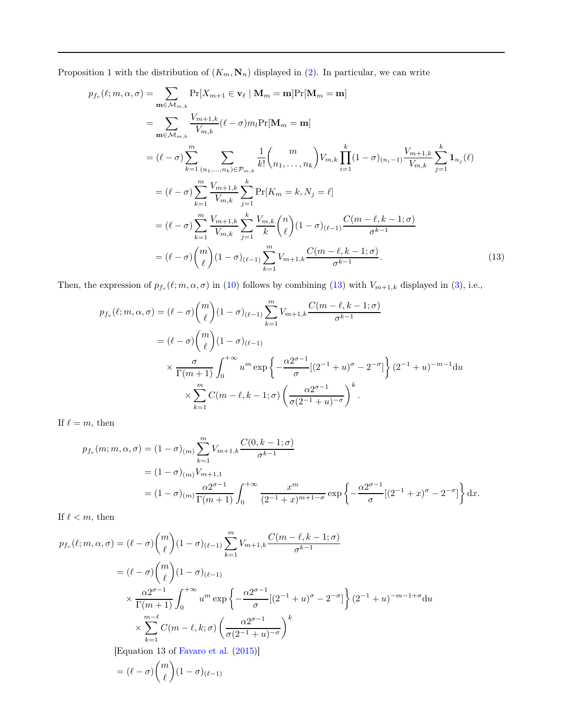Proposition 1 with the distribution of $(K_m, \mathbf{N}_n)$ displayed in (2). In particular, we can write

$$
\begin{aligned}
p_{f_v}(\ell; m, \alpha, \sigma) &= \sum_{\mathbf{m} \in \mathcal{M}_{m,k}} \Pr[X_{m+1} \in \mathbf{v}_\ell \mid \mathbf{M}_m = \mathbf{m}] \Pr[\mathbf{M}_m = \mathbf{m}] \\
&= \sum_{\mathbf{m} \in \mathcal{M}_{m,k}} \frac{V_{m+1,k}}{V_{m,k}} (\ell - \sigma) m_l \Pr[\mathbf{M}_m = \mathbf{m}] \\
&= (\ell - \sigma) \sum_{k=1}^{m} \sum_{(n_1, \ldots, n_k) \in \mathcal{P}_{m,k}} \frac{1}{k!} \binom{m}{n_1, \ldots, n_k} V_{m,k} \prod_{i=1}^{k} (1-\sigma)_{(n_i - 1)} \frac{V_{m+1,k}}{V_{m,k}} \sum_{j=1}^{k} \mathbf{1}_{n_j}(\ell) \\
&= (\ell - \sigma) \sum_{k=1}^{m} \frac{V_{m+1,k}}{V_{m,k}} \sum_{j=1}^{k} \Pr[K_m = k, N_j = \ell] \\
&= (\ell - \sigma) \sum_{k=1}^{m} \frac{V_{m+1,k}}{V_{m,k}} \sum_{j=1}^{k} \frac{V_{m,k}}{k} \binom{n}{\ell} (1-\sigma)_{(\ell-1)} \frac{C(m-\ell, k-1; \sigma)}{\sigma^{k-1}} \\
&= (\ell - \sigma) \binom{m}{\ell} (1-\sigma)_{(\ell-1)} \sum_{k=1}^{m} V_{m+1,k} \frac{C(m-\ell, k-1; \sigma)}{\sigma^{k-1}}.
\end{aligned} \tag{13}
$$

Then, the expression of $p_{f_v}(\ell; m, \alpha, \sigma)$ in (10) follows by combining (13) with $V_{m+1,k}$ displayed in (3), i.e.,

$$
\begin{aligned}
p_{f_v}(\ell; m, \alpha, \sigma) &= (\ell - \sigma) \binom{m}{\ell} (1-\sigma)_{(\ell-1)} \sum_{k=1}^{m} V_{m+1,k} \frac{C(m-\ell, k-1; \sigma)}{\sigma^{k-1}} \\
&= (\ell - \sigma) \binom{m}{\ell} (1-\sigma)_{(\ell-1)} \\
&\quad \times \frac{\sigma}{\Gamma(m+1)} \int_0^{+\infty} u^m \exp\left\{ -\frac{\alpha 2^{\sigma-1}}{\sigma} [(2^{-1} + u)^\sigma - 2^{-\sigma}] \right\} (2^{-1} + u)^{-m-1} \mathrm{d}u \\
&\quad \times \sum_{k=1}^{m} C(m-\ell, k-1; \sigma) \left( \frac{\alpha 2^{\sigma-1}}{\sigma (2^{-1} + u)^{-\sigma}} \right)^k.
\end{aligned}
$$

If $\ell = m$, then

$$
\begin{aligned}
p_{f_v}(m; m, \alpha, \sigma) &= (1-\sigma)_{(m)} \sum_{k=1}^{m} V_{m+1,k} \frac{C(0, k-1; \sigma)}{\sigma^{k-1}} \\
&= (1-\sigma)_{(m)} V_{m+1,1} \\
&= (1-\sigma)_{(m)} \frac{\alpha 2^{\sigma-1}}{\Gamma(m+1)} \int_0^{+\infty} \frac{x^m}{(2^{-1} + x)^{m+1-\sigma}} \exp\left\{ -\frac{\alpha 2^{\sigma-1}}{\sigma} [(2^{-1} + x)^\sigma - 2^{-\sigma}] \right\} \mathrm{d}x.
\end{aligned}
$$

If $\ell < m$, then

$$
\begin{aligned}
p_{f_v}(\ell; m, \alpha, \sigma) &= (\ell - \sigma) \binom{m}{\ell} (1-\sigma)_{(\ell-1)} \sum_{k=1}^{m} V_{m+1,k} \frac{C(m-\ell, k-1; \sigma)}{\sigma^{k-1}} \\
&= (\ell - \sigma) \binom{m}{\ell} (1-\sigma)_{(\ell-1)} \\
&\quad \times \frac{\alpha 2^{\sigma-1}}{\Gamma(m+1)} \int_0^{+\infty} u^m \exp\left\{ -\frac{\alpha 2^{\sigma-1}}{\sigma} [(2^{-1} + u)^\sigma - 2^{-\sigma}] \right\} (2^{-1} + u)^{-m-1+\sigma} \mathrm{d}u \\
&\quad \times \sum_{k=1}^{m-\ell} C(m-\ell, k; \sigma) \left( \frac{\alpha 2^{\sigma-1}}{\sigma (2^{-1} + u)^{-\sigma}} \right)^k
\end{aligned}
$$

[Equation 13 of Favaro et al. (2015)]

$$
= (\ell - \sigma) \binom{m}{\ell} (1-\sigma)_{(\ell-1)}
$$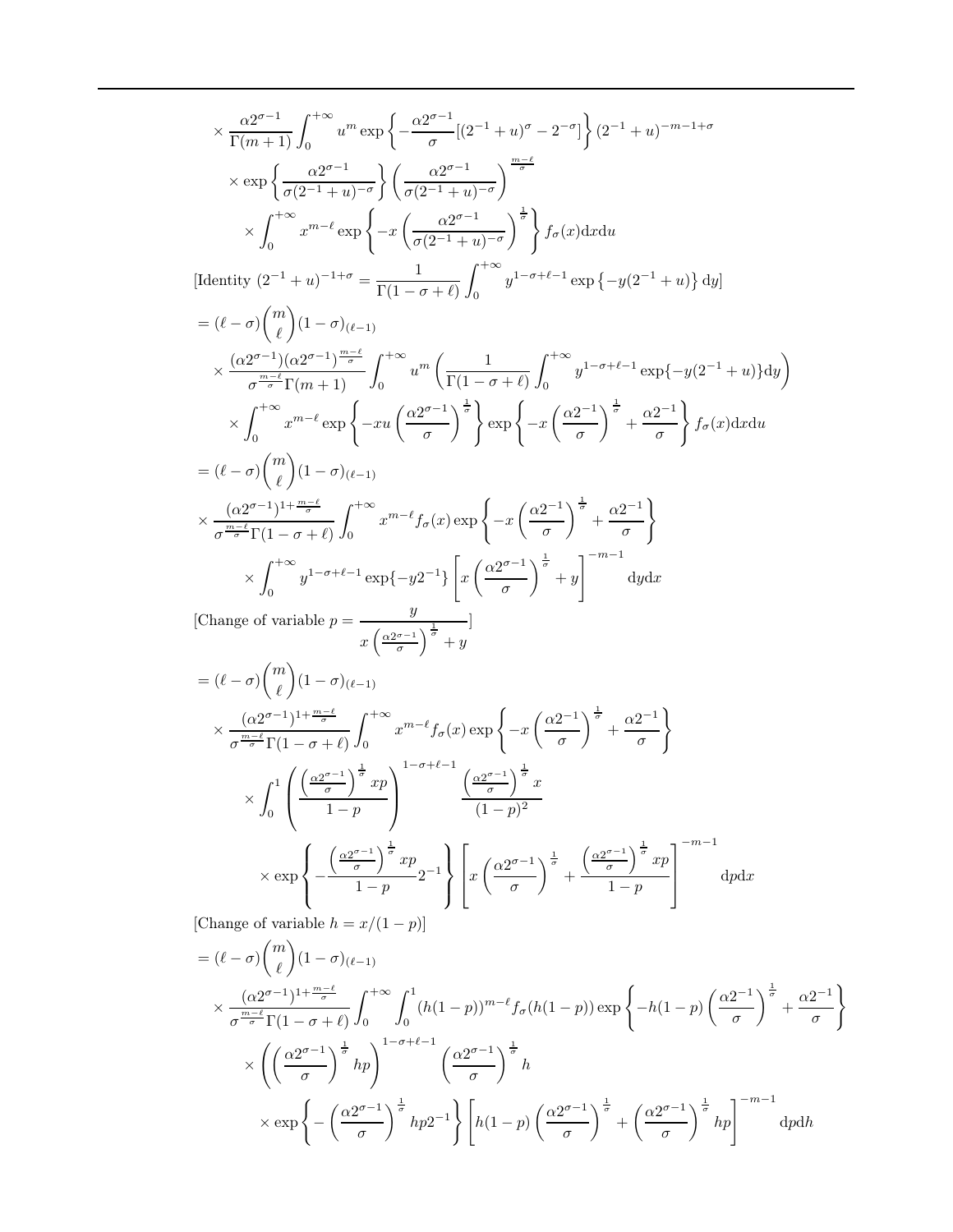$$
\times \frac{\alpha 2^{\sigma-1}}{\Gamma(m+1)} \int_0^{+\infty} u^m \exp\left\{-\frac{\alpha 2^{\sigma-1}}{\sigma}[(2^{-1}+u)^\sigma - 2^{-\sigma}]\right\}(2^{-1}+u)^{-m-1+\sigma}
$$

$$
\times \exp\left\{\frac{\alpha 2^{\sigma-1}}{\sigma(2^{-1}+u)^{-\sigma}}\right\}\left(\frac{\alpha 2^{\sigma-1}}{\sigma(2^{-1}+u)^{-\sigma}}\right)^{\frac{m-\ell}{\sigma}}
$$

$$
\times \int_0^{+\infty} x^{m-\ell} \exp\left\{-x\left(\frac{\alpha 2^{\sigma-1}}{\sigma(2^{-1}+u)^{-\sigma}}\right)^{\frac{1}{\sigma}}\right\} f_\sigma(x)\mathrm{d}x\mathrm{d}u
$$

[Identity $(2^{-1}+u)^{-1+\sigma} = \frac{1}{\Gamma(1-\sigma+\ell)}\int_0^{+\infty} y^{1-\sigma+\ell-1}\exp\left\{-y(2^{-1}+u)\right\}\mathrm{d}y$]

$$
= (\ell-\sigma)\binom{m}{\ell}(1-\sigma)_{(\ell-1)}
$$

$$
\times \frac{(\alpha 2^{\sigma-1})(\alpha 2^{\sigma-1})^{\frac{m-\ell}{\sigma}}}{\sigma^{\frac{m-\ell}{\sigma}}\Gamma(m+1)} \int_0^{+\infty} u^m \left(\frac{1}{\Gamma(1-\sigma+\ell)}\int_0^{+\infty} y^{1-\sigma+\ell-1}\exp\{-y(2^{-1}+u)\}\mathrm{d}y\right)
$$

$$
\times \int_0^{+\infty} x^{m-\ell}\exp\left\{-xu\left(\frac{\alpha 2^{\sigma-1}}{\sigma}\right)^{\frac{1}{\sigma}}\right\}\exp\left\{-x\left(\frac{\alpha 2^{-1}}{\sigma}\right)^{\frac{1}{\sigma}} + \frac{\alpha 2^{-1}}{\sigma}\right\} f_\sigma(x)\mathrm{d}x\mathrm{d}u
$$

$$
= (\ell-\sigma)\binom{m}{\ell}(1-\sigma)_{(\ell-1)}
$$

$$
\times \frac{(\alpha 2^{\sigma-1})^{1+\frac{m-\ell}{\sigma}}}{\sigma^{\frac{m-\ell}{\sigma}}\Gamma(1-\sigma+\ell)} \int_0^{+\infty} x^{m-\ell} f_\sigma(x)\exp\left\{-x\left(\frac{\alpha 2^{-1}}{\sigma}\right)^{\frac{1}{\sigma}} + \frac{\alpha 2^{-1}}{\sigma}\right\}
$$

$$
\times \int_0^{+\infty} y^{1-\sigma+\ell-1}\exp\{-y2^{-1}\}\left[x\left(\frac{\alpha 2^{\sigma-1}}{\sigma}\right)^{\frac{1}{\sigma}} + y\right]^{-m-1}\mathrm{d}y\mathrm{d}x
$$

[Change of variable $p = \frac{y}{x\left(\frac{\alpha 2^{\sigma-1}}{\sigma}\right)^{\frac{1}{\sigma}} + y}$]

$$
= (\ell-\sigma)\binom{m}{\ell}(1-\sigma)_{(\ell-1)}
$$

$$
\times \frac{(\alpha 2^{\sigma-1})^{1+\frac{m-\ell}{\sigma}}}{\sigma^{\frac{m-\ell}{\sigma}}\Gamma(1-\sigma+\ell)} \int_0^{+\infty} x^{m-\ell} f_\sigma(x)\exp\left\{-x\left(\frac{\alpha 2^{-1}}{\sigma}\right)^{\frac{1}{\sigma}} + \frac{\alpha 2^{-1}}{\sigma}\right\}
$$

$$
\times \int_0^1 \left(\frac{\left(\frac{\alpha 2^{\sigma-1}}{\sigma}\right)^{\frac{1}{\sigma}} xp}{1-p}\right)^{1-\sigma+\ell-1} \frac{\left(\frac{\alpha 2^{\sigma-1}}{\sigma}\right)^{\frac{1}{\sigma}} x}{(1-p)^2}
$$

$$
\times \exp\left\{-\frac{\left(\frac{\alpha 2^{\sigma-1}}{\sigma}\right)^{\frac{1}{\sigma}} xp}{1-p}2^{-1}\right\}\left[x\left(\frac{\alpha 2^{\sigma-1}}{\sigma}\right)^{\frac{1}{\sigma}} + \frac{\left(\frac{\alpha 2^{\sigma-1}}{\sigma}\right)^{\frac{1}{\sigma}} xp}{1-p}\right]^{-m-1}\mathrm{d}p\mathrm{d}x
$$

[Change of variable $h = x/(1-p)$]

$$
= (\ell-\sigma)\binom{m}{\ell}(1-\sigma)_{(\ell-1)}
$$

$$
\times \frac{(\alpha 2^{\sigma-1})^{1+\frac{m-\ell}{\sigma}}}{\sigma^{\frac{m-\ell}{\sigma}}\Gamma(1-\sigma+\ell)} \int_0^{+\infty}\int_0^1 (h(1-p))^{m-\ell} f_\sigma(h(1-p))\exp\left\{-h(1-p)\left(\frac{\alpha 2^{-1}}{\sigma}\right)^{\frac{1}{\sigma}} + \frac{\alpha 2^{-1}}{\sigma}\right\}
$$

$$
\times \left(\left(\frac{\alpha 2^{\sigma-1}}{\sigma}\right)^{\frac{1}{\sigma}} hp\right)^{1-\sigma+\ell-1}\left(\frac{\alpha 2^{\sigma-1}}{\sigma}\right)^{\frac{1}{\sigma}} h
$$

$$
\times \exp\left\{-\left(\frac{\alpha 2^{\sigma-1}}{\sigma}\right)^{\frac{1}{\sigma}} hp2^{-1}\right\}\left[h(1-p)\left(\frac{\alpha 2^{\sigma-1}}{\sigma}\right)^{\frac{1}{\sigma}} + \left(\frac{\alpha 2^{\sigma-1}}{\sigma}\right)^{\frac{1}{\sigma}} hp\right]^{-m-1}\mathrm{d}p\mathrm{d}h
$$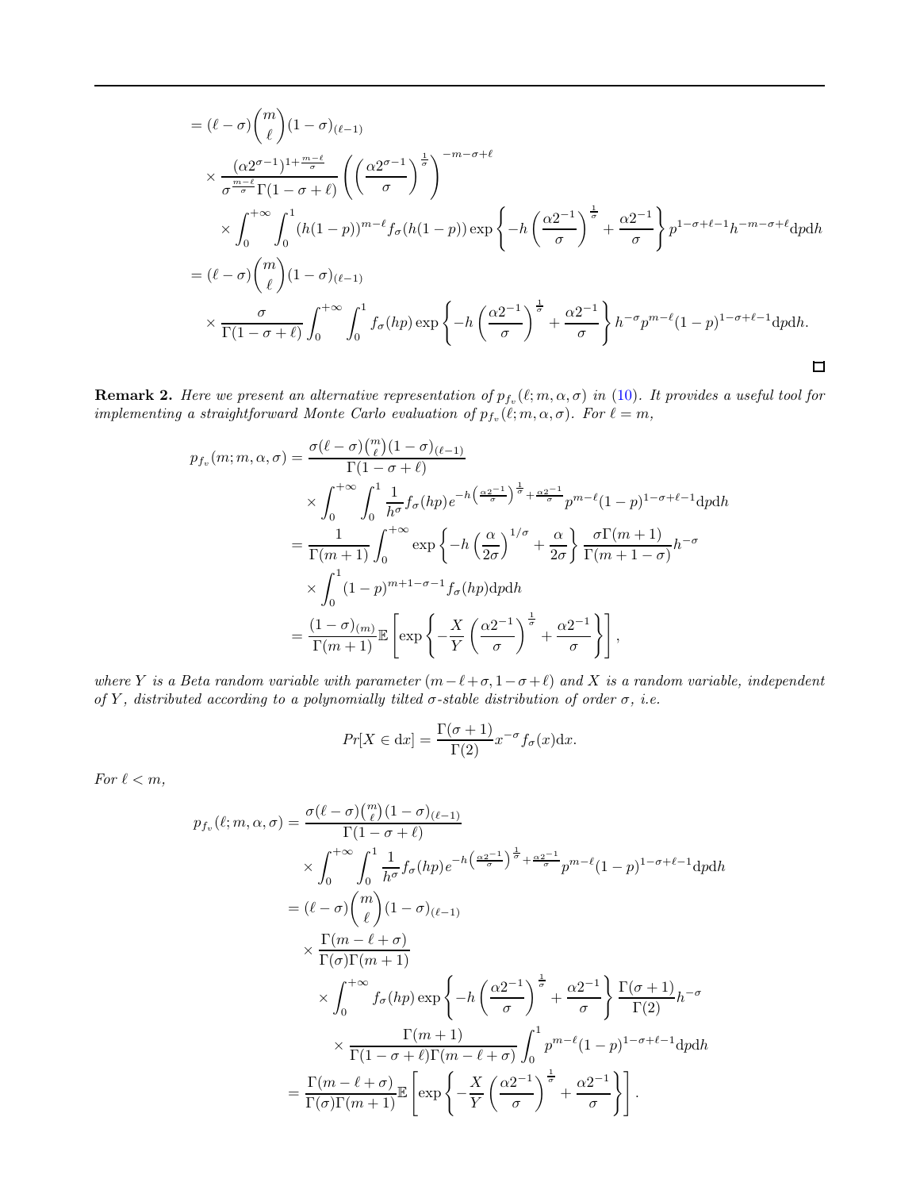$$
\begin{aligned}
&= (\ell-\sigma)\binom{m}{\ell}(1-\sigma)_{(\ell-1)} \\
&\quad\times \frac{(\alpha 2^{\sigma-1})^{1+\frac{m-\ell}{\sigma}}}{\sigma^{\frac{m-\ell}{\sigma}}\Gamma(1-\sigma+\ell)}\left(\left(\frac{\alpha 2^{\sigma-1}}{\sigma}\right)^{\frac{1}{\sigma}}\right)^{-m-\sigma+\ell} \\
&\quad\quad\times \int_0^{+\infty}\int_0^1 (h(1-p))^{m-\ell} f_\sigma(h(1-p)) \exp\left\{-h\left(\frac{\alpha 2^{-1}}{\sigma}\right)^{\frac{1}{\sigma}}+\frac{\alpha 2^{-1}}{\sigma}\right\} p^{1-\sigma+\ell-1} h^{-m-\sigma+\ell}\mathrm{d}p\mathrm{d}h \\
&= (\ell-\sigma)\binom{m}{\ell}(1-\sigma)_{(\ell-1)} \\
&\quad\times \frac{\sigma}{\Gamma(1-\sigma+\ell)}\int_0^{+\infty}\int_0^1 f_\sigma(hp)\exp\left\{-h\left(\frac{\alpha 2^{-1}}{\sigma}\right)^{\frac{1}{\sigma}}+\frac{\alpha 2^{-1}}{\sigma}\right\} h^{-\sigma}p^{m-\ell}(1-p)^{1-\sigma+\ell-1}\mathrm{d}p\mathrm{d}h.
\end{aligned}
$$

□

**Remark 2.** *Here we present an alternative representation of $p_{f_v}(\ell;m,\alpha,\sigma)$ in (10). It provides a useful tool for implementing a straightforward Monte Carlo evaluation of $p_{f_v}(\ell;m,\alpha,\sigma)$. For $\ell=m$,*

$$
\begin{aligned}
p_{f_v}(m;m,\alpha,\sigma) &= \frac{\sigma(\ell-\sigma)\binom{m}{\ell}(1-\sigma)_{(\ell-1)}}{\Gamma(1-\sigma+\ell)} \\
&\quad\times\int_0^{+\infty}\int_0^1 \frac{1}{h^\sigma} f_\sigma(hp) e^{-h\left(\frac{\alpha 2^{-1}}{\sigma}\right)^{\frac{1}{\sigma}}+\frac{\alpha 2^{-1}}{\sigma}} p^{m-\ell}(1-p)^{1-\sigma+\ell-1}\mathrm{d}p\mathrm{d}h \\
&= \frac{1}{\Gamma(m+1)}\int_0^{+\infty}\exp\left\{-h\left(\frac{\alpha}{2\sigma}\right)^{1/\sigma}+\frac{\alpha}{2\sigma}\right\}\frac{\sigma\Gamma(m+1)}{\Gamma(m+1-\sigma)}h^{-\sigma} \\
&\quad\times\int_0^1 (1-p)^{m+1-\sigma-1} f_\sigma(hp)\mathrm{d}p\mathrm{d}h \\
&= \frac{(1-\sigma)_{(m)}}{\Gamma(m+1)}\mathbb{E}\left[\exp\left\{-\frac{X}{Y}\left(\frac{\alpha 2^{-1}}{\sigma}\right)^{\frac{1}{\sigma}}+\frac{\alpha 2^{-1}}{\sigma}\right\}\right],
\end{aligned}
$$

*where $Y$ is a Beta random variable with parameter $(m-\ell+\sigma, 1-\sigma+\ell)$ and $X$ is a random variable, independent of $Y$, distributed according to a polynomially tilted $\sigma$-stable distribution of order $\sigma$, i.e.*

$$
Pr[X\in \mathrm{d}x] = \frac{\Gamma(\sigma+1)}{\Gamma(2)}x^{-\sigma}f_\sigma(x)\mathrm{d}x.
$$

*For $\ell<m$,*

$$
\begin{aligned}
p_{f_v}(\ell;m,\alpha,\sigma) &= \frac{\sigma(\ell-\sigma)\binom{m}{\ell}(1-\sigma)_{(\ell-1)}}{\Gamma(1-\sigma+\ell)} \\
&\quad\times\int_0^{+\infty}\int_0^1 \frac{1}{h^\sigma} f_\sigma(hp) e^{-h\left(\frac{\alpha 2^{-1}}{\sigma}\right)^{\frac{1}{\sigma}}+\frac{\alpha 2^{-1}}{\sigma}} p^{m-\ell}(1-p)^{1-\sigma+\ell-1}\mathrm{d}p\mathrm{d}h \\
&= (\ell-\sigma)\binom{m}{\ell}(1-\sigma)_{(\ell-1)} \\
&\quad\times\frac{\Gamma(m-\ell+\sigma)}{\Gamma(\sigma)\Gamma(m+1)} \\
&\quad\quad\times\int_0^{+\infty} f_\sigma(hp)\exp\left\{-h\left(\frac{\alpha 2^{-1}}{\sigma}\right)^{\frac{1}{\sigma}}+\frac{\alpha 2^{-1}}{\sigma}\right\}\frac{\Gamma(\sigma+1)}{\Gamma(2)}h^{-\sigma} \\
&\quad\quad\quad\times\frac{\Gamma(m+1)}{\Gamma(1-\sigma+\ell)\Gamma(m-\ell+\sigma)}\int_0^1 p^{m-\ell}(1-p)^{1-\sigma+\ell-1}\mathrm{d}p\mathrm{d}h \\
&= \frac{\Gamma(m-\ell+\sigma)}{\Gamma(\sigma)\Gamma(m+1)}\mathbb{E}\left[\exp\left\{-\frac{X}{Y}\left(\frac{\alpha 2^{-1}}{\sigma}\right)^{\frac{1}{\sigma}}+\frac{\alpha 2^{-1}}{\sigma}\right\}\right].
\end{aligned}
$$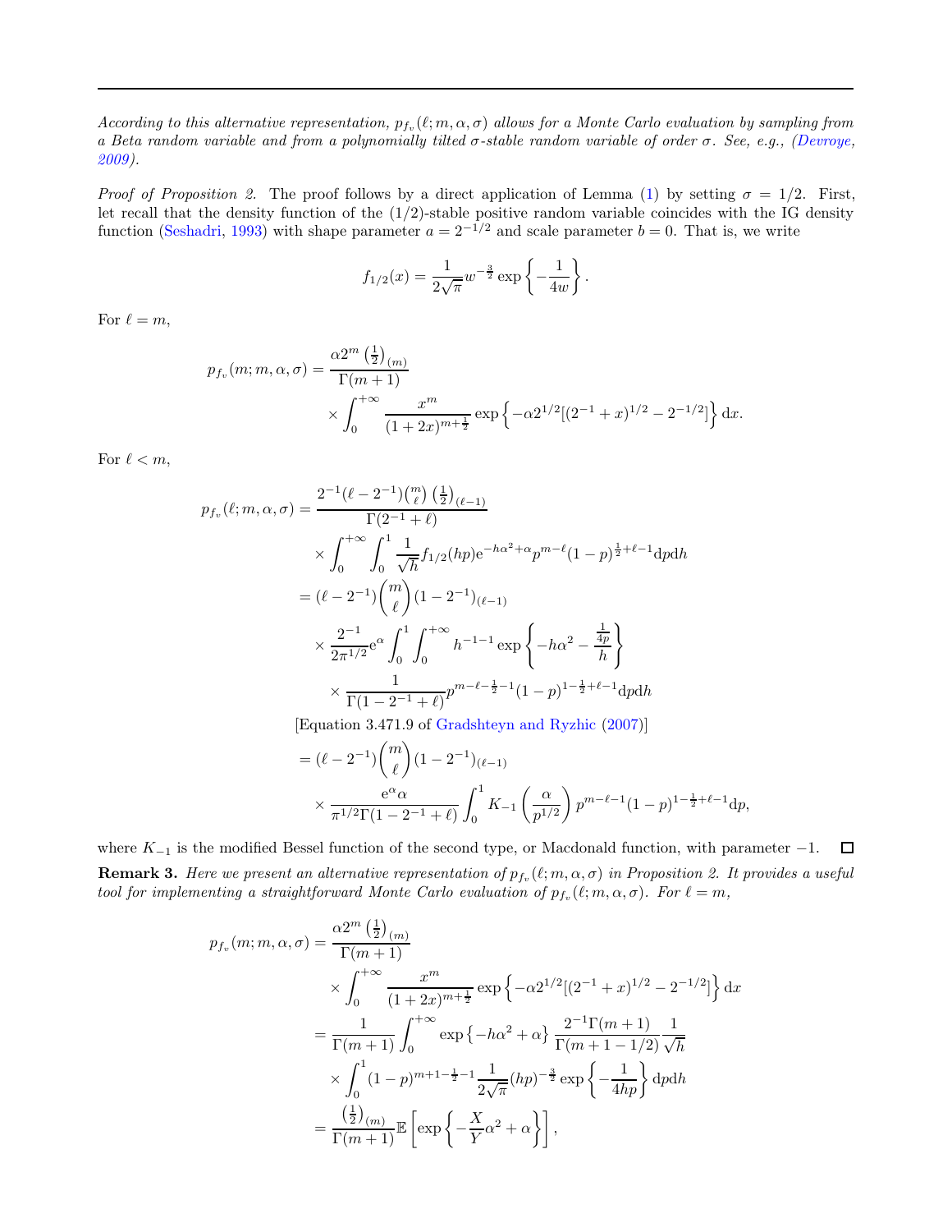*According to this alternative representation, $p_{f_v}(\ell; m, \alpha, \sigma)$ allows for a Monte Carlo evaluation by sampling from a Beta random variable and from a polynomially tilted $\sigma$-stable random variable of order $\sigma$. See, e.g., (Devroye, 2009).*

*Proof of Proposition 2.* The proof follows by a direct application of Lemma (1) by setting $\sigma = 1/2$. First, let recall that the density function of the $(1/2)$-stable positive random variable coincides with the IG density function (Seshadri, 1993) with shape parameter $a = 2^{-1/2}$ and scale parameter $b = 0$. That is, we write

$$
f_{1/2}(x) = \frac{1}{2\sqrt{\pi}} w^{-\frac{3}{2}} \exp\left\{-\frac{1}{4w}\right\}.
$$

For $\ell = m$,

$$
\begin{aligned}
p_{f_v}(m; m, \alpha, \sigma) = & \frac{\alpha 2^m \left(\frac{1}{2}\right)_{(m)}}{\Gamma(m+1)} \\
& \times \int_0^{+\infty} \frac{x^m}{(1+2x)^{m+\frac{1}{2}}} \exp\left\{-\alpha 2^{1/2}[(2^{-1}+x)^{1/2} - 2^{-1/2}]\right\} \mathrm{d}x.
\end{aligned}
$$

For $\ell < m$,

$$
\begin{aligned}
p_{f_v}(\ell; m, \alpha, \sigma) &= \frac{2^{-1}(\ell - 2^{-1})\binom{m}{\ell}\left(\frac{1}{2}\right)_{(\ell-1)}}{\Gamma(2^{-1}+\ell)} \\
&\quad \times \int_0^{+\infty}\int_0^1 \frac{1}{\sqrt{h}} f_{1/2}(hp) \mathrm{e}^{-h\alpha^2+\alpha} p^{m-\ell}(1-p)^{\frac{1}{2}+\ell-1} \mathrm{d}p\mathrm{d}h \\
&= (\ell - 2^{-1})\binom{m}{\ell}(1-2^{-1})_{(\ell-1)} \\
&\quad \times \frac{2^{-1}}{2\pi^{1/2}} \mathrm{e}^{\alpha} \int_0^1 \int_0^{+\infty} h^{-1-1} \exp\left\{-h\alpha^2 - \frac{\frac{1}{4p}}{h}\right\} \\
&\quad \times \frac{1}{\Gamma(1-2^{-1}+\ell)} p^{m-\ell-\frac{1}{2}-1}(1-p)^{1-\frac{1}{2}+\ell-1} \mathrm{d}p\mathrm{d}h \\
&\quad \text{[Equation 3.471.9 of Gradshteyn and Ryzhic (2007)]} \\
&= (\ell - 2^{-1})\binom{m}{\ell}(1-2^{-1})_{(\ell-1)} \\
&\quad \times \frac{\mathrm{e}^{\alpha}\alpha}{\pi^{1/2}\Gamma(1-2^{-1}+\ell)} \int_0^1 K_{-1}\left(\frac{\alpha}{p^{1/2}}\right) p^{m-\ell-1}(1-p)^{1-\frac{1}{2}+\ell-1} \mathrm{d}p,
\end{aligned}
$$

where $K_{-1}$ is the modified Bessel function of the second type, or Macdonald function, with parameter $-1$. ◻

**Remark 3.** *Here we present an alternative representation of $p_{f_v}(\ell; m, \alpha, \sigma)$ in Proposition 2. It provides a useful tool for implementing a straightforward Monte Carlo evaluation of $p_{f_v}(\ell; m, \alpha, \sigma)$. For $\ell = m$,*

$$
\begin{aligned}
p_{f_v}(m; m, \alpha, \sigma) &= \frac{\alpha 2^m \left(\frac{1}{2}\right)_{(m)}}{\Gamma(m+1)} \\
&\quad \times \int_0^{+\infty} \frac{x^m}{(1+2x)^{m+\frac{1}{2}}} \exp\left\{-\alpha 2^{1/2}[(2^{-1}+x)^{1/2} - 2^{-1/2}]\right\} \mathrm{d}x \\
&= \frac{1}{\Gamma(m+1)} \int_0^{+\infty} \exp\left\{-h\alpha^2 + \alpha\right\} \frac{2^{-1}\Gamma(m+1)}{\Gamma(m+1-1/2)} \frac{1}{\sqrt{h}} \\
&\quad \times \int_0^1 (1-p)^{m+1-\frac{1}{2}-1} \frac{1}{2\sqrt{\pi}} (hp)^{-\frac{3}{2}} \exp\left\{-\frac{1}{4hp}\right\} \mathrm{d}p\mathrm{d}h \\
&= \frac{\left(\frac{1}{2}\right)_{(m)}}{\Gamma(m+1)} \mathbb{E}\left[\exp\left\{-\frac{X}{Y}\alpha^2 + \alpha\right\}\right],
\end{aligned}
$$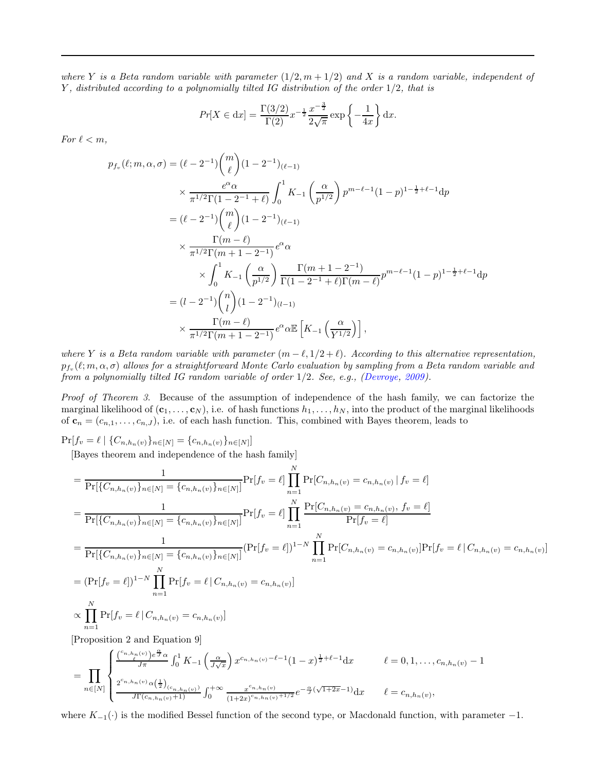*where $Y$ is a Beta random variable with parameter $(1/2, m+1/2)$ and $X$ is a random variable, independent of $Y$, distributed according to a polynomially tilted IG distribution of the order $1/2$, that is*

$$Pr[X \in \mathrm{d}x] = \frac{\Gamma(3/2)}{\Gamma(2)} x^{-\frac{1}{2}} \frac{x^{-\frac{3}{2}}}{2\sqrt{\pi}} \exp\left\{-\frac{1}{4x}\right\} \mathrm{d}x.$$

*For $\ell < m$,*

$$\begin{aligned}
p_{f_v}(\ell; m, \alpha, \sigma) &= (\ell - 2^{-1}) \binom{m}{\ell} (1-2^{-1})_{(\ell-1)} \\
&\quad \times \frac{e^{\alpha}\alpha}{\pi^{1/2}\Gamma(1-2^{-1}+\ell)} \int_0^1 K_{-1}\left(\frac{\alpha}{p^{1/2}}\right) p^{m-\ell-1}(1-p)^{1-\frac{1}{2}+\ell-1} \mathrm{d}p \\
&= (\ell - 2^{-1}) \binom{m}{\ell} (1-2^{-1})_{(\ell-1)} \\
&\quad \times \frac{\Gamma(m-\ell)}{\pi^{1/2}\Gamma(m+1-2^{-1})} e^{\alpha}\alpha \\
&\qquad \times \int_0^1 K_{-1}\left(\frac{\alpha}{p^{1/2}}\right) \frac{\Gamma(m+1-2^{-1})}{\Gamma(1-2^{-1}+\ell)\Gamma(m-\ell)} p^{m-\ell-1}(1-p)^{1-\frac{1}{2}+\ell-1} \mathrm{d}p \\
&= (l - 2^{-1}) \binom{n}{l} (1-2^{-1})_{(l-1)} \\
&\quad \times \frac{\Gamma(m-\ell)}{\pi^{1/2}\Gamma(m+1-2^{-1})} e^{\alpha}\alpha \mathbb{E}\left[K_{-1}\left(\frac{\alpha}{Y^{1/2}}\right)\right],
\end{aligned}$$

*where $Y$ is a Beta random variable with parameter $(m-\ell, 1/2+\ell)$. According to this alternative representation, $p_{f_v}(\ell; m, \alpha, \sigma)$ allows for a straightforward Monte Carlo evaluation by sampling from a Beta random variable and from a polynomially tilted IG random variable of order $1/2$. See, e.g., (Devroye, 2009).*

*Proof of Theorem 3.* Because of the assumption of independence of the hash family, we can factorize the marginal likelihood of $(\mathbf{c}_1, \ldots, \mathbf{c}_N)$, i.e. of hash functions $h_1, \ldots, h_N$, into the product of the marginal likelihoods of $\mathbf{c}_n = (c_{n,1}, \ldots, c_{n,J})$, i.e. of each hash function. This, combined with Bayes theorem, leads to

$$\Pr[f_v = \ell \mid \{C_{n,h_n(v)}\}_{n\in[N]} = \{c_{n,h_n(v)}\}_{n\in[N]}]$$

[Bayes theorem and independence of the hash family]

$$\begin{aligned}
&= \frac{1}{\Pr[\{C_{n,h_n(v)}\}_{n\in[N]} = \{c_{n,h_n(v)}\}_{n\in[N]}]} \Pr[f_v = \ell] \prod_{n=1}^{N} \Pr[C_{n,h_n(v)} = c_{n,h_n(v)} \mid f_v = \ell] \\
&= \frac{1}{\Pr[\{C_{n,h_n(v)}\}_{n\in[N]} = \{c_{n,h_n(v)}\}_{n\in[N]}]} \Pr[f_v = \ell] \prod_{n=1}^{N} \frac{\Pr[C_{n,h_n(v)} = c_{n,h_n(v)},\, f_v = \ell]}{\Pr[f_v = \ell]} \\
&= \frac{1}{\Pr[\{C_{n,h_n(v)}\}_{n\in[N]} = \{c_{n,h_n(v)}\}_{n\in[N]}]} (\Pr[f_v = \ell])^{1-N} \prod_{n=1}^{N} \Pr[C_{n,h_n(v)} = c_{n,h_n(v)}] \Pr[f_v = \ell \mid C_{n,h_n(v)} = c_{n,h_n(v)}] \\
&= (\Pr[f_v = \ell])^{1-N} \prod_{n=1}^{N} \Pr[f_v = \ell \mid C_{n,h_n(v)} = c_{n,h_n(v)}] \\
&\propto \prod_{n=1}^{N} \Pr[f_v = \ell \mid C_{n,h_n(v)} = c_{n,h_n(v)}]
\end{aligned}$$

[Proposition 2 and Equation 9]

$$= \prod_{n\in[N]} \begin{cases} \frac{\binom{c_{n,h_n(v)}}{\ell} e^{\frac{\alpha}{J}}\alpha}{J\pi} \int_0^1 K_{-1}\left(\frac{\alpha}{J\sqrt{x}}\right) x^{c_{n,h_n(v)}-\ell-1}(1-x)^{\frac{1}{2}+\ell-1} \mathrm{d}x & \ell = 0, 1, \ldots, c_{n,h_n(v)} - 1 \\[2ex] \frac{2^{c_{n,h_n(v)}}\alpha\left(\frac{1}{2}\right)_{(c_{n,h_n(v)})}}{J\Gamma(c_{n,h_n(v)}+1)} \int_0^{+\infty} \frac{x^{c_{n,h_n(v)}}}{(1+2x)^{c_{n,h_n(v)}+1/2}} e^{-\frac{\alpha}{J}(\sqrt{1+2x}-1)} \mathrm{d}x & \ell = c_{n,h_n(v)}, \end{cases}$$

where $K_{-1}(\cdot)$ is the modified Bessel function of the second type, or Macdonald function, with parameter $-1$.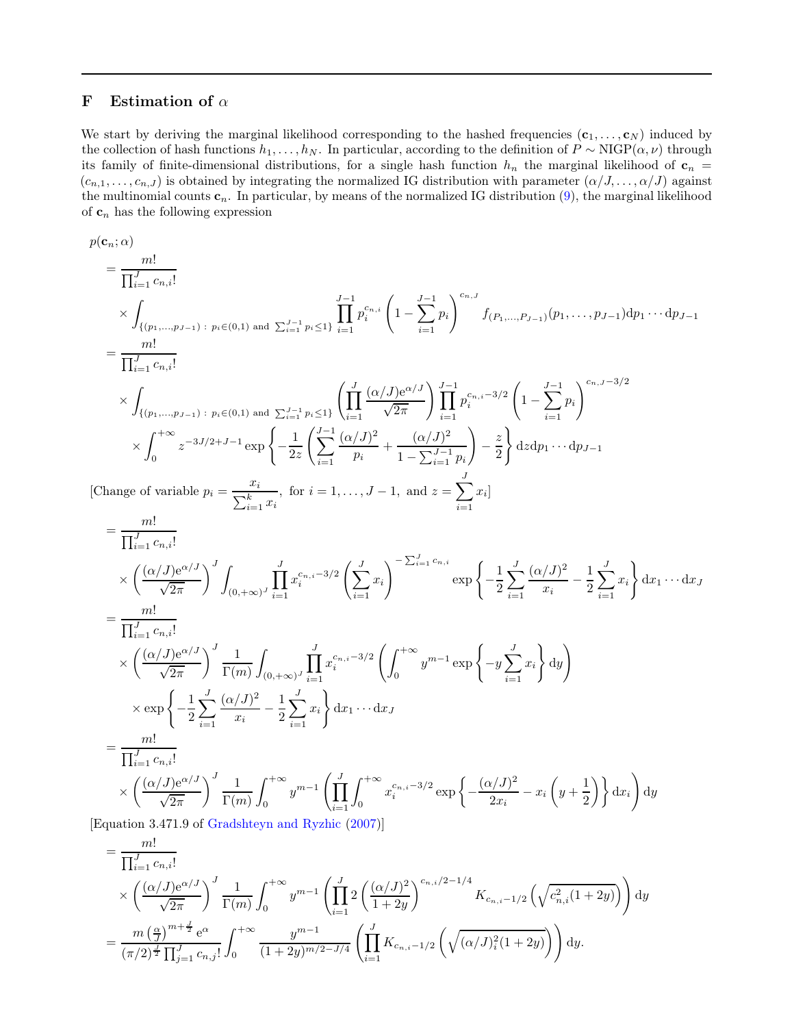## F Estimation of $\alpha$

We start by deriving the marginal likelihood corresponding to the hashed frequencies $(\mathbf{c}_1, \ldots, \mathbf{c}_N)$ induced by the collection of hash functions $h_1, \ldots, h_N$. In particular, according to the definition of $P \sim \text{NIGP}(\alpha, \nu)$ through its family of finite-dimensional distributions, for a single hash function $h_n$ the marginal likelihood of $\mathbf{c}_n = (c_{n,1}, \ldots, c_{n,J})$ is obtained by integrating the normalized IG distribution with parameter $(\alpha/J, \ldots, \alpha/J)$ against the multinomial counts $\mathbf{c}_n$. In particular, by means of the normalized IG distribution (9), the marginal likelihood of $\mathbf{c}_n$ has the following expression

$$
\begin{aligned}
&p(\mathbf{c}_n; \alpha) \\
&= \frac{m!}{\prod_{i=1}^J c_{n,i}!} \\
&\quad \times \int_{\{(p_1,\ldots,p_{J-1})\,:\, p_i \in (0,1) \text{ and } \sum_{i=1}^{J-1} p_i \leq 1\}} \prod_{i=1}^{J-1} p_i^{c_{n,i}} \left(1 - \sum_{i=1}^{J-1} p_i\right)^{c_{n,J}} f_{(P_1,\ldots,P_{J-1})}(p_1, \ldots, p_{J-1}) \mathrm{d}p_1 \cdots \mathrm{d}p_{J-1} \\
&= \frac{m!}{\prod_{i=1}^J c_{n,i}!} \\
&\quad \times \int_{\{(p_1,\ldots,p_{J-1})\,:\, p_i \in (0,1) \text{ and } \sum_{i=1}^{J-1} p_i \leq 1\}} \left(\prod_{i=1}^J \frac{(\alpha/J)\mathrm{e}^{\alpha/J}}{\sqrt{2\pi}}\right) \prod_{i=1}^{J-1} p_i^{c_{n,i}-3/2} \left(1 - \sum_{i=1}^{J-1} p_i\right)^{c_{n,J}-3/2} \\
&\quad \times \int_0^{+\infty} z^{-3J/2+J-1} \exp\left\{-\frac{1}{2z}\left(\sum_{i=1}^{J-1} \frac{(\alpha/J)^2}{p_i} + \frac{(\alpha/J)^2}{1 - \sum_{i=1}^{J-1} p_i}\right) - \frac{z}{2}\right\} \mathrm{d}z \mathrm{d}p_1 \cdots \mathrm{d}p_{J-1}
\end{aligned}
$$

[Change of variable $p_i = \dfrac{x_i}{\sum_{i=1}^k x_i}$, for $i = 1, \ldots, J-1$, and $z = \displaystyle\sum_{i=1}^J x_i$]

$$
\begin{aligned}
&= \frac{m!}{\prod_{i=1}^J c_{n,i}!} \\
&\quad \times \left(\frac{(\alpha/J)\mathrm{e}^{\alpha/J}}{\sqrt{2\pi}}\right)^J \int_{(0,+\infty)^J} \prod_{i=1}^J x_i^{c_{n,i}-3/2} \left(\sum_{i=1}^J x_i\right)^{-\sum_{i=1}^J c_{n,i}} \exp\left\{-\frac{1}{2}\sum_{i=1}^J \frac{(\alpha/J)^2}{x_i} - \frac{1}{2}\sum_{i=1}^J x_i\right\} \mathrm{d}x_1 \cdots \mathrm{d}x_J \\
&= \frac{m!}{\prod_{i=1}^J c_{n,i}!} \\
&\quad \times \left(\frac{(\alpha/J)\mathrm{e}^{\alpha/J}}{\sqrt{2\pi}}\right)^J \frac{1}{\Gamma(m)} \int_{(0,+\infty)^J} \prod_{i=1}^J x_i^{c_{n,i}-3/2} \left(\int_0^{+\infty} y^{m-1} \exp\left\{-y\sum_{i=1}^J x_i\right\} \mathrm{d}y\right) \\
&\quad \times \exp\left\{-\frac{1}{2}\sum_{i=1}^J \frac{(\alpha/J)^2}{x_i} - \frac{1}{2}\sum_{i=1}^J x_i\right\} \mathrm{d}x_1 \cdots \mathrm{d}x_J \\
&= \frac{m!}{\prod_{i=1}^J c_{n,i}!} \\
&\quad \times \left(\frac{(\alpha/J)\mathrm{e}^{\alpha/J}}{\sqrt{2\pi}}\right)^J \frac{1}{\Gamma(m)} \int_0^{+\infty} y^{m-1} \left(\prod_{i=1}^J \int_0^{+\infty} x_i^{c_{n,i}-3/2} \exp\left\{-\frac{(\alpha/J)^2}{2x_i} - x_i\left(y + \frac{1}{2}\right)\right\} \mathrm{d}x_i\right) \mathrm{d}y
\end{aligned}
$$

[Equation 3.471.9 of Gradshteyn and Ryzhic (2007)]

$$
\begin{aligned}
&= \frac{m!}{\prod_{i=1}^J c_{n,i}!} \\
&\quad \times \left(\frac{(\alpha/J)\mathrm{e}^{\alpha/J}}{\sqrt{2\pi}}\right)^J \frac{1}{\Gamma(m)} \int_0^{+\infty} y^{m-1} \left(\prod_{i=1}^J 2\left(\frac{(\alpha/J)^2}{1+2y}\right)^{c_{n,i}/2-1/4} K_{c_{n,i}-1/2}\left(\sqrt{c_{n,i}^2(1+2y)}\right)\right) \mathrm{d}y \\
&= \frac{m\left(\frac{\alpha}{J}\right)^{m+\frac{J}{2}} \mathrm{e}^{\alpha}}{(\pi/2)^{\frac{J}{2}} \prod_{j=1}^J c_{n,j}!} \int_0^{+\infty} \frac{y^{m-1}}{(1+2y)^{m/2-J/4}} \left(\prod_{i=1}^J K_{c_{n,i}-1/2}\left(\sqrt{(\alpha/J)_i^2(1+2y)}\right)\right) \mathrm{d}y.
\end{aligned}
$$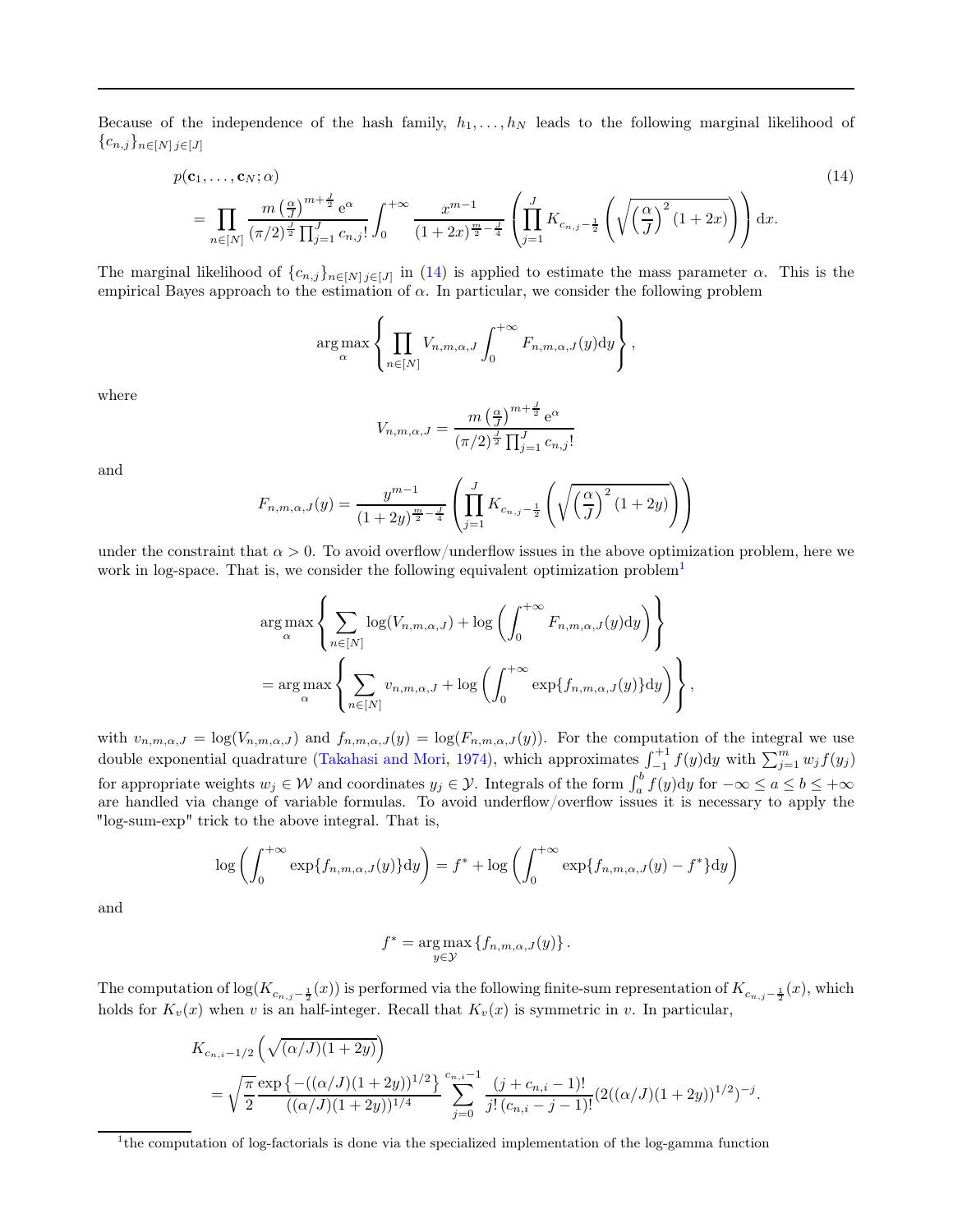Because of the independence of the hash family, $h_1, \ldots, h_N$ leads to the following marginal likelihood of $\{c_{n,j}\}_{n \in [N]\, j \in [J]}$

$$
\begin{aligned}
&p(\mathbf{c}_1, \ldots, \mathbf{c}_N; \alpha) \qquad\qquad (14)\\
&= \prod_{n \in [N]} \frac{m \left(\frac{\alpha}{J}\right)^{m+\frac{J}{2}} \mathrm{e}^{\alpha}}{(\pi/2)^{\frac{J}{2}} \prod_{j=1}^{J} c_{n,j}!} \int_0^{+\infty} \frac{x^{m-1}}{(1+2x)^{\frac{m}{2}-\frac{J}{4}}} \left( \prod_{j=1}^{J} K_{c_{n,j}-\frac{1}{2}} \left( \sqrt{\left(\frac{\alpha}{J}\right)^2 (1+2x)} \right) \right) \mathrm{d}x.
\end{aligned}
$$

The marginal likelihood of $\{c_{n,j}\}_{n \in [N]\, j \in [J]}$ in (14) is applied to estimate the mass parameter $\alpha$. This is the empirical Bayes approach to the estimation of $\alpha$. In particular, we consider the following problem

$$
\arg\max_{\alpha} \left\{ \prod_{n \in [N]} V_{n,m,\alpha,J} \int_0^{+\infty} F_{n,m,\alpha,J}(y) \mathrm{d}y \right\},
$$

where

$$
V_{n,m,\alpha,J} = \frac{m \left(\frac{\alpha}{J}\right)^{m+\frac{J}{2}} \mathrm{e}^{\alpha}}{(\pi/2)^{\frac{J}{2}} \prod_{j=1}^{J} c_{n,j}!}
$$

and

$$
F_{n,m,\alpha,J}(y) = \frac{y^{m-1}}{(1+2y)^{\frac{m}{2}-\frac{J}{4}}} \left( \prod_{j=1}^{J} K_{c_{n,j}-\frac{1}{2}} \left( \sqrt{\left(\frac{\alpha}{J}\right)^2 (1+2y)} \right) \right)
$$

under the constraint that $\alpha > 0$. To avoid overflow/underflow issues in the above optimization problem, here we work in log-space. That is, we consider the following equivalent optimization problem[1]

$$
\begin{aligned}
&\arg\max_{\alpha} \left\{ \sum_{n \in [N]} \log(V_{n,m,\alpha,J}) + \log \left( \int_0^{+\infty} F_{n,m,\alpha,J}(y) \mathrm{d}y \right) \right\} \\
&= \arg\max_{\alpha} \left\{ \sum_{n \in [N]} v_{n,m,\alpha,J} + \log \left( \int_0^{+\infty} \exp\{f_{n,m,\alpha,J}(y)\} \mathrm{d}y \right) \right\},
\end{aligned}
$$

with $v_{n,m,\alpha,J} = \log(V_{n,m,\alpha,J})$ and $f_{n,m,\alpha,J}(y) = \log(F_{n,m,\alpha,J}(y))$. For the computation of the integral we use double exponential quadrature (Takahasi and Mori, 1974), which approximates $\int_{-1}^{+1} f(y) \mathrm{d}y$ with $\sum_{j=1}^{m} w_j f(y_j)$ for appropriate weights $w_j \in \mathcal{W}$ and coordinates $y_j \in \mathcal{Y}$. Integrals of the form $\int_a^b f(y) \mathrm{d}y$ for $-\infty \le a \le b \le +\infty$ are handled via change of variable formulas. To avoid underflow/overflow issues it is necessary to apply the "log-sum-exp" trick to the above integral. That is,

$$
\log \left( \int_0^{+\infty} \exp\{f_{n,m,\alpha,J}(y)\} \mathrm{d}y \right) = f^* + \log \left( \int_0^{+\infty} \exp\{f_{n,m,\alpha,J}(y) - f^*\} \mathrm{d}y \right)
$$

and

$$
f^* = \arg\max_{y \in \mathcal{Y}} \left\{ f_{n,m,\alpha,J}(y) \right\}.
$$

The computation of $\log(K_{c_{n,j}-\frac{1}{2}}(x))$ is performed via the following finite-sum representation of $K_{c_{n,j}-\frac{1}{2}}(x)$, which holds for $K_v(x)$ when $v$ is an half-integer. Recall that $K_v(x)$ is symmetric in $v$. In particular,

$$
\begin{aligned}
&K_{c_{n,i}-1/2} \left( \sqrt{(\alpha/J)(1+2y)} \right) \\
&= \sqrt{\frac{\pi}{2}} \frac{\exp\left\{-((\alpha/J)(1+2y))^{1/2}\right\}}{((\alpha/J)(1+2y))^{1/4}} \sum_{j=0}^{c_{n,i}-1} \frac{(j+c_{n,i}-1)!}{j!\,(c_{n,i}-j-1)!} (2((\alpha/J)(1+2y))^{1/2})^{-j}.
\end{aligned}
$$

[1] the computation of log-factorials is done via the specialized implementation of the log-gamma function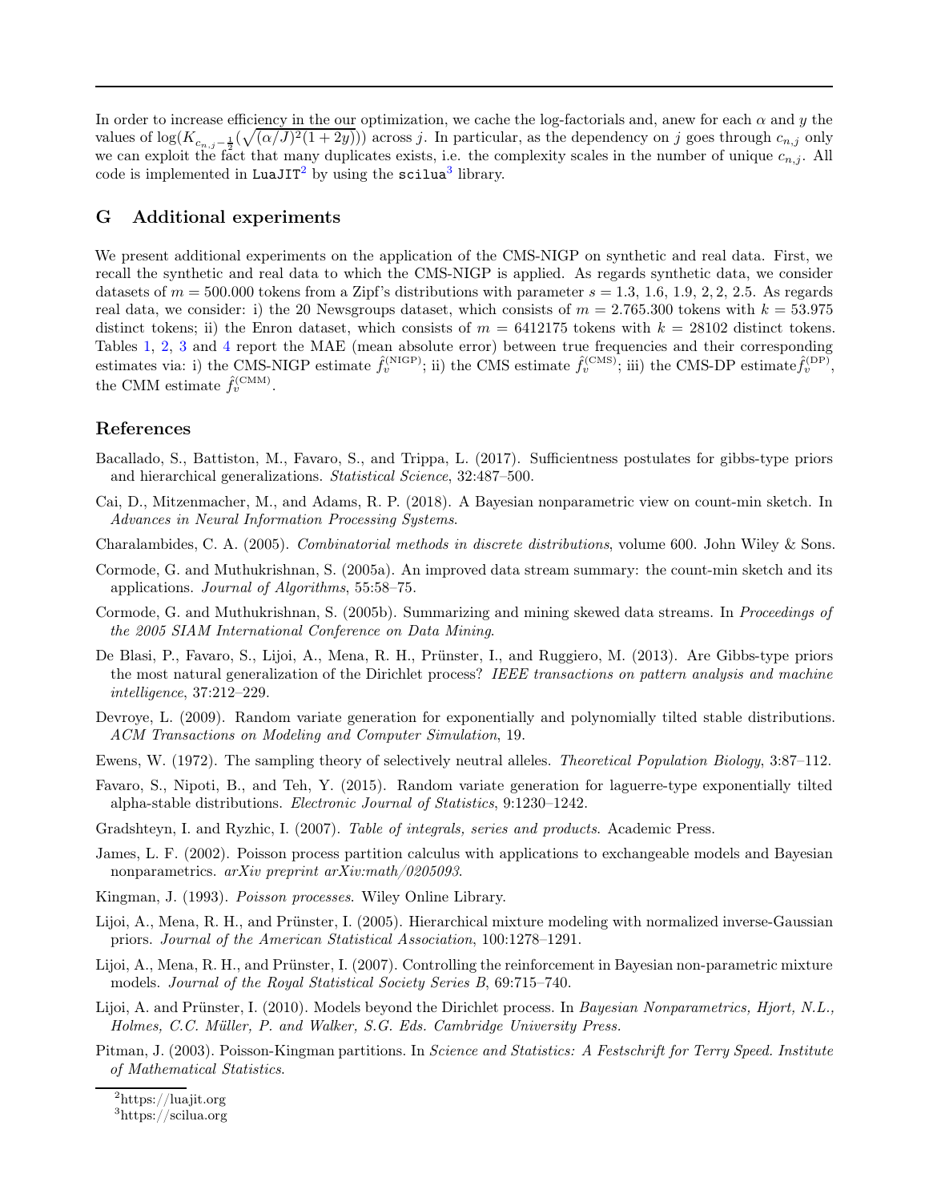In order to increase efficiency in the our optimization, we cache the log-factorials and, anew for each $\alpha$ and $y$ the values of $\log(K_{c_{n,j}-\frac{1}{2}}(\sqrt{(\alpha/J)^2(1+2y)}))$ across $j$. In particular, as the dependency on $j$ goes through $c_{n,j}$ only we can exploit the fact that many duplicates exists, i.e. the complexity scales in the number of unique $c_{n,j}$. All code is implemented in `LuaJIT`[2] by using the `scilua`[3] library.

## G Additional experiments

We present additional experiments on the application of the CMS-NIGP on synthetic and real data. First, we recall the synthetic and real data to which the CMS-NIGP is applied. As regards synthetic data, we consider datasets of $m = 500.000$ tokens from a Zipf's distributions with parameter $s = 1.3$, $1.6$, $1.9$, $2, 2$, $2.5$. As regards real data, we consider: i) the 20 Newsgroups dataset, which consists of $m = 2.765.300$ tokens with $k = 53.975$ distinct tokens; ii) the Enron dataset, which consists of $m = 6412175$ tokens with $k = 28102$ distinct tokens. Tables 1, 2, 3 and 4 report the MAE (mean absolute error) between true frequencies and their corresponding estimates via: i) the CMS-NIGP estimate $\hat{f}_v^{(\mathrm{NIGP})}$; ii) the CMS estimate $\hat{f}_v^{(\mathrm{CMS})}$; iii) the CMS-DP estimate$\hat{f}_v^{(\mathrm{DP})}$, the CMM estimate $\hat{f}_v^{(\mathrm{CMM})}$.

## References

Bacallado, S., Battiston, M., Favaro, S., and Trippa, L. (2017). Sufficientness postulates for gibbs-type priors and hierarchical generalizations. *Statistical Science*, 32:487–500.

Cai, D., Mitzenmacher, M., and Adams, R. P. (2018). A Bayesian nonparametric view on count-min sketch. In *Advances in Neural Information Processing Systems*.

Charalambides, C. A. (2005). *Combinatorial methods in discrete distributions*, volume 600. John Wiley & Sons.

Cormode, G. and Muthukrishnan, S. (2005a). An improved data stream summary: the count-min sketch and its applications. *Journal of Algorithms*, 55:58–75.

Cormode, G. and Muthukrishnan, S. (2005b). Summarizing and mining skewed data streams. In *Proceedings of the 2005 SIAM International Conference on Data Mining*.

De Blasi, P., Favaro, S., Lijoi, A., Mena, R. H., Prünster, I., and Ruggiero, M. (2013). Are Gibbs-type priors the most natural generalization of the Dirichlet process? *IEEE transactions on pattern analysis and machine intelligence*, 37:212–229.

Devroye, L. (2009). Random variate generation for exponentially and polynomially tilted stable distributions. *ACM Transactions on Modeling and Computer Simulation*, 19.

Ewens, W. (1972). The sampling theory of selectively neutral alleles. *Theoretical Population Biology*, 3:87–112.

Favaro, S., Nipoti, B., and Teh, Y. (2015). Random variate generation for laguerre-type exponentially tilted alpha-stable distributions. *Electronic Journal of Statistics*, 9:1230–1242.

Gradshteyn, I. and Ryzhic, I. (2007). *Table of integrals, series and products*. Academic Press.

James, L. F. (2002). Poisson process partition calculus with applications to exchangeable models and Bayesian nonparametrics. *arXiv preprint arXiv:math/0205093*.

Kingman, J. (1993). *Poisson processes*. Wiley Online Library.

Lijoi, A., Mena, R. H., and Prünster, I. (2005). Hierarchical mixture modeling with normalized inverse-Gaussian priors. *Journal of the American Statistical Association*, 100:1278–1291.

Lijoi, A., Mena, R. H., and Prünster, I. (2007). Controlling the reinforcement in Bayesian non-parametric mixture models. *Journal of the Royal Statistical Society Series B*, 69:715–740.

Lijoi, A. and Prünster, I. (2010). Models beyond the Dirichlet process. In *Bayesian Nonparametrics, Hjort, N.L., Holmes, C.C. Müller, P. and Walker, S.G. Eds. Cambridge University Press.*

Pitman, J. (2003). Poisson-Kingman partitions. In *Science and Statistics: A Festschrift for Terry Speed. Institute of Mathematical Statistics*.

[2] https://luajit.org

[3] https://scilua.org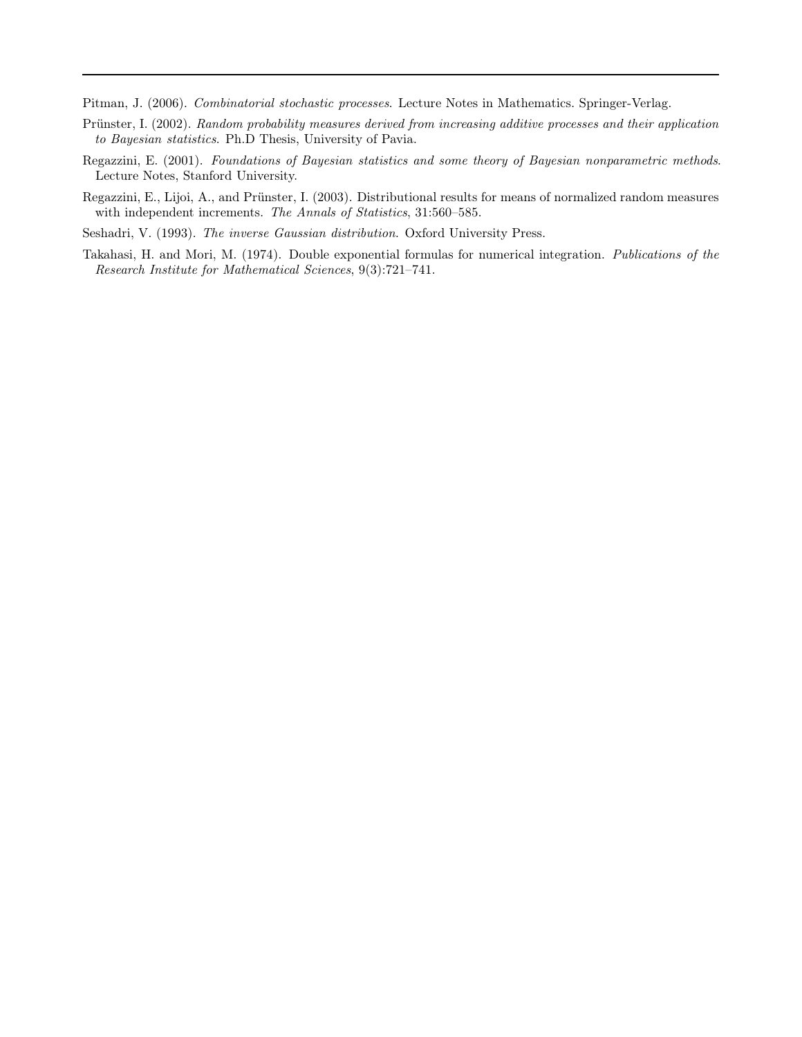Pitman, J. (2006). *Combinatorial stochastic processes*. Lecture Notes in Mathematics. Springer-Verlag.

Prünster, I. (2002). *Random probability measures derived from increasing additive processes and their application to Bayesian statistics*. Ph.D Thesis, University of Pavia.

Regazzini, E. (2001). *Foundations of Bayesian statistics and some theory of Bayesian nonparametric methods*. Lecture Notes, Stanford University.

Regazzini, E., Lijoi, A., and Prünster, I. (2003). Distributional results for means of normalized random measures with independent increments. *The Annals of Statistics*, 31:560–585.

Seshadri, V. (1993). *The inverse Gaussian distribution*. Oxford University Press.

Takahasi, H. and Mori, M. (1974). Double exponential formulas for numerical integration. *Publications of the Research Institute for Mathematical Sciences*, 9(3):721–741.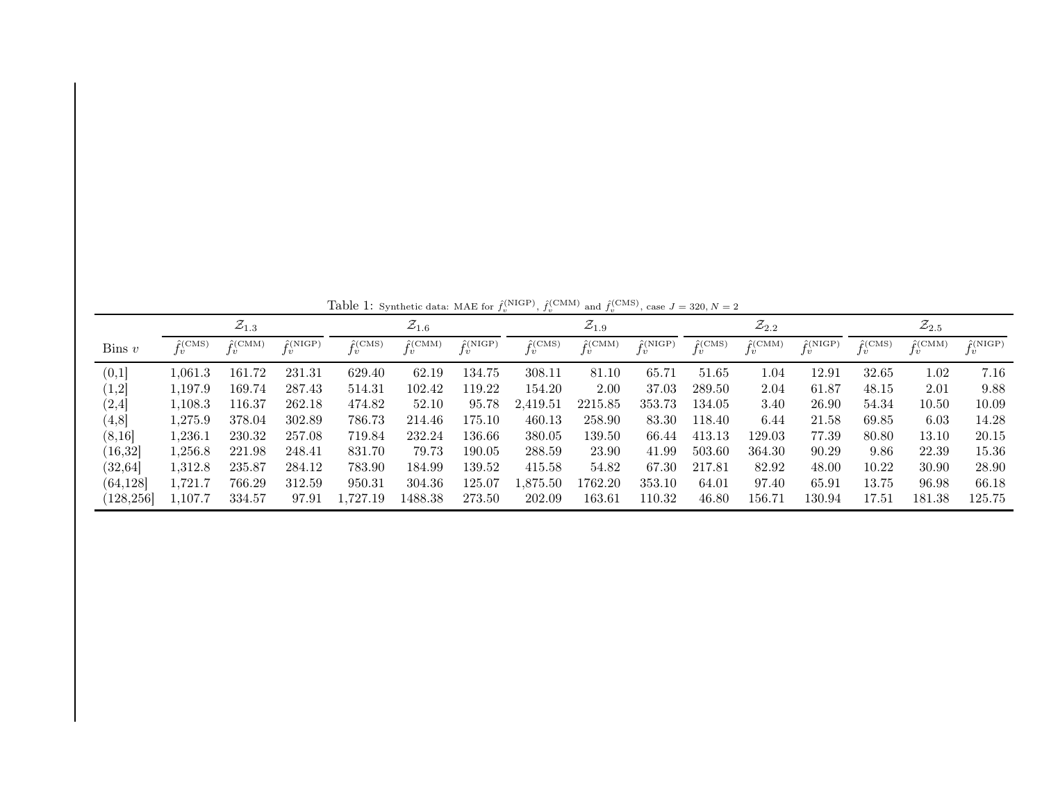Table 1: Synthetic data: MAE for $\hat{f}_v^{(\text{NIGP})}$, $\hat{f}_v^{(\text{CMM})}$ and $\hat{f}_v^{(\text{CMS})}$, case $J = 320$, $N = 2$

| Bins $v$ | $\mathcal{Z}_{1.3}$ | | | $\mathcal{Z}_{1.6}$ | | | $\mathcal{Z}_{1.9}$ | | | $\mathcal{Z}_{2.2}$ | | | $\mathcal{Z}_{2.5}$ | | |
|---|---|---|---|---|---|---|---|---|---|---|---|---|---|---|---|
| | $\hat{f}_v^{(\text{CMS})}$ | $\hat{f}_v^{(\text{CMM})}$ | $\hat{f}_v^{(\text{NIGP})}$ | $\hat{f}_v^{(\text{CMS})}$ | $\hat{f}_v^{(\text{CMM})}$ | $\hat{f}_v^{(\text{NIGP})}$ | $\hat{f}_v^{(\text{CMS})}$ | $\hat{f}_v^{(\text{CMM})}$ | $\hat{f}_v^{(\text{NIGP})}$ | $\hat{f}_v^{(\text{CMS})}$ | $\hat{f}_v^{(\text{CMM})}$ | $\hat{f}_v^{(\text{NIGP})}$ | $\hat{f}_v^{(\text{CMS})}$ | $\hat{f}_v^{(\text{CMM})}$ | $\hat{f}_v^{(\text{NIGP})}$ |
| (0,1] | 1,061.3 | 161.72 | 231.31 | 629.40 | 62.19 | 134.75 | 308.11 | 81.10 | 65.71 | 51.65 | 1.04 | 12.91 | 32.65 | 1.02 | 7.16 |
| (1,2] | 1,197.9 | 169.74 | 287.43 | 514.31 | 102.42 | 119.22 | 154.20 | 2.00 | 37.03 | 289.50 | 2.04 | 61.87 | 48.15 | 2.01 | 9.88 |
| (2,4] | 1,108.3 | 116.37 | 262.18 | 474.82 | 52.10 | 95.78 | 2,419.51 | 2215.85 | 353.73 | 134.05 | 3.40 | 26.90 | 54.34 | 10.50 | 10.09 |
| (4,8] | 1,275.9 | 378.04 | 302.89 | 786.73 | 214.46 | 175.10 | 460.13 | 258.90 | 83.30 | 118.40 | 6.44 | 21.58 | 69.85 | 6.03 | 14.28 |
| (8,16] | 1,236.1 | 230.32 | 257.08 | 719.84 | 232.24 | 136.66 | 380.05 | 139.50 | 66.44 | 413.13 | 129.03 | 77.39 | 80.80 | 13.10 | 20.15 |
| (16,32] | 1,256.8 | 221.98 | 248.41 | 831.70 | 79.73 | 190.05 | 288.59 | 23.90 | 41.99 | 503.60 | 364.30 | 90.29 | 9.86 | 22.39 | 15.36 |
| (32,64] | 1,312.8 | 235.87 | 284.12 | 783.90 | 184.99 | 139.52 | 415.58 | 54.82 | 67.30 | 217.81 | 82.92 | 48.00 | 10.22 | 30.90 | 28.90 |
| (64,128] | 1,721.7 | 766.29 | 312.59 | 950.31 | 304.36 | 125.07 | 1,875.50 | 1762.20 | 353.10 | 64.01 | 97.40 | 65.91 | 13.75 | 96.98 | 66.18 |
| (128,256] | 1,107.7 | 334.57 | 97.91 | 1,727.19 | 1488.38 | 273.50 | 202.09 | 163.61 | 110.32 | 46.80 | 156.71 | 130.94 | 17.51 | 181.38 | 125.75 |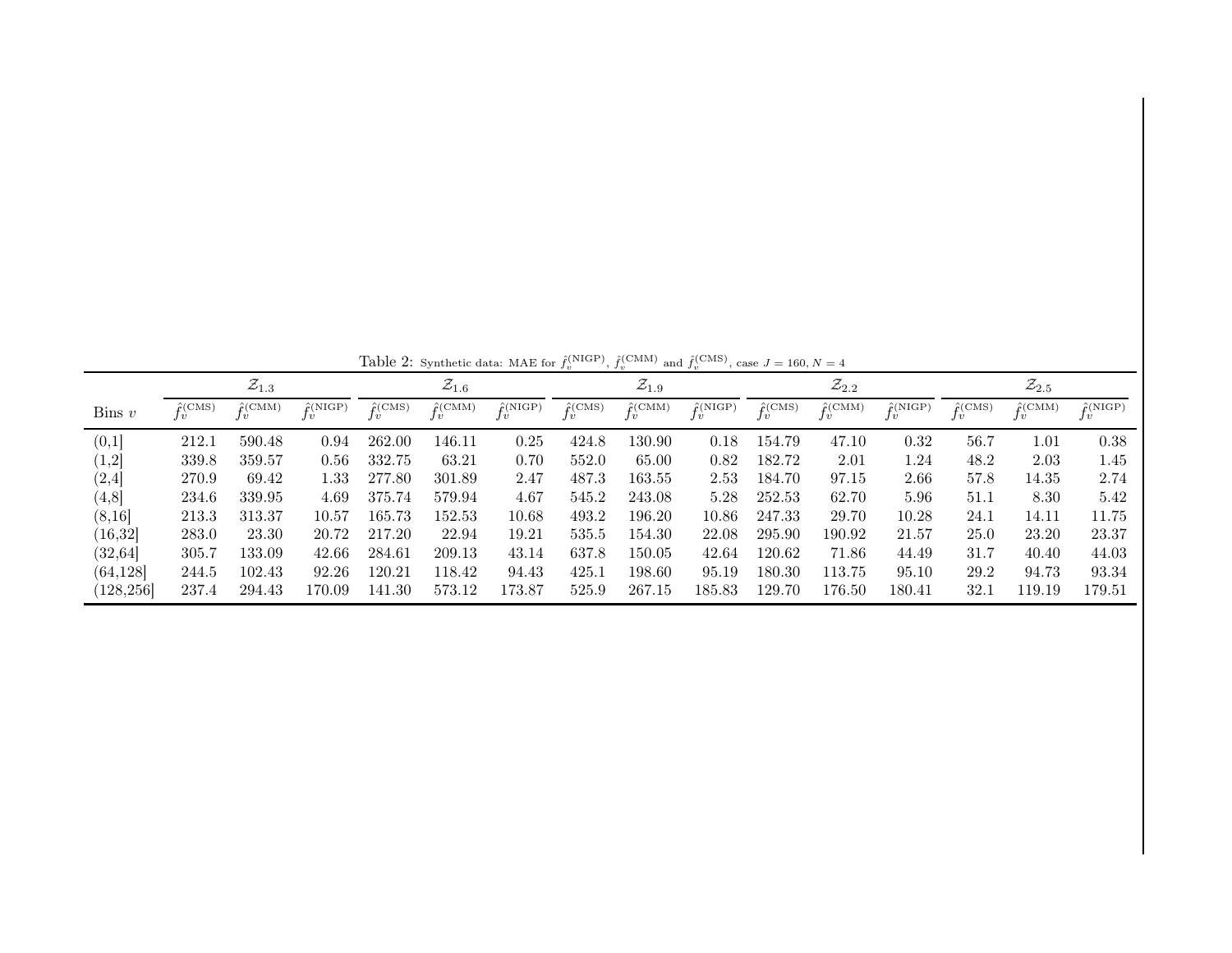Table 2: Synthetic data: MAE for $\hat{f}_v^{(\mathrm{NIGP})}$, $\hat{f}_v^{(\mathrm{CMM})}$ and $\hat{f}_v^{(\mathrm{CMS})}$, case $J = 160$, $N = 4$

| | $\mathcal{Z}_{1.3}$ | | | $\mathcal{Z}_{1.6}$ | | | $\mathcal{Z}_{1.9}$ | | | $\mathcal{Z}_{2.2}$ | | | $\mathcal{Z}_{2.5}$ | | |
|---|---|---|---|---|---|---|---|---|---|---|---|---|---|---|---|
| Bins $v$ | $\hat{f}_v^{(\mathrm{CMS})}$ | $\hat{f}_v^{(\mathrm{CMM})}$ | $\hat{f}_v^{(\mathrm{NIGP})}$ | $\hat{f}_v^{(\mathrm{CMS})}$ | $\hat{f}_v^{(\mathrm{CMM})}$ | $\hat{f}_v^{(\mathrm{NIGP})}$ | $\hat{f}_v^{(\mathrm{CMS})}$ | $\hat{f}_v^{(\mathrm{CMM})}$ | $\hat{f}_v^{(\mathrm{NIGP})}$ | $\hat{f}_v^{(\mathrm{CMS})}$ | $\hat{f}_v^{(\mathrm{CMM})}$ | $\hat{f}_v^{(\mathrm{NIGP})}$ | $\hat{f}_v^{(\mathrm{CMS})}$ | $\hat{f}_v^{(\mathrm{CMM})}$ | $\hat{f}_v^{(\mathrm{NIGP})}$ |
| (0,1] | 212.1 | 590.48 | 0.94 | 262.00 | 146.11 | 0.25 | 424.8 | 130.90 | 0.18 | 154.79 | 47.10 | 0.32 | 56.7 | 1.01 | 0.38 |
| (1,2] | 339.8 | 359.57 | 0.56 | 332.75 | 63.21 | 0.70 | 552.0 | 65.00 | 0.82 | 182.72 | 2.01 | 1.24 | 48.2 | 2.03 | 1.45 |
| (2,4] | 270.9 | 69.42 | 1.33 | 277.80 | 301.89 | 2.47 | 487.3 | 163.55 | 2.53 | 184.70 | 97.15 | 2.66 | 57.8 | 14.35 | 2.74 |
| (4,8] | 234.6 | 339.95 | 4.69 | 375.74 | 579.94 | 4.67 | 545.2 | 243.08 | 5.28 | 252.53 | 62.70 | 5.96 | 51.1 | 8.30 | 5.42 |
| (8,16] | 213.3 | 313.37 | 10.57 | 165.73 | 152.53 | 10.68 | 493.2 | 196.20 | 10.86 | 247.33 | 29.70 | 10.28 | 24.1 | 14.11 | 11.75 |
| (16,32] | 283.0 | 23.30 | 20.72 | 217.20 | 22.94 | 19.21 | 535.5 | 154.30 | 22.08 | 295.90 | 190.92 | 21.57 | 25.0 | 23.20 | 23.37 |
| (32,64] | 305.7 | 133.09 | 42.66 | 284.61 | 209.13 | 43.14 | 637.8 | 150.05 | 42.64 | 120.62 | 71.86 | 44.49 | 31.7 | 40.40 | 44.03 |
| (64,128] | 244.5 | 102.43 | 92.26 | 120.21 | 118.42 | 94.43 | 425.1 | 198.60 | 95.19 | 180.30 | 113.75 | 95.10 | 29.2 | 94.73 | 93.34 |
| (128,256] | 237.4 | 294.43 | 170.09 | 141.30 | 573.12 | 173.87 | 525.9 | 267.15 | 185.83 | 129.70 | 176.50 | 180.41 | 32.1 | 119.19 | 179.51 |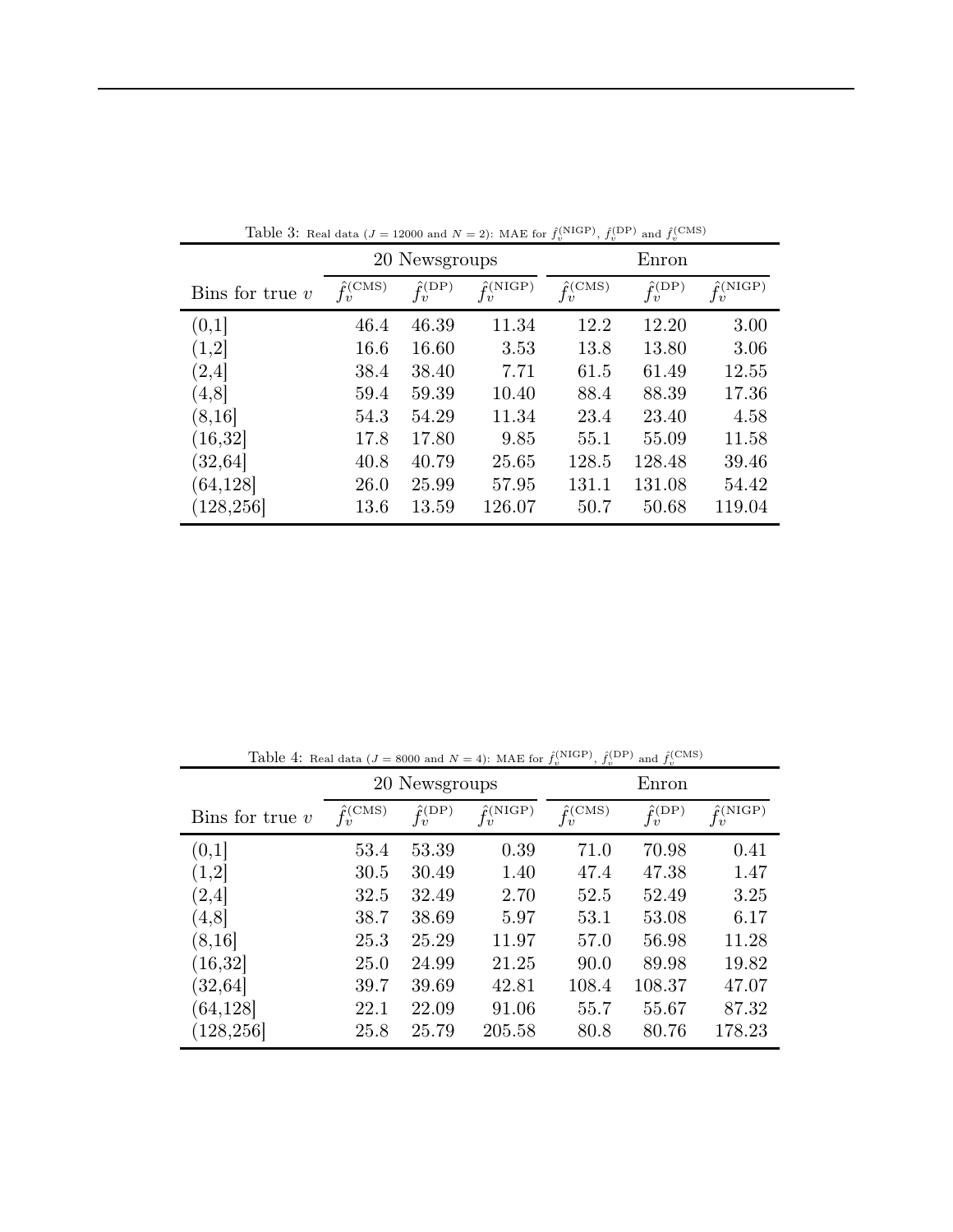Table 3: Real data ($J = 12000$ and $N = 2$): MAE for $\hat{f}_v^{(\mathrm{NIGP})}$, $\hat{f}_v^{(\mathrm{DP})}$ and $\hat{f}_v^{(\mathrm{CMS})}$

| | 20 Newsgroups | | | Enron | | |
|---|---|---|---|---|---|---|
| Bins for true $v$ | $\hat{f}_v^{(\mathrm{CMS})}$ | $\hat{f}_v^{(\mathrm{DP})}$ | $\hat{f}_v^{(\mathrm{NIGP})}$ | $\hat{f}_v^{(\mathrm{CMS})}$ | $\hat{f}_v^{(\mathrm{DP})}$ | $\hat{f}_v^{(\mathrm{NIGP})}$ |
| (0,1] | 46.4 | 46.39 | 11.34 | 12.2 | 12.20 | 3.00 |
| (1,2] | 16.6 | 16.60 | 3.53 | 13.8 | 13.80 | 3.06 |
| (2,4] | 38.4 | 38.40 | 7.71 | 61.5 | 61.49 | 12.55 |
| (4,8] | 59.4 | 59.39 | 10.40 | 88.4 | 88.39 | 17.36 |
| (8,16] | 54.3 | 54.29 | 11.34 | 23.4 | 23.40 | 4.58 |
| (16,32] | 17.8 | 17.80 | 9.85 | 55.1 | 55.09 | 11.58 |
| (32,64] | 40.8 | 40.79 | 25.65 | 128.5 | 128.48 | 39.46 |
| (64,128] | 26.0 | 25.99 | 57.95 | 131.1 | 131.08 | 54.42 |
| (128,256] | 13.6 | 13.59 | 126.07 | 50.7 | 50.68 | 119.04 |

Table 4: Real data ($J = 8000$ and $N = 4$): MAE for $\hat{f}_v^{(\mathrm{NIGP})}$, $\hat{f}_v^{(\mathrm{DP})}$ and $\hat{f}_v^{(\mathrm{CMS})}$

| | 20 Newsgroups | | | Enron | | |
|---|---|---|---|---|---|---|
| Bins for true $v$ | $\hat{f}_v^{(\mathrm{CMS})}$ | $\hat{f}_v^{(\mathrm{DP})}$ | $\hat{f}_v^{(\mathrm{NIGP})}$ | $\hat{f}_v^{(\mathrm{CMS})}$ | $\hat{f}_v^{(\mathrm{DP})}$ | $\hat{f}_v^{(\mathrm{NIGP})}$ |
| (0,1] | 53.4 | 53.39 | 0.39 | 71.0 | 70.98 | 0.41 |
| (1,2] | 30.5 | 30.49 | 1.40 | 47.4 | 47.38 | 1.47 |
| (2,4] | 32.5 | 32.49 | 2.70 | 52.5 | 52.49 | 3.25 |
| (4,8] | 38.7 | 38.69 | 5.97 | 53.1 | 53.08 | 6.17 |
| (8,16] | 25.3 | 25.29 | 11.97 | 57.0 | 56.98 | 11.28 |
| (16,32] | 25.0 | 24.99 | 21.25 | 90.0 | 89.98 | 19.82 |
| (32,64] | 39.7 | 39.69 | 42.81 | 108.4 | 108.37 | 47.07 |
| (64,128] | 22.1 | 22.09 | 91.06 | 55.7 | 55.67 | 87.32 |
| (128,256] | 25.8 | 25.79 | 205.58 | 80.8 | 80.76 | 178.23 |